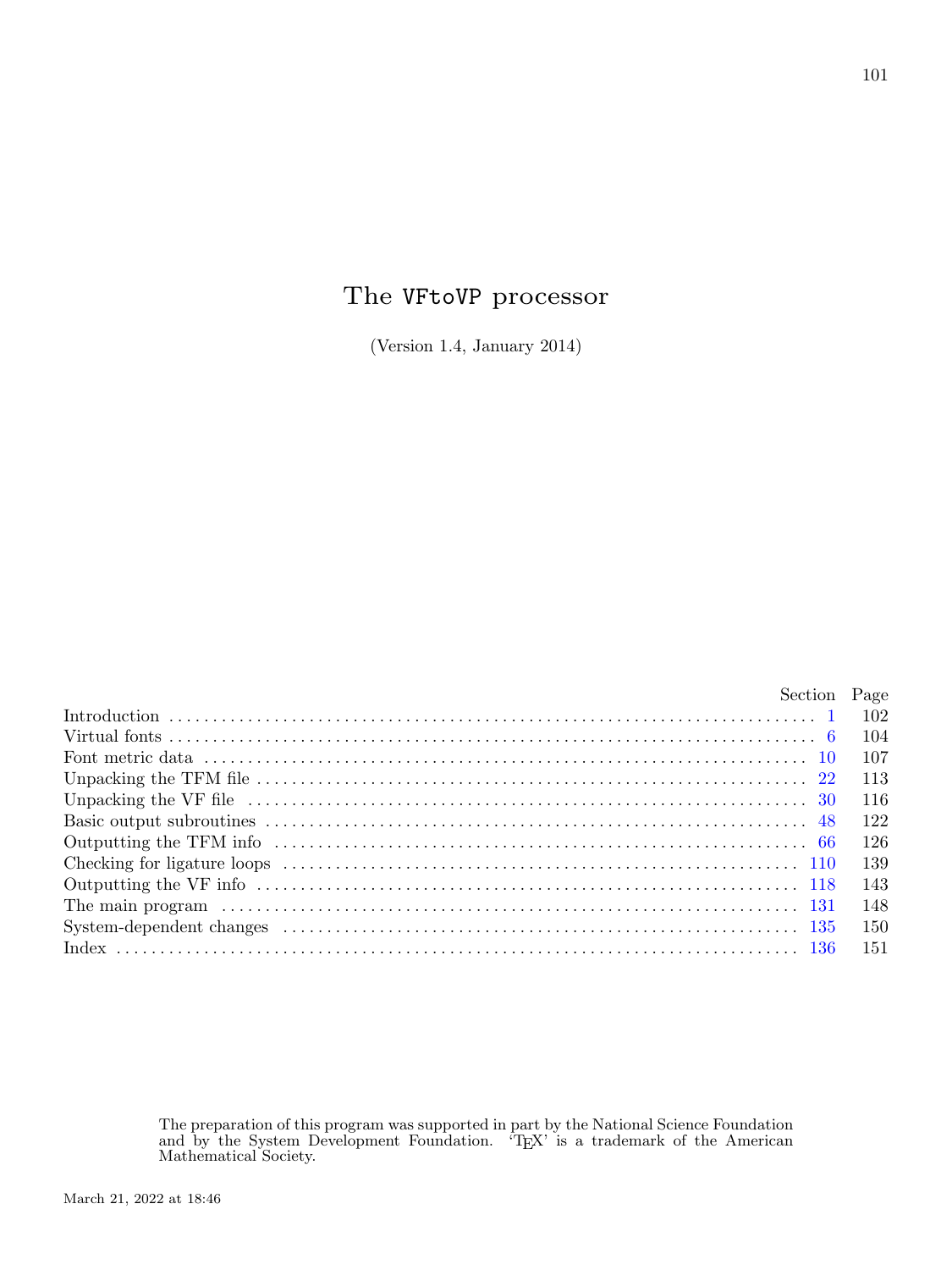# The VFtoVP processor

(Version 1.4, January 2014)

| | Section | Page |
|---|---|---|
| Introduction | 1 | 102 |
| Virtual fonts | 6 | 104 |
| Font metric data | 10 | 107 |
| Unpacking the TFM file | 22 | 113 |
| Unpacking the VF file | 30 | 116 |
| Basic output subroutines | 48 | 122 |
| Outputting the TFM info | 66 | 126 |
| Checking for ligature loops | 110 | 139 |
| Outputting the VF info | 118 | 143 |
| The main program | 131 | 148 |
| System-dependent changes | 135 | 150 |
| Index | 136 | 151 |

The preparation of this program was supported in part by the National Science Foundation and by the System Development Foundation. 'TEX' is a trademark of the American Mathematical Society.

March 21, 2022 at 18:46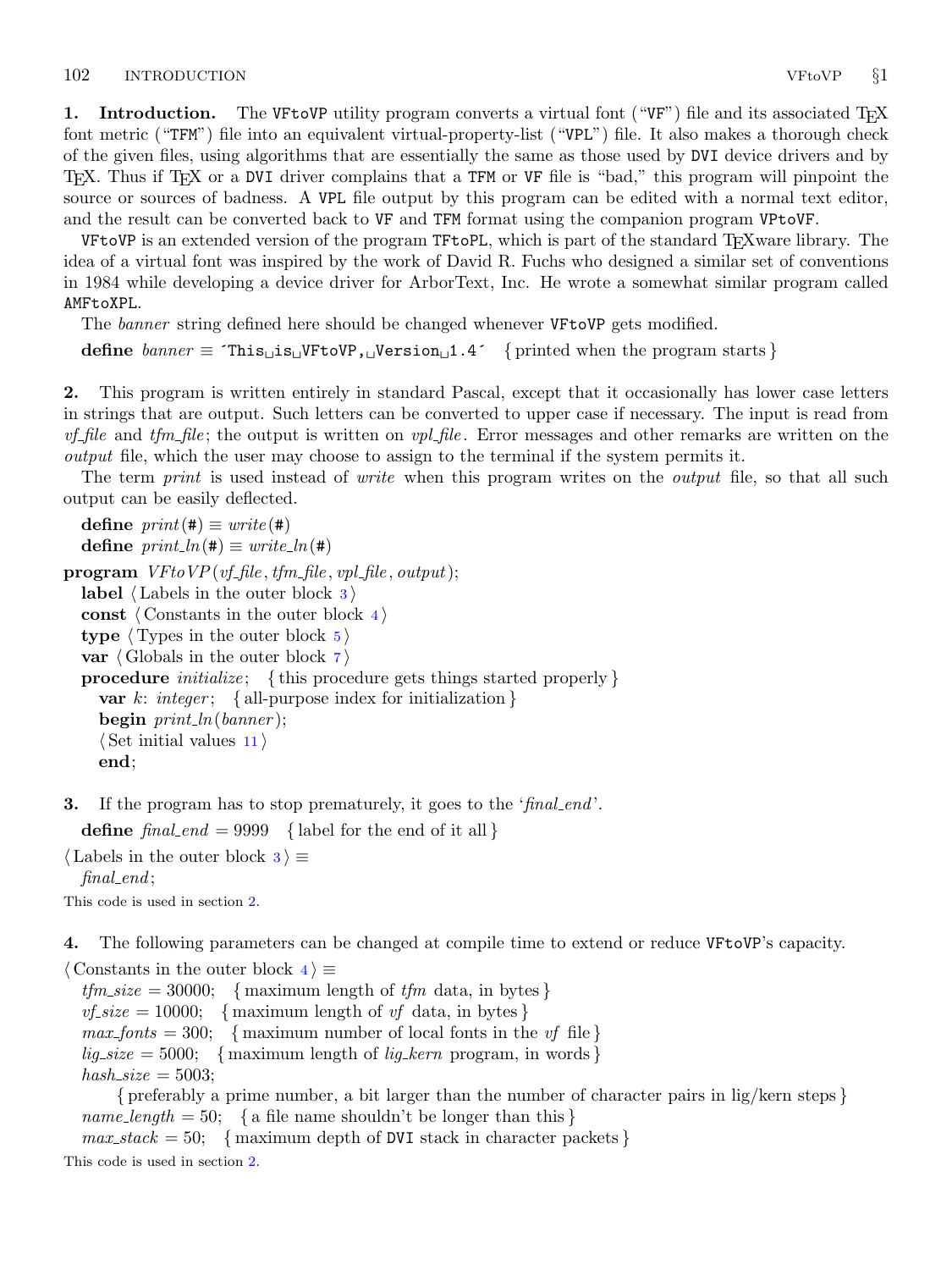**1. Introduction.** The `VFtoVP` utility program converts a virtual font ("`VF`") file and its associated TeX font metric ("`TFM`") file into an equivalent virtual-property-list ("`VPL`") file. It also makes a thorough check of the given files, using algorithms that are essentially the same as those used by `DVI` device drivers and by TeX. Thus if TeX or a `DVI` driver complains that a `TFM` or `VF` file is "bad," this program will pinpoint the source or sources of badness. A `VPL` file output by this program can be edited with a normal text editor, and the result can be converted back to `VF` and `TFM` format using the companion program `VPtoVF`.

`VFtoVP` is an extended version of the program `TFtoPL`, which is part of the standard TeXware library. The idea of a virtual font was inspired by the work of David R. Fuchs who designed a similar set of conventions in 1984 while developing a device driver for ArborText, Inc. He wrote a somewhat similar program called `AMFtoXPL`.

The *banner* string defined here should be changed whenever `VFtoVP` gets modified.

**define** *banner* ≡ ´This␣is␣VFtoVP,␣Version␣1.4´ { printed when the program starts }

**2.** This program is written entirely in standard Pascal, except that it occasionally has lower case letters in strings that are output. Such letters can be converted to upper case if necessary. The input is read from *vf_file* and *tfm_file*; the output is written on *vpl_file*. Error messages and other remarks are written on the *output* file, which the user may choose to assign to the terminal if the system permits it.

The term *print* is used instead of *write* when this program writes on the *output* file, so that all such output can be easily deflected.

```
define print(#) ≡ write(#)
define print_ln(#) ≡ write_ln(#)

program VFtoVP(vf_file, tfm_file, vpl_file, output);
  label ⟨Labels in the outer block 3⟩
  const ⟨Constants in the outer block 4⟩
  type ⟨Types in the outer block 5⟩
  var ⟨Globals in the outer block 7⟩
  procedure initialize; { this procedure gets things started properly }
    var k: integer; { all-purpose index for initialization }
    begin print_ln(banner);
    ⟨Set initial values 11⟩
    end;
```

**3.** If the program has to stop prematurely, it goes to the '*final_end*'.

**define** *final_end* = 9999 { label for the end of it all }

```
⟨Labels in the outer block 3⟩ ≡
  final_end;
```

This code is used in section 2.

**4.** The following parameters can be changed at compile time to extend or reduce `VFtoVP`'s capacity.

```
⟨Constants in the outer block 4⟩ ≡
  tfm_size = 30000; { maximum length of tfm data, in bytes }
  vf_size = 10000; { maximum length of vf data, in bytes }
  max_fonts = 300; { maximum number of local fonts in the vf file }
  lig_size = 5000; { maximum length of lig_kern program, in words }
  hash_size = 5003;
      { preferably a prime number, a bit larger than the number of character pairs in lig/kern steps }
  name_length = 50; { a file name shouldn't be longer than this }
  max_stack = 50; { maximum depth of DVI stack in character packets }
```

This code is used in section 2.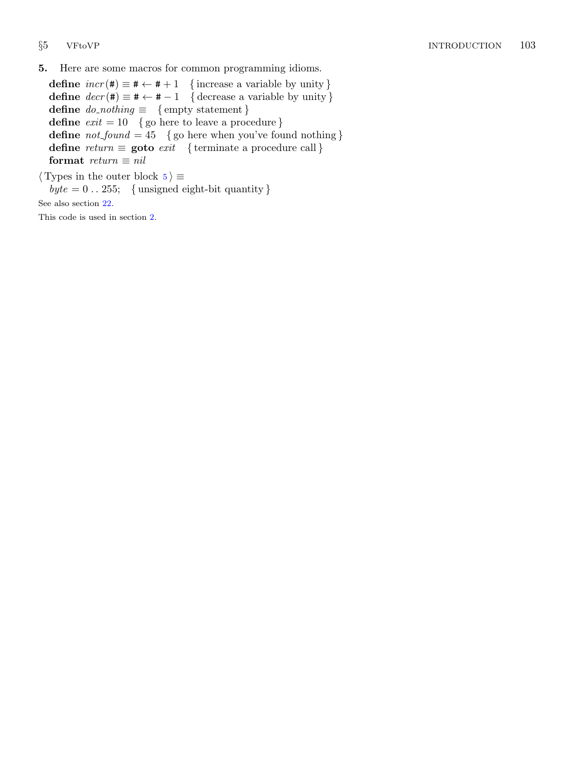**5.** Here are some macros for common programming idioms.

**define** *incr*(#) $\equiv$ # $\leftarrow$ # + 1 { increase a variable by unity }
**define** *decr*(#) $\equiv$ # $\leftarrow$ # − 1 { decrease a variable by unity }
**define** *do_nothing* $\equiv$ { empty statement }
**define** *exit* = 10 { go here to leave a procedure }
**define** *not_found* = 45 { go here when you've found nothing }
**define** *return* $\equiv$ **goto** *exit* { terminate a procedure call }
**format** *return* $\equiv$ *nil*

⟨ Types in the outer block 5 ⟩ $\equiv$
*byte* = 0 . . 255; { unsigned eight-bit quantity }

See also section 22.

This code is used in section 2.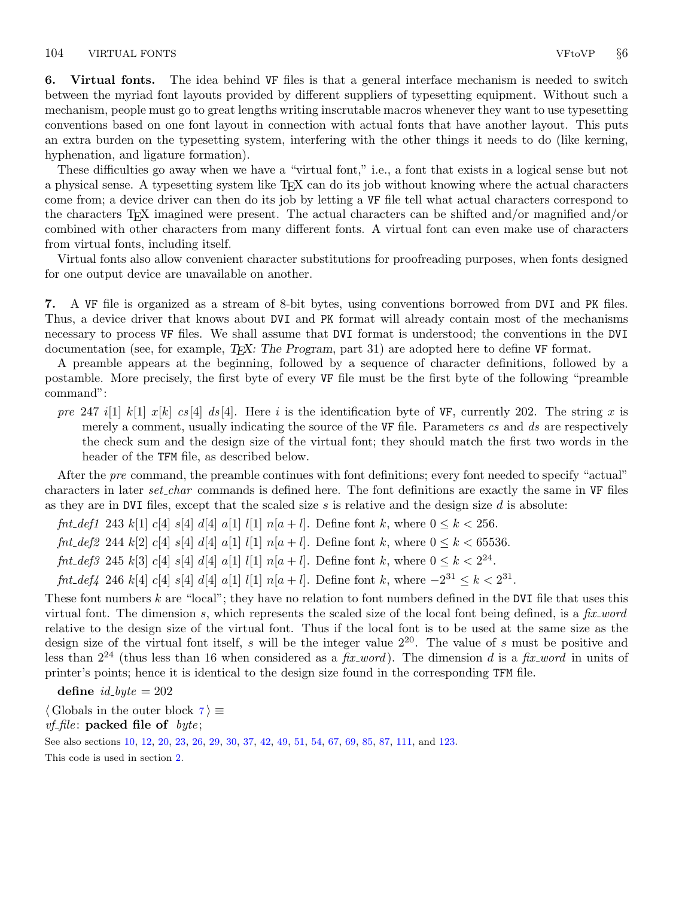**6. Virtual fonts.** The idea behind VF files is that a general interface mechanism is needed to switch between the myriad font layouts provided by different suppliers of typesetting equipment. Without such a mechanism, people must go to great lengths writing inscrutable macros whenever they want to use typesetting conventions based on one font layout in connection with actual fonts that have another layout. This puts an extra burden on the typesetting system, interfering with the other things it needs to do (like kerning, hyphenation, and ligature formation).

These difficulties go away when we have a "virtual font," i.e., a font that exists in a logical sense but not a physical sense. A typesetting system like TeX can do its job without knowing where the actual characters come from; a device driver can then do its job by letting a VF file tell what actual characters correspond to the characters TeX imagined were present. The actual characters can be shifted and/or magnified and/or combined with other characters from many different fonts. A virtual font can even make use of characters from virtual fonts, including itself.

Virtual fonts also allow convenient character substitutions for proofreading purposes, when fonts designed for one output device are unavailable on another.

**7.** A VF file is organized as a stream of 8-bit bytes, using conventions borrowed from DVI and PK files. Thus, a device driver that knows about DVI and PK format will already contain most of the mechanisms necessary to process VF files. We shall assume that DVI format is understood; the conventions in the DVI documentation (see, for example, *TeX: The Program*, part 31) are adopted here to define VF format.

A preamble appears at the beginning, followed by a sequence of character definitions, followed by a postamble. More precisely, the first byte of every VF file must be the first byte of the following "preamble command":

*pre* 247 $i[1]$ $k[1]$ $x[k]$ $cs[4]$ $ds[4]$. Here $i$ is the identification byte of VF, currently 202. The string $x$ is merely a comment, usually indicating the source of the VF file. Parameters $cs$ and $ds$ are respectively the check sum and the design size of the virtual font; they should match the first two words in the header of the TFM file, as described below.

After the *pre* command, the preamble continues with font definitions; every font needed to specify "actual" characters in later *set_char* commands is defined here. The font definitions are exactly the same in VF files as they are in DVI files, except that the scaled size $s$ is relative and the design size $d$ is absolute:

*fnt_def1* 243 $k[1]$ $c[4]$ $s[4]$ $d[4]$ $a[1]$ $l[1]$ $n[a+l]$. Define font $k$, where $0 \le k < 256$.

*fnt_def2* 244 $k[2]$ $c[4]$ $s[4]$ $d[4]$ $a[1]$ $l[1]$ $n[a+l]$. Define font $k$, where $0 \le k < 65536$.

*fnt_def3* 245 $k[3]$ $c[4]$ $s[4]$ $d[4]$ $a[1]$ $l[1]$ $n[a+l]$. Define font $k$, where $0 \le k < 2^{24}$.

*fnt_def4* 246 $k[4]$ $c[4]$ $s[4]$ $d[4]$ $a[1]$ $l[1]$ $n[a+l]$. Define font $k$, where $-2^{31} \le k < 2^{31}$.

These font numbers $k$ are "local"; they have no relation to font numbers defined in the DVI file that uses this virtual font. The dimension $s$, which represents the scaled size of the local font being defined, is a *fix_word* relative to the design size of the virtual font. Thus if the local font is to be used at the same size as the design size of the virtual font itself, $s$ will be the integer value $2^{20}$. The value of $s$ must be positive and less than $2^{24}$ (thus less than 16 when considered as a *fix_word*). The dimension $d$ is a *fix_word* in units of printer's points; hence it is identical to the design size found in the corresponding TFM file.

**define** *id_byte* = 202

⟨ Globals in the outer block 7 ⟩ ≡
*vf_file*: **packed file of** *byte*;

See also sections 10, 12, 20, 23, 26, 29, 30, 37, 42, 49, 51, 54, 67, 69, 85, 87, 111, and 123.

This code is used in section 2.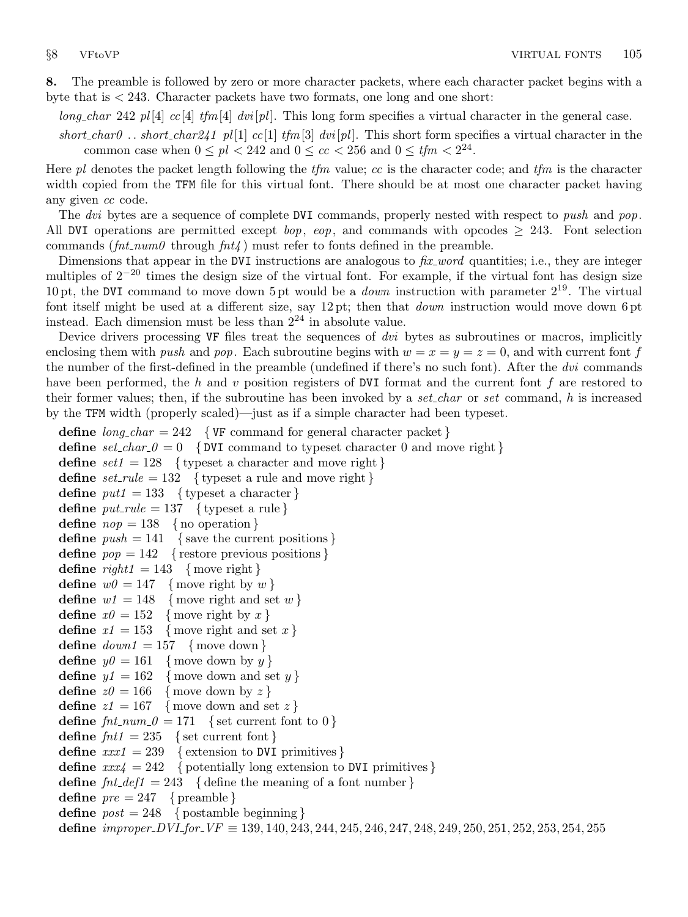**8.** The preamble is followed by zero or more character packets, where each character packet begins with a byte that is $< 243$. Character packets have two formats, one long and one short:

*long_char* 242 $pl[4]$ $cc[4]$ $tfm[4]$ $dvi[pl]$. This long form specifies a virtual character in the general case.

*short_char0* .. *short_char241* $pl[1]$ $cc[1]$ $tfm[3]$ $dvi[pl]$. This short form specifies a virtual character in the common case when $0 \le pl < 242$ and $0 \le cc < 256$ and $0 \le tfm < 2^{24}$.

Here *pl* denotes the packet length following the *tfm* value; *cc* is the character code; and *tfm* is the character width copied from the TFM file for this virtual font. There should be at most one character packet having any given *cc* code.

The *dvi* bytes are a sequence of complete DVI commands, properly nested with respect to *push* and *pop*. All DVI operations are permitted except *bop*, *eop*, and commands with opcodes $\ge 243$. Font selection commands (*fnt_num0* through *fnt4*) must refer to fonts defined in the preamble.

Dimensions that appear in the DVI instructions are analogous to *fix_word* quantities; i.e., they are integer multiples of $2^{-20}$ times the design size of the virtual font. For example, if the virtual font has design size 10 pt, the DVI command to move down 5 pt would be a *down* instruction with parameter $2^{19}$. The virtual font itself might be used at a different size, say 12 pt; then that *down* instruction would move down 6 pt instead. Each dimension must be less than $2^{24}$ in absolute value.

Device drivers processing VF files treat the sequences of *dvi* bytes as subroutines or macros, implicitly enclosing them with *push* and *pop*. Each subroutine begins with $w = x = y = z = 0$, and with current font $f$ the number of the first-defined in the preamble (undefined if there's no such font). After the *dvi* commands have been performed, the $h$ and $v$ position registers of DVI format and the current font $f$ are restored to their former values; then, if the subroutine has been invoked by a *set_char* or *set* command, $h$ is increased by the TFM width (properly scaled)—just as if a simple character had been typeset.

```
define long_char = 242   { VF command for general character packet }
define set_char_0 = 0   { DVI command to typeset character 0 and move right }
define set1 = 128   { typeset a character and move right }
define set_rule = 132   { typeset a rule and move right }
define put1 = 133   { typeset a character }
define put_rule = 137   { typeset a rule }
define nop = 138   { no operation }
define push = 141   { save the current positions }
define pop = 142   { restore previous positions }
define right1 = 143   { move right }
define w0 = 147   { move right by w }
define w1 = 148   { move right and set w }
define x0 = 152   { move right by x }
define x1 = 153   { move right and set x }
define down1 = 157   { move down }
define y0 = 161   { move down by y }
define y1 = 162   { move down and set y }
define z0 = 166   { move down by z }
define z1 = 167   { move down and set z }
define fnt_num_0 = 171   { set current font to 0 }
define fnt1 = 235   { set current font }
define xxx1 = 239   { extension to DVI primitives }
define xxx4 = 242   { potentially long extension to DVI primitives }
define fnt_def1 = 243   { define the meaning of a font number }
define pre = 247   { preamble }
define post = 248   { postamble beginning }
define improper_DVI_for_VF ≡ 139, 140, 243, 244, 245, 246, 247, 248, 249, 250, 251, 252, 253, 254, 255
```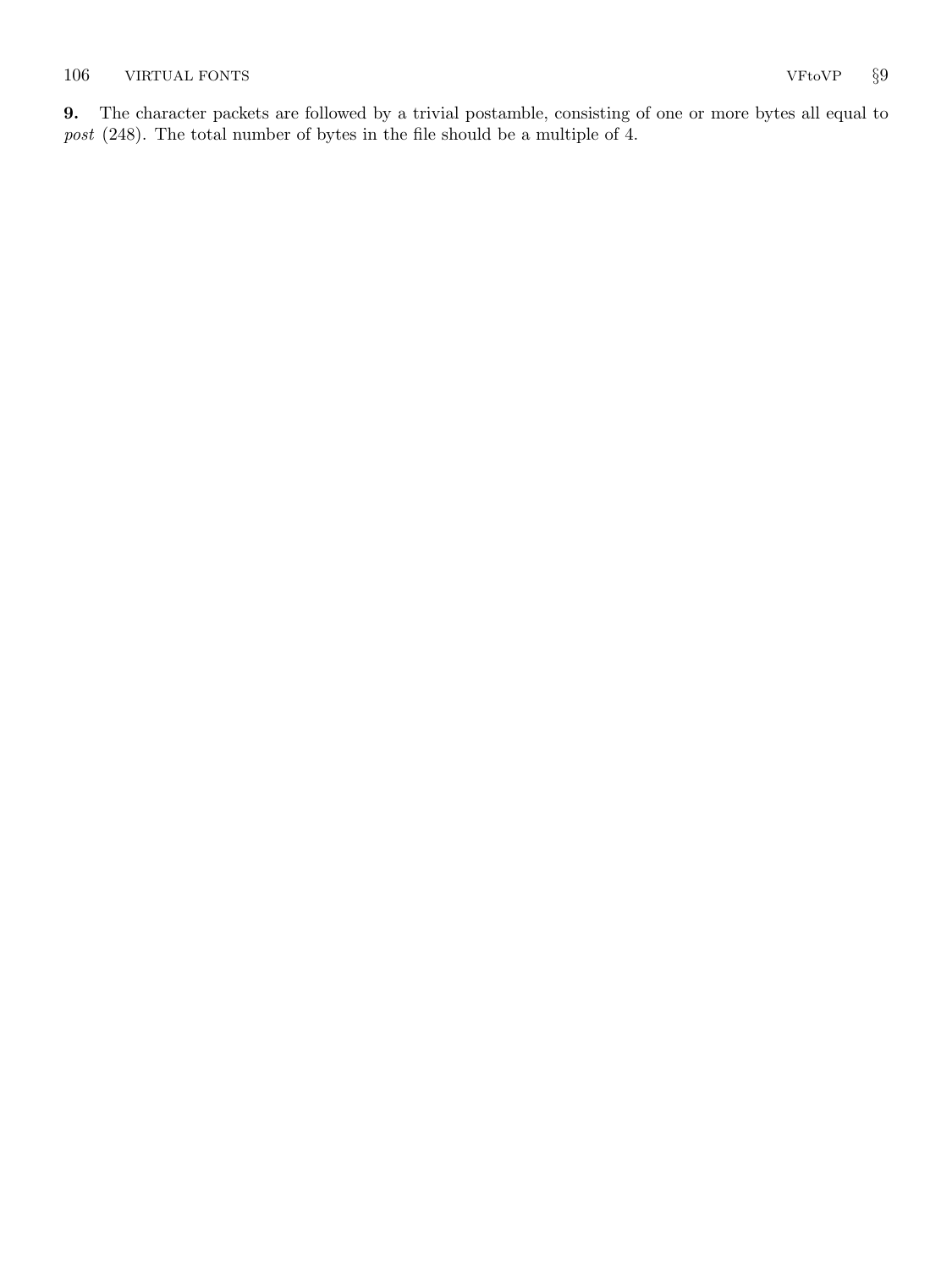**9.** The character packets are followed by a trivial postamble, consisting of one or more bytes all equal to *post* (248). The total number of bytes in the file should be a multiple of 4.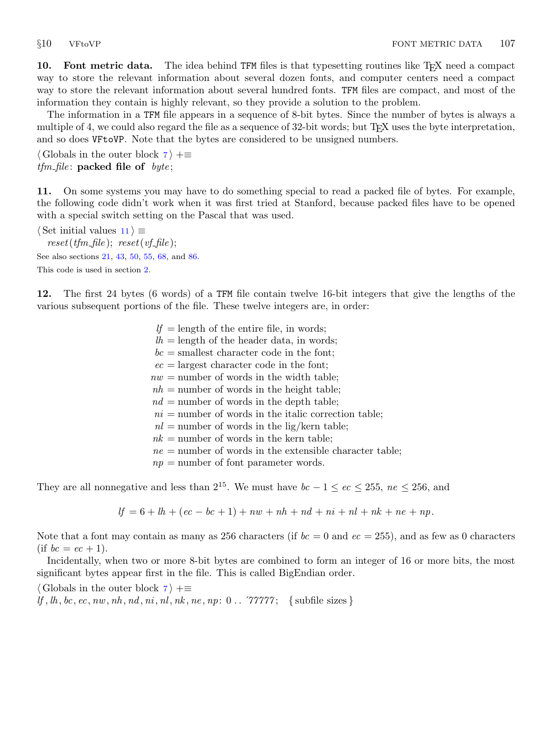**10. Font metric data.** The idea behind TFM files is that typesetting routines like TeX need a compact way to store the relevant information about several dozen fonts, and computer centers need a compact way to store the relevant information about several hundred fonts. TFM files are compact, and most of the information they contain is highly relevant, so they provide a solution to the problem.

The information in a TFM file appears in a sequence of 8-bit bytes. Since the number of bytes is always a multiple of 4, we could also regard the file as a sequence of 32-bit words; but TeX uses the byte interpretation, and so does VFtoVP. Note that the bytes are considered to be unsigned numbers.

⟨ Globals in the outer block 7 ⟩ +≡
*tfm_file*: **packed file of** *byte*;

**11.** On some systems you may have to do something special to read a packed file of bytes. For example, the following code didn't work when it was first tried at Stanford, because packed files have to be opened with a special switch setting on the Pascal that was used.

⟨ Set initial values 11 ⟩ ≡
*reset*(*tfm_file*); *reset*(*vf_file*);

See also sections 21, 43, 50, 55, 68, and 86.

This code is used in section 2.

**12.** The first 24 bytes (6 words) of a TFM file contain twelve 16-bit integers that give the lengths of the various subsequent portions of the file. These twelve integers are, in order:

- $lf$ = length of the entire file, in words;
- $lh$ = length of the header data, in words;
- $bc$ = smallest character code in the font;
- $ec$ = largest character code in the font;
- $nw$ = number of words in the width table;
- $nh$ = number of words in the height table;
- $nd$ = number of words in the depth table;
- $ni$ = number of words in the italic correction table;
- $nl$ = number of words in the lig/kern table;
- $nk$ = number of words in the kern table;
- $ne$ = number of words in the extensible character table;
- $np$ = number of font parameter words.

They are all nonnegative and less than $2^{15}$. We must have $bc - 1 \le ec \le 255$, $ne \le 256$, and

$$lf = 6 + lh + (ec - bc + 1) + nw + nh + nd + ni + nl + nk + ne + np.$$

Note that a font may contain as many as 256 characters (if $bc = 0$ and $ec = 255$), and as few as 0 characters (if $bc = ec + 1$).

Incidentally, when two or more 8-bit bytes are combined to form an integer of 16 or more bits, the most significant bytes appear first in the file. This is called BigEndian order.

⟨ Globals in the outer block 7 ⟩ +≡
*lf*, *lh*, *bc*, *ec*, *nw*, *nh*, *nd*, *ni*, *nl*, *nk*, *ne*, *np*: 0 . . '77777; { subfile sizes }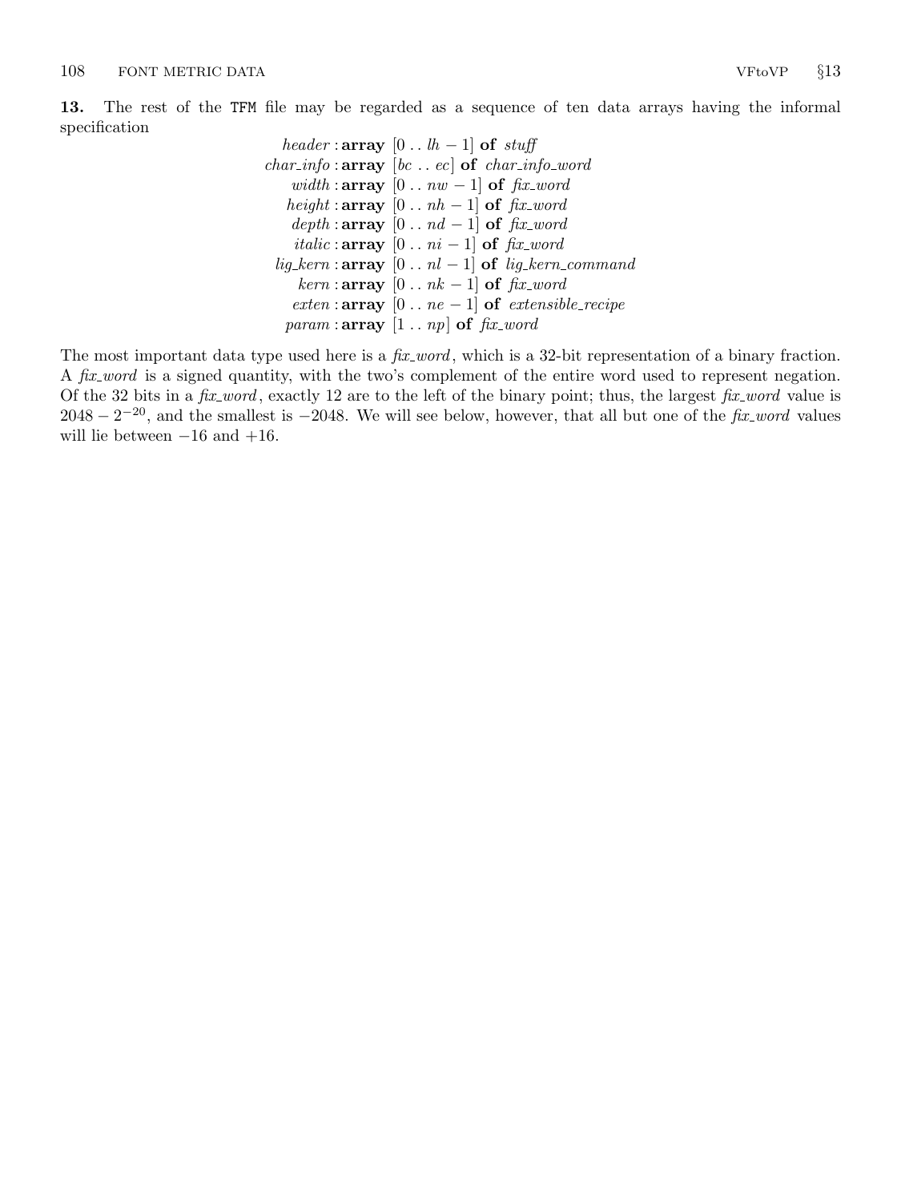**13.** The rest of the TFM file may be regarded as a sequence of ten data arrays having the informal specification

$$
\begin{aligned}
\mathit{header} &: \textbf{array } [0 \mathrel{..} \mathit{lh}-1] \textbf{ of } \mathit{stuff}\\
\mathit{char\_info} &: \textbf{array } [\mathit{bc} \mathrel{..} \mathit{ec}] \textbf{ of } \mathit{char\_info\_word}\\
\mathit{width} &: \textbf{array } [0 \mathrel{..} \mathit{nw}-1] \textbf{ of } \mathit{fix\_word}\\
\mathit{height} &: \textbf{array } [0 \mathrel{..} \mathit{nh}-1] \textbf{ of } \mathit{fix\_word}\\
\mathit{depth} &: \textbf{array } [0 \mathrel{..} \mathit{nd}-1] \textbf{ of } \mathit{fix\_word}\\
\mathit{italic} &: \textbf{array } [0 \mathrel{..} \mathit{ni}-1] \textbf{ of } \mathit{fix\_word}\\
\mathit{lig\_kern} &: \textbf{array } [0 \mathrel{..} \mathit{nl}-1] \textbf{ of } \mathit{lig\_kern\_command}\\
\mathit{kern} &: \textbf{array } [0 \mathrel{..} \mathit{nk}-1] \textbf{ of } \mathit{fix\_word}\\
\mathit{exten} &: \textbf{array } [0 \mathrel{..} \mathit{ne}-1] \textbf{ of } \mathit{extensible\_recipe}\\
\mathit{param} &: \textbf{array } [1 \mathrel{..} \mathit{np}] \textbf{ of } \mathit{fix\_word}
\end{aligned}
$$

The most important data type used here is a *fix_word*, which is a 32-bit representation of a binary fraction. A *fix_word* is a signed quantity, with the two's complement of the entire word used to represent negation. Of the 32 bits in a *fix_word*, exactly 12 are to the left of the binary point; thus, the largest *fix_word* value is $2048 - 2^{-20}$, and the smallest is $-2048$. We will see below, however, that all but one of the *fix_word* values will lie between $-16$ and $+16$.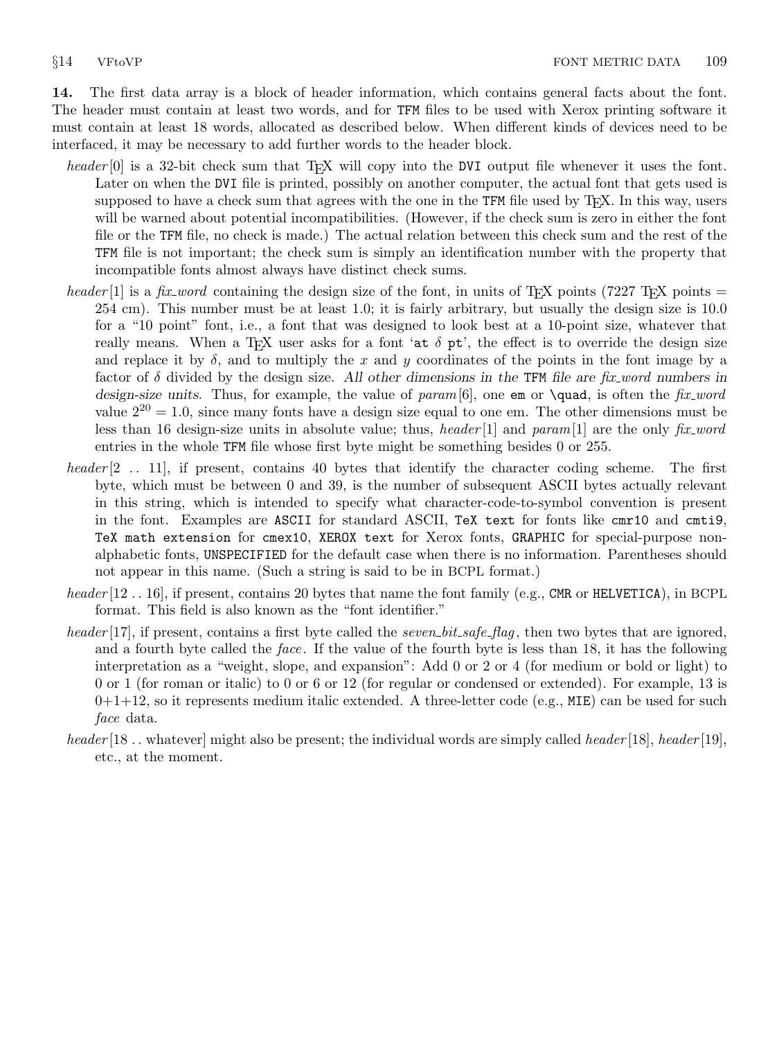**14.** The first data array is a block of header information, which contains general facts about the font. The header must contain at least two words, and for TFM files to be used with Xerox printing software it must contain at least 18 words, allocated as described below. When different kinds of devices need to be interfaced, it may be necessary to add further words to the header block.

*header*[0] is a 32-bit check sum that TEX will copy into the DVI output file whenever it uses the font. Later on when the DVI file is printed, possibly on another computer, the actual font that gets used is supposed to have a check sum that agrees with the one in the TFM file used by TEX. In this way, users will be warned about potential incompatibilities. (However, if the check sum is zero in either the font file or the TFM file, no check is made.) The actual relation between this check sum and the rest of the TFM file is not important; the check sum is simply an identification number with the property that incompatible fonts almost always have distinct check sums.

*header*[1] is a *fix_word* containing the design size of the font, in units of TEX points (7227 TEX points = 254 cm). This number must be at least 1.0; it is fairly arbitrary, but usually the design size is 10.0 for a "10 point" font, i.e., a font that was designed to look best at a 10-point size, whatever that really means. When a TEX user asks for a font '`at` $\delta$ `pt`', the effect is to override the design size and replace it by $\delta$, and to multiply the $x$ and $y$ coordinates of the points in the font image by a factor of $\delta$ divided by the design size. *All other dimensions in the* TFM *file are fix_word numbers in design-size units.* Thus, for example, the value of *param*[6], one `em` or `\quad`, is often the *fix_word* value $2^{20} = 1.0$, since many fonts have a design size equal to one em. The other dimensions must be less than 16 design-size units in absolute value; thus, *header*[1] and *param*[1] are the only *fix_word* entries in the whole TFM file whose first byte might be something besides 0 or 255.

*header*[2 .. 11], if present, contains 40 bytes that identify the character coding scheme. The first byte, which must be between 0 and 39, is the number of subsequent ASCII bytes actually relevant in this string, which is intended to specify what character-code-to-symbol convention is present in the font. Examples are `ASCII` for standard ASCII, `TeX text` for fonts like `cmr10` and `cmti9`, `TeX math extension` for `cmex10`, `XEROX text` for Xerox fonts, `GRAPHIC` for special-purpose non-alphabetic fonts, `UNSPECIFIED` for the default case when there is no information. Parentheses should not appear in this name. (Such a string is said to be in BCPL format.)

*header*[12 .. 16], if present, contains 20 bytes that name the font family (e.g., `CMR` or `HELVETICA`), in BCPL format. This field is also known as the "font identifier."

*header*[17], if present, contains a first byte called the *seven_bit_safe_flag*, then two bytes that are ignored, and a fourth byte called the *face*. If the value of the fourth byte is less than 18, it has the following interpretation as a "weight, slope, and expansion": Add 0 or 2 or 4 (for medium or bold or light) to 0 or 1 (for roman or italic) to 0 or 6 or 12 (for regular or condensed or extended). For example, 13 is 0+1+12, so it represents medium italic extended. A three-letter code (e.g., `MIE`) can be used for such *face* data.

*header*[18 .. whatever] might also be present; the individual words are simply called *header*[18], *header*[19], etc., at the moment.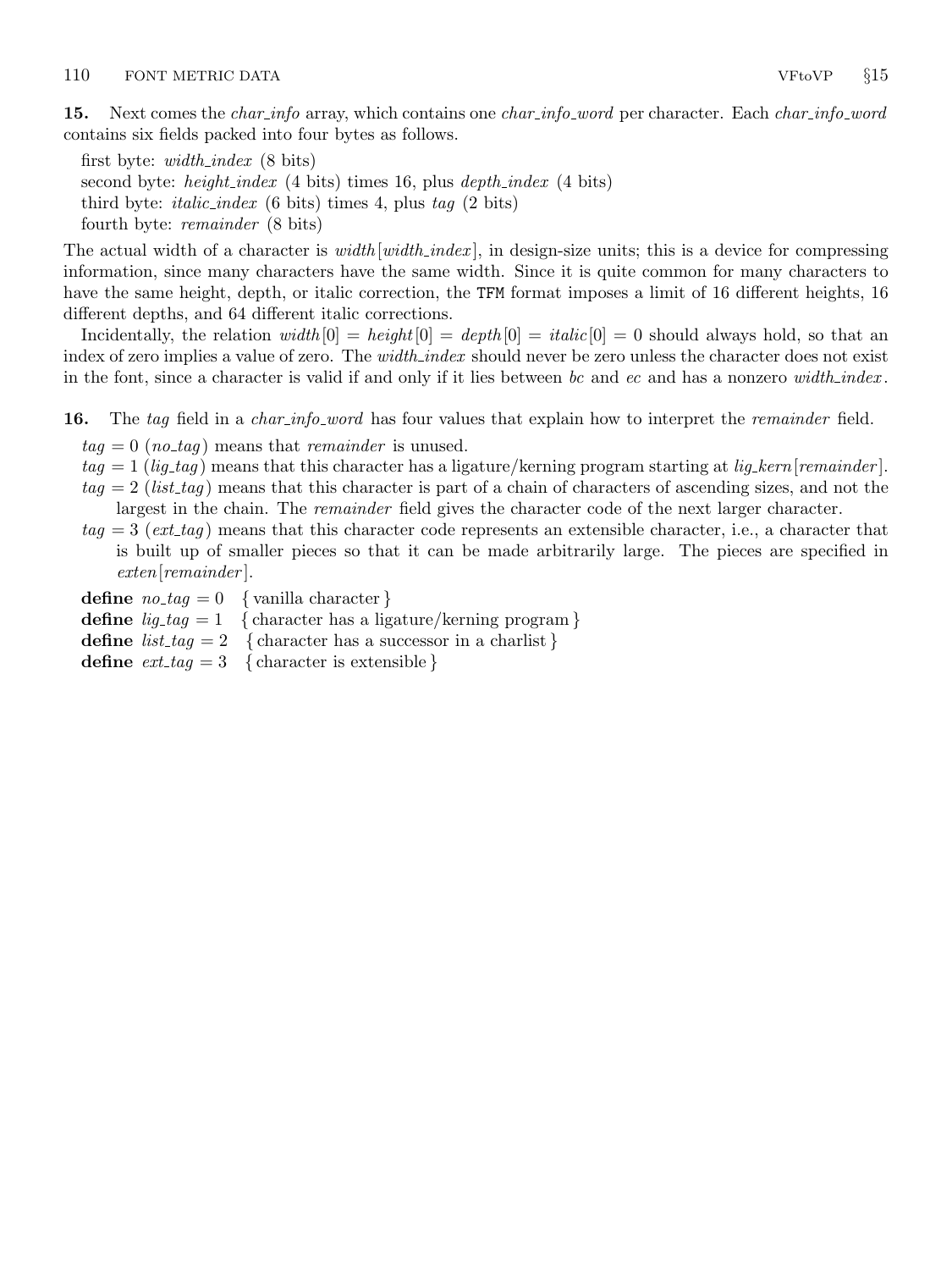**15.** Next comes the *char_info* array, which contains one *char_info_word* per character. Each *char_info_word* contains six fields packed into four bytes as follows.

first byte: *width_index* (8 bits)
second byte: *height_index* (4 bits) times 16, plus *depth_index* (4 bits)
third byte: *italic_index* (6 bits) times 4, plus *tag* (2 bits)
fourth byte: *remainder* (8 bits)

The actual width of a character is *width*[*width_index*], in design-size units; this is a device for compressing information, since many characters have the same width. Since it is quite common for many characters to have the same height, depth, or italic correction, the TFM format imposes a limit of 16 different heights, 16 different depths, and 64 different italic corrections.

Incidentally, the relation $width[0] = height[0] = depth[0] = italic[0] = 0$ should always hold, so that an index of zero implies a value of zero. The *width_index* should never be zero unless the character does not exist in the font, since a character is valid if and only if it lies between *bc* and *ec* and has a nonzero *width_index*.

**16.** The *tag* field in a *char_info_word* has four values that explain how to interpret the *remainder* field.

$tag = 0$ (*no_tag*) means that *remainder* is unused.
$tag = 1$ (*lig_tag*) means that this character has a ligature/kerning program starting at *lig_kern*[*remainder*].
$tag = 2$ (*list_tag*) means that this character is part of a chain of characters of ascending sizes, and not the largest in the chain. The *remainder* field gives the character code of the next larger character.
$tag = 3$ (*ext_tag*) means that this character code represents an extensible character, i.e., a character that is built up of smaller pieces so that it can be made arbitrarily large. The pieces are specified in *exten*[*remainder*].

**define** *no_tag* = 0 { vanilla character }
**define** *lig_tag* = 1 { character has a ligature/kerning program }
**define** *list_tag* = 2 { character has a successor in a charlist }
**define** *ext_tag* = 3 { character is extensible }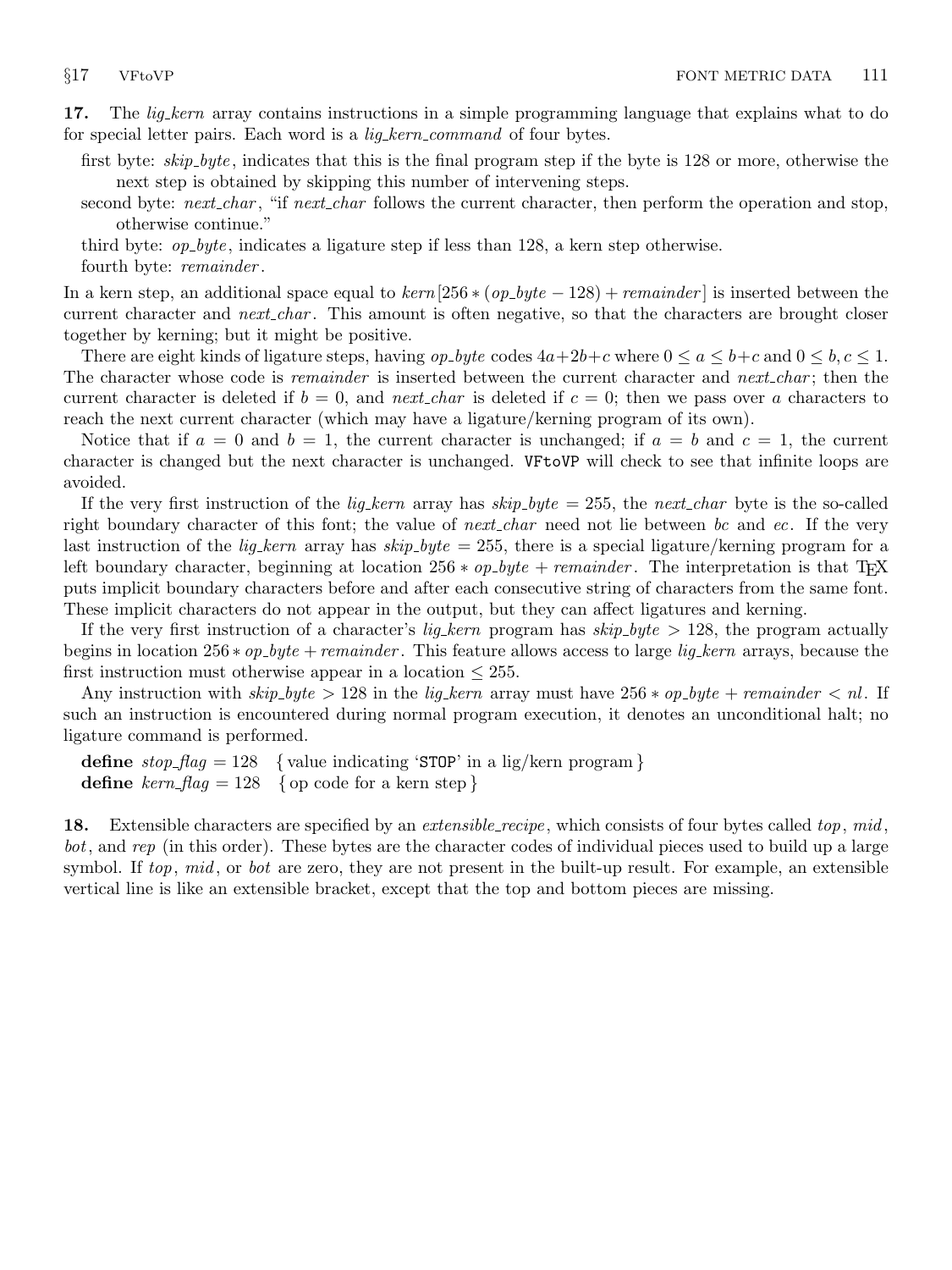**17.** The *lig_kern* array contains instructions in a simple programming language that explains what to do for special letter pairs. Each word is a *lig_kern_command* of four bytes.

- first byte: *skip_byte*, indicates that this is the final program step if the byte is 128 or more, otherwise the next step is obtained by skipping this number of intervening steps.
- second byte: *next_char*, "if *next_char* follows the current character, then perform the operation and stop, otherwise continue."
- third byte: *op_byte*, indicates a ligature step if less than 128, a kern step otherwise.
- fourth byte: *remainder*.

In a kern step, an additional space equal to $kern[256*(op\_byte - 128) + remainder]$ is inserted between the current character and *next_char*. This amount is often negative, so that the characters are brought closer together by kerning; but it might be positive.

There are eight kinds of ligature steps, having *op_byte* codes $4a+2b+c$ where $0 \le a \le b+c$ and $0 \le b, c \le 1$. The character whose code is *remainder* is inserted between the current character and *next_char*; then the current character is deleted if $b = 0$, and *next_char* is deleted if $c = 0$; then we pass over $a$ characters to reach the next current character (which may have a ligature/kerning program of its own).

Notice that if $a = 0$ and $b = 1$, the current character is unchanged; if $a = b$ and $c = 1$, the current character is changed but the next character is unchanged. VFtoVP will check to see that infinite loops are avoided.

If the very first instruction of the *lig_kern* array has $skip\_byte = 255$, the *next_char* byte is the so-called right boundary character of this font; the value of *next_char* need not lie between *bc* and *ec*. If the very last instruction of the *lig_kern* array has $skip\_byte = 255$, there is a special ligature/kerning program for a left boundary character, beginning at location $256 * op\_byte + remainder$. The interpretation is that TeX puts implicit boundary characters before and after each consecutive string of characters from the same font. These implicit characters do not appear in the output, but they can affect ligatures and kerning.

If the very first instruction of a character's *lig_kern* program has $skip\_byte > 128$, the program actually begins in location $256 * op\_byte + remainder$. This feature allows access to large *lig_kern* arrays, because the first instruction must otherwise appear in a location $\le 255$.

Any instruction with $skip\_byte > 128$ in the *lig_kern* array must have $256 * op\_byte + remainder < nl$. If such an instruction is encountered during normal program execution, it denotes an unconditional halt; no ligature command is performed.

**define** $stop\_flag = 128$ { value indicating 'STOP' in a lig/kern program }
**define** $kern\_flag = 128$ { op code for a kern step }

**18.** Extensible characters are specified by an *extensible_recipe*, which consists of four bytes called *top*, *mid*, *bot*, and *rep* (in this order). These bytes are the character codes of individual pieces used to build up a large symbol. If *top*, *mid*, or *bot* are zero, they are not present in the built-up result. For example, an extensible vertical line is like an extensible bracket, except that the top and bottom pieces are missing.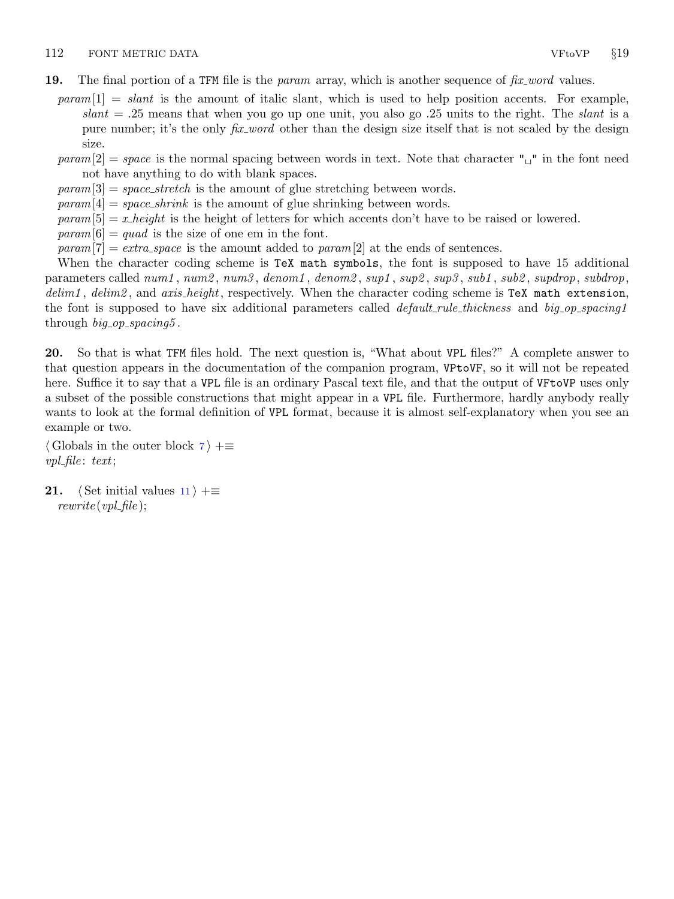**19.** The final portion of a `TFM` file is the *param* array, which is another sequence of *fix_word* values.

- *param*[1] = *slant* is the amount of italic slant, which is used to help position accents. For example, *slant* = .25 means that when you go up one unit, you also go .25 units to the right. The *slant* is a pure number; it's the only *fix_word* other than the design size itself that is not scaled by the design size.
- *param*[2] = *space* is the normal spacing between words in text. Note that character "␣" in the font need not have anything to do with blank spaces.
- *param*[3] = *space_stretch* is the amount of glue stretching between words.
- *param*[4] = *space_shrink* is the amount of glue shrinking between words.
- *param*[5] = *x_height* is the height of letters for which accents don't have to be raised or lowered.
- *param*[6] = *quad* is the size of one em in the font.
- *param*[7] = *extra_space* is the amount added to *param*[2] at the ends of sentences.

When the character coding scheme is `TeX math symbols`, the font is supposed to have 15 additional parameters called *num1*, *num2*, *num3*, *denom1*, *denom2*, *sup1*, *sup2*, *sup3*, *sub1*, *sub2*, *supdrop*, *subdrop*, *delim1*, *delim2*, and *axis_height*, respectively. When the character coding scheme is `TeX math extension`, the font is supposed to have six additional parameters called *default_rule_thickness* and *big_op_spacing1* through *big_op_spacing5*.

**20.** So that is what `TFM` files hold. The next question is, "What about `VPL` files?" A complete answer to that question appears in the documentation of the companion program, `VPtoVF`, so it will not be repeated here. Suffice it to say that a `VPL` file is an ordinary Pascal text file, and that the output of `VFtoVP` uses only a subset of the possible constructions that might appear in a `VPL` file. Furthermore, hardly anybody really wants to look at the formal definition of `VPL` format, because it is almost self-explanatory when you see an example or two.

⟨ Globals in the outer block 7 ⟩ +≡
*vpl_file*: *text*;

**21.** ⟨ Set initial values 11 ⟩ +≡
*rewrite*(*vpl_file*);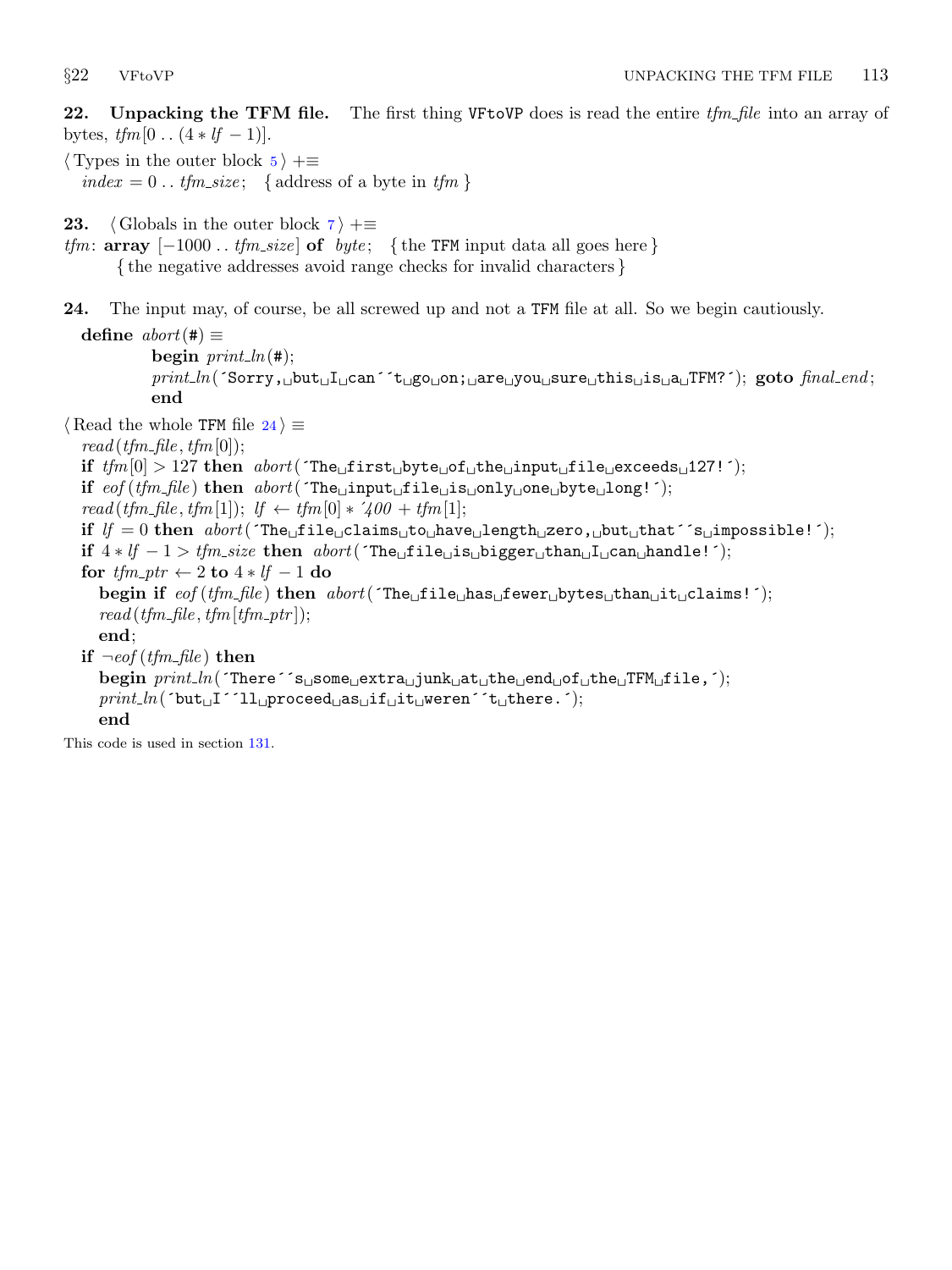**22. Unpacking the TFM file.** The first thing VFtoVP does is read the entire *tfm_file* into an array of bytes, $tfm[0 \mathinner{..} (4 * lf - 1)]$.

⟨ Types in the outer block 5 ⟩ +≡
*index* = 0 .. *tfm_size*; { address of a byte in *tfm* }

**23.** ⟨ Globals in the outer block 7 ⟩ +≡
*tfm*: **array** [−1000 .. *tfm_size*] **of** *byte*; { the TFM input data all goes here }
{ the negative addresses avoid range checks for invalid characters }

**24.** The input may, of course, be all screwed up and not a TFM file at all. So we begin cautiously.

```
define abort(#) ≡
    begin print_ln(#);
    print_ln('Sorry, but I can''t go on; are you sure this is a TFM?'); goto final_end;
    end

⟨ Read the whole TFM file 24 ⟩ ≡
  read(tfm_file, tfm[0]);
  if tfm[0] > 127 then abort('The first byte of the input file exceeds 127!');
  if eof(tfm_file) then abort('The input file is only one byte long!');
  read(tfm_file, tfm[1]); lf ← tfm[0] * '400 + tfm[1];
  if lf = 0 then abort('The file claims to have length zero, but that''s impossible!');
  if 4 * lf − 1 > tfm_size then abort('The file is bigger than I can handle!');
  for tfm_ptr ← 2 to 4 * lf − 1 do
    begin if eof(tfm_file) then abort('The file has fewer bytes than it claims!');
    read(tfm_file, tfm[tfm_ptr]);
    end;
  if ¬eof(tfm_file) then
    begin print_ln('There''s some extra junk at the end of the TFM file,');
    print_ln('but I''ll proceed as if it weren''t there.');
    end
```

This code is used in section 131.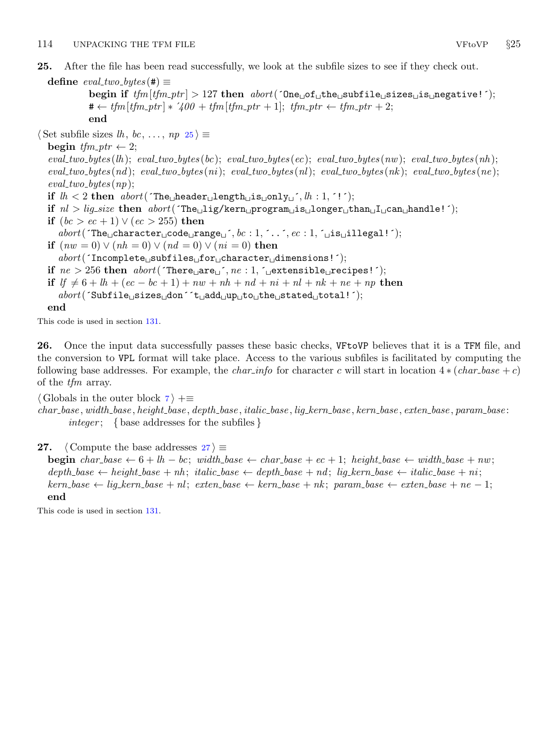**25.** After the file has been read successfully, we look at the subfile sizes to see if they check out.

**define** *eval_two_bytes*(#) ≡
  **begin if** *tfm*[*tfm_ptr*] > 127 **then** *abort*('One␣of␣the␣subfile␣sizes␣is␣negative!');
  # ← *tfm*[*tfm_ptr*] ∗ '400 + *tfm*[*tfm_ptr* + 1]; *tfm_ptr* ← *tfm_ptr* + 2;
  **end**

⟨ Set subfile sizes *lh*, *bc*, ..., *np* 25 ⟩ ≡
**begin** *tfm_ptr* ← 2;
*eval_two_bytes*(*lh*); *eval_two_bytes*(*bc*); *eval_two_bytes*(*ec*); *eval_two_bytes*(*nw*); *eval_two_bytes*(*nh*);
*eval_two_bytes*(*nd*); *eval_two_bytes*(*ni*); *eval_two_bytes*(*nl*); *eval_two_bytes*(*nk*); *eval_two_bytes*(*ne*);
*eval_two_bytes*(*np*);
**if** $lh < 2$ **then** *abort*('The␣header␣length␣is␣only␣', *lh* : 1, '!');
**if** $nl > lig\_size$ **then** *abort*('The␣lig/kern␣program␣is␣longer␣than␣I␣can␣handle!');
**if** $(bc > ec + 1) \lor (ec > 255)$ **then**
  *abort*('The␣character␣code␣range␣', *bc* : 1, '..', *ec* : 1, '␣is␣illegal!');
**if** $(nw = 0) \lor (nh = 0) \lor (nd = 0) \lor (ni = 0)$ **then**
  *abort*('Incomplete␣subfiles␣for␣character␣dimensions!');
**if** $ne > 256$ **then** *abort*('There␣are␣', *ne* : 1, '␣extensible␣recipes!');
**if** $lf \neq 6 + lh + (ec - bc + 1) + nw + nh + nd + ni + nl + nk + ne + np$ **then**
  *abort*('Subfile␣sizes␣don''t␣add␣up␣to␣the␣stated␣total!');
**end**

This code is used in section 131.

**26.** Once the input data successfully passes these basic checks, VFtoVP believes that it is a TFM file, and the conversion to VPL format will take place. Access to the various subfiles is facilitated by computing the following base addresses. For example, the *char_info* for character *c* will start in location $4 * (char\_base + c)$ of the *tfm* array.

⟨ Globals in the outer block 7 ⟩ +≡
*char_base*, *width_base*, *height_base*, *depth_base*, *italic_base*, *lig_kern_base*, *kern_base*, *exten_base*, *param_base*:
  *integer*; { base addresses for the subfiles }

**27.** ⟨ Compute the base addresses 27 ⟩ ≡
**begin** *char_base* ← 6 + *lh* − *bc*; *width_base* ← *char_base* + *ec* + 1; *height_base* ← *width_base* + *nw*;
*depth_base* ← *height_base* + *nh*; *italic_base* ← *depth_base* + *nd*; *lig_kern_base* ← *italic_base* + *ni*;
*kern_base* ← *lig_kern_base* + *nl*; *exten_base* ← *kern_base* + *nk*; *param_base* ← *exten_base* + *ne* − 1;
**end**

This code is used in section 131.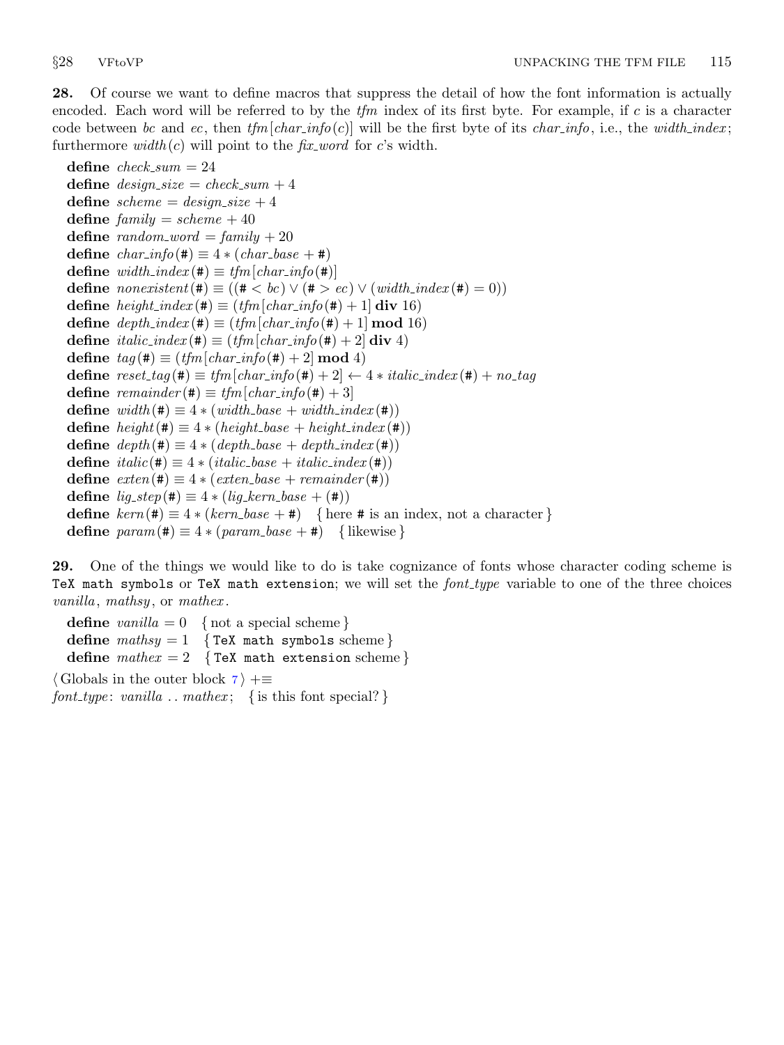**28.** Of course we want to define macros that suppress the detail of how the font information is actually encoded. Each word will be referred to by the *tfm* index of its first byte. For example, if $c$ is a character code between *bc* and *ec*, then *tfm*[*char_info*($c$)] will be the first byte of its *char_info*, i.e., the *width_index*; furthermore *width*($c$) will point to the *fix_word* for $c$'s width.

**define** $check\_sum = 24$
**define** $design\_size = check\_sum + 4$
**define** $scheme = design\_size + 4$
**define** $family = scheme + 40$
**define** $random\_word = family + 20$
**define** $char\_info(\#) \equiv 4 * (char\_base + \#)$
**define** $width\_index(\#) \equiv tfm[char\_info(\#)]$
**define** $nonexistent(\#) \equiv ((\# < bc) \lor (\# > ec) \lor (width\_index(\#) = 0))$
**define** $height\_index(\#) \equiv (tfm[char\_info(\#) + 1] \ \mathbf{div}\ 16)$
**define** $depth\_index(\#) \equiv (tfm[char\_info(\#) + 1] \ \mathbf{mod}\ 16)$
**define** $italic\_index(\#) \equiv (tfm[char\_info(\#) + 2] \ \mathbf{div}\ 4)$
**define** $tag(\#) \equiv (tfm[char\_info(\#) + 2] \ \mathbf{mod}\ 4)$
**define** $reset\_tag(\#) \equiv tfm[char\_info(\#) + 2] \leftarrow 4 * italic\_index(\#) + no\_tag$
**define** $remainder(\#) \equiv tfm[char\_info(\#) + 3]$
**define** $width(\#) \equiv 4 * (width\_base + width\_index(\#))$
**define** $height(\#) \equiv 4 * (height\_base + height\_index(\#))$
**define** $depth(\#) \equiv 4 * (depth\_base + depth\_index(\#))$
**define** $italic(\#) \equiv 4 * (italic\_base + italic\_index(\#))$
**define** $exten(\#) \equiv 4 * (exten\_base + remainder(\#))$
**define** $lig\_step(\#) \equiv 4 * (lig\_kern\_base + (\#))$
**define** $kern(\#) \equiv 4 * (kern\_base + \#)$ { here # is an index, not a character }
**define** $param(\#) \equiv 4 * (param\_base + \#)$ { likewise }

**29.** One of the things we would like to do is take cognizance of fonts whose character coding scheme is `TeX math symbols` or `TeX math extension`; we will set the *font_type* variable to one of the three choices *vanilla*, *mathsy*, or *mathex*.

**define** $vanilla = 0$ { not a special scheme }
**define** $mathsy = 1$ { `TeX math symbols` scheme }
**define** $mathex = 2$ { `TeX math extension` scheme }

⟨ Globals in the outer block 7 ⟩ +≡
*font_type*: *vanilla* .. *mathex*; { is this font special? }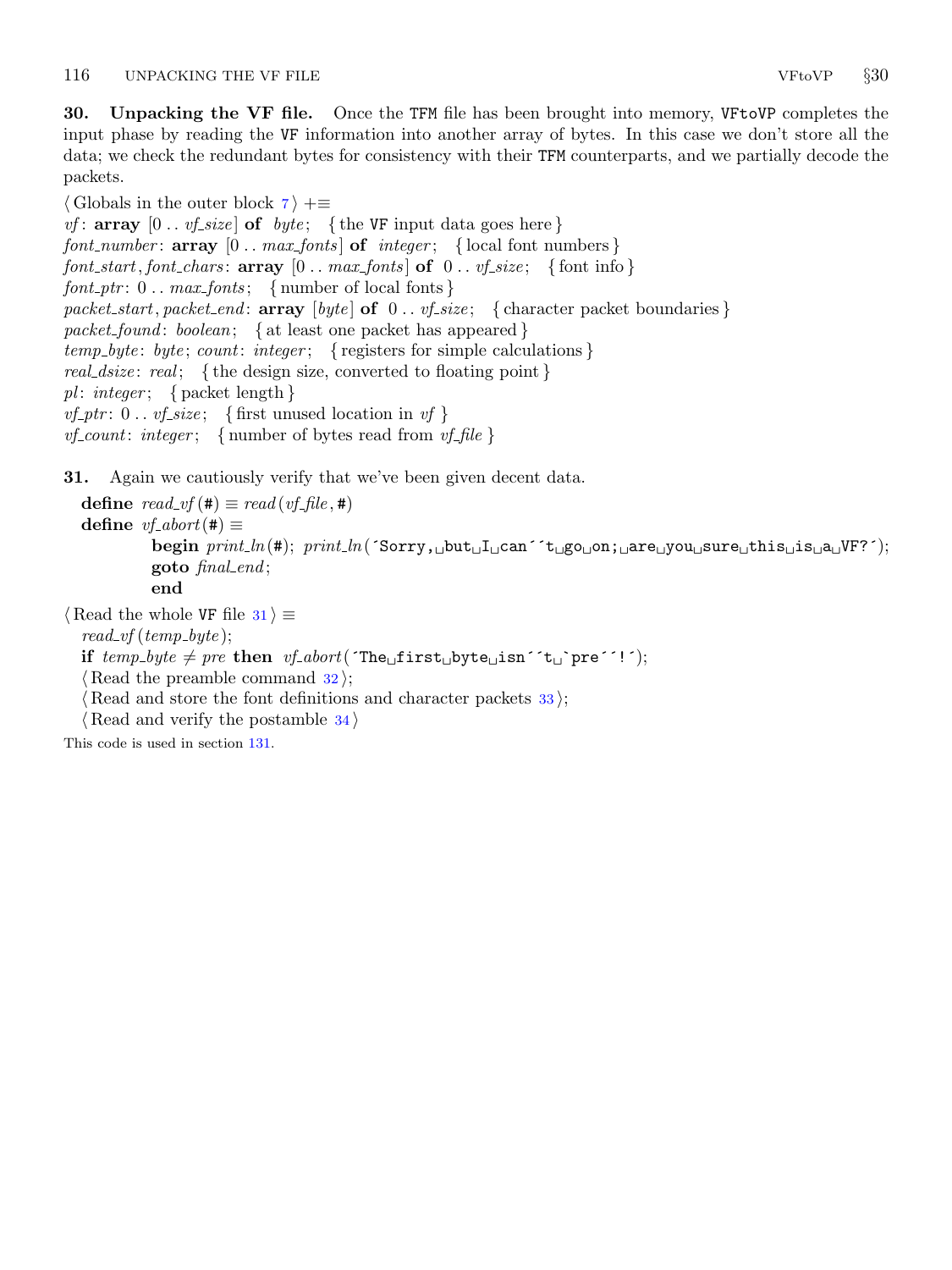**30. Unpacking the VF file.** Once the TFM file has been brought into memory, VFtoVP completes the input phase by reading the VF information into another array of bytes. In this case we don't store all the data; we check the redundant bytes for consistency with their TFM counterparts, and we partially decode the packets.

⟨Globals in the outer block 7⟩ +≡
*vf*: **array** [0 .. *vf_size*] **of** *byte*; { the VF input data goes here }
*font_number*: **array** [0 .. *max_fonts*] **of** *integer*; { local font numbers }
*font_start*, *font_chars*: **array** [0 .. *max_fonts*] **of** 0 .. *vf_size*; { font info }
*font_ptr*: 0 .. *max_fonts*; { number of local fonts }
*packet_start*, *packet_end*: **array** [*byte*] **of** 0 .. *vf_size*; { character packet boundaries }
*packet_found*: *boolean*; { at least one packet has appeared }
*temp_byte*: *byte*; *count*: *integer*; { registers for simple calculations }
*real_dsize*: *real*; { the design size, converted to floating point }
*pl*: *integer*; { packet length }
*vf_ptr*: 0 .. *vf_size*; { first unused location in *vf* }
*vf_count*: *integer*; { number of bytes read from *vf_file* }

**31.** Again we cautiously verify that we've been given decent data.

```
define read_vf(#) ≡ read(vf_file, #)
define vf_abort(#) ≡
        begin print_ln(#); print_ln('Sorry, but I can''t go on; are you sure this is a VF?');
        goto final_end;
        end
```

⟨Read the whole VF file 31⟩ ≡

```
read_vf(temp_byte);
if temp_byte ≠ pre then vf_abort('The first byte isn''t `pre''!');
⟨Read the preamble command 32⟩;
⟨Read and store the font definitions and character packets 33⟩;
⟨Read and verify the postamble 34⟩
```

This code is used in section 131.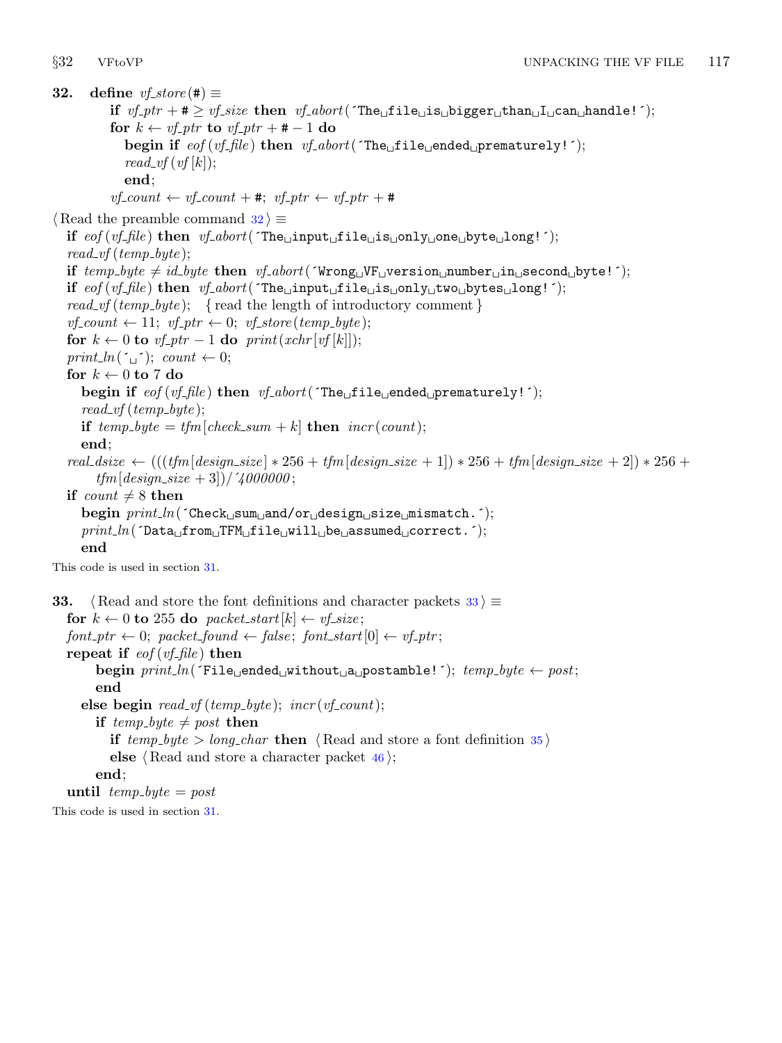**32.** **define** $vf\_store(\#) \equiv$
  **if** $vf\_ptr + \# \ge vf\_size$ **then** $vf\_abort$(´The␣file␣is␣bigger␣than␣I␣can␣handle!´);
  **for** $k \leftarrow vf\_ptr$ **to** $vf\_ptr + \# - 1$ **do**
    **begin if** $eof(vf\_file)$ **then** $vf\_abort$(´The␣file␣ended␣prematurely!´);
    $read\_vf(vf[k])$;
    **end**;
  $vf\_count \leftarrow vf\_count + \#$; $vf\_ptr \leftarrow vf\_ptr + \#$

⟨ Read the preamble command 32 ⟩ ≡
  **if** $eof(vf\_file)$ **then** $vf\_abort$(´The␣input␣file␣is␣only␣one␣byte␣long!´);
  $read\_vf(temp\_byte)$;
  **if** $temp\_byte \ne id\_byte$ **then** $vf\_abort$(´Wrong␣VF␣version␣number␣in␣second␣byte!´);
  **if** $eof(vf\_file)$ **then** $vf\_abort$(´The␣input␣file␣is␣only␣two␣bytes␣long!´);
  $read\_vf(temp\_byte)$; { read the length of introductory comment }
  $vf\_count \leftarrow 11$; $vf\_ptr \leftarrow 0$; $vf\_store(temp\_byte)$;
  **for** $k \leftarrow 0$ **to** $vf\_ptr - 1$ **do** $print(xchr[vf[k]])$;
  $print\_ln$(´␣´); $count \leftarrow 0$;
  **for** $k \leftarrow 0$ **to** 7 **do**
    **begin if** $eof(vf\_file)$ **then** $vf\_abort$(´The␣file␣ended␣prematurely!´);
    $read\_vf(temp\_byte)$;
    **if** $temp\_byte = tfm[check\_sum + k]$ **then** $incr(count)$;
    **end**;
  $real\_dsize \leftarrow (((tfm[design\_size] * 256 + tfm[design\_size + 1]) * 256 + tfm[design\_size + 2]) * 256 + tfm[design\_size + 3]) / ´4000000$;
  **if** $count \ne 8$ **then**
    **begin** $print\_ln$(´Check␣sum␣and/or␣design␣size␣mismatch.´);
    $print\_ln$(´Data␣from␣TFM␣file␣will␣be␣assumed␣correct.´);
    **end**

This code is used in section 31.

**33.** ⟨ Read and store the font definitions and character packets 33 ⟩ ≡
  **for** $k \leftarrow 0$ **to** 255 **do** $packet\_start[k] \leftarrow vf\_size$;
  $font\_ptr \leftarrow 0$; $packet\_found \leftarrow false$; $font\_start[0] \leftarrow vf\_ptr$;
  **repeat if** $eof(vf\_file)$ **then**
      **begin** $print\_ln$(´File␣ended␣without␣a␣postamble!´); $temp\_byte \leftarrow post$;
      **end**
    **else begin** $read\_vf(temp\_byte)$; $incr(vf\_count)$;
      **if** $temp\_byte \ne post$ **then**
        **if** $temp\_byte > long\_char$ **then** ⟨ Read and store a font definition 35 ⟩
        **else** ⟨ Read and store a character packet 46 ⟩;
      **end**;
  **until** $temp\_byte = post$

This code is used in section 31.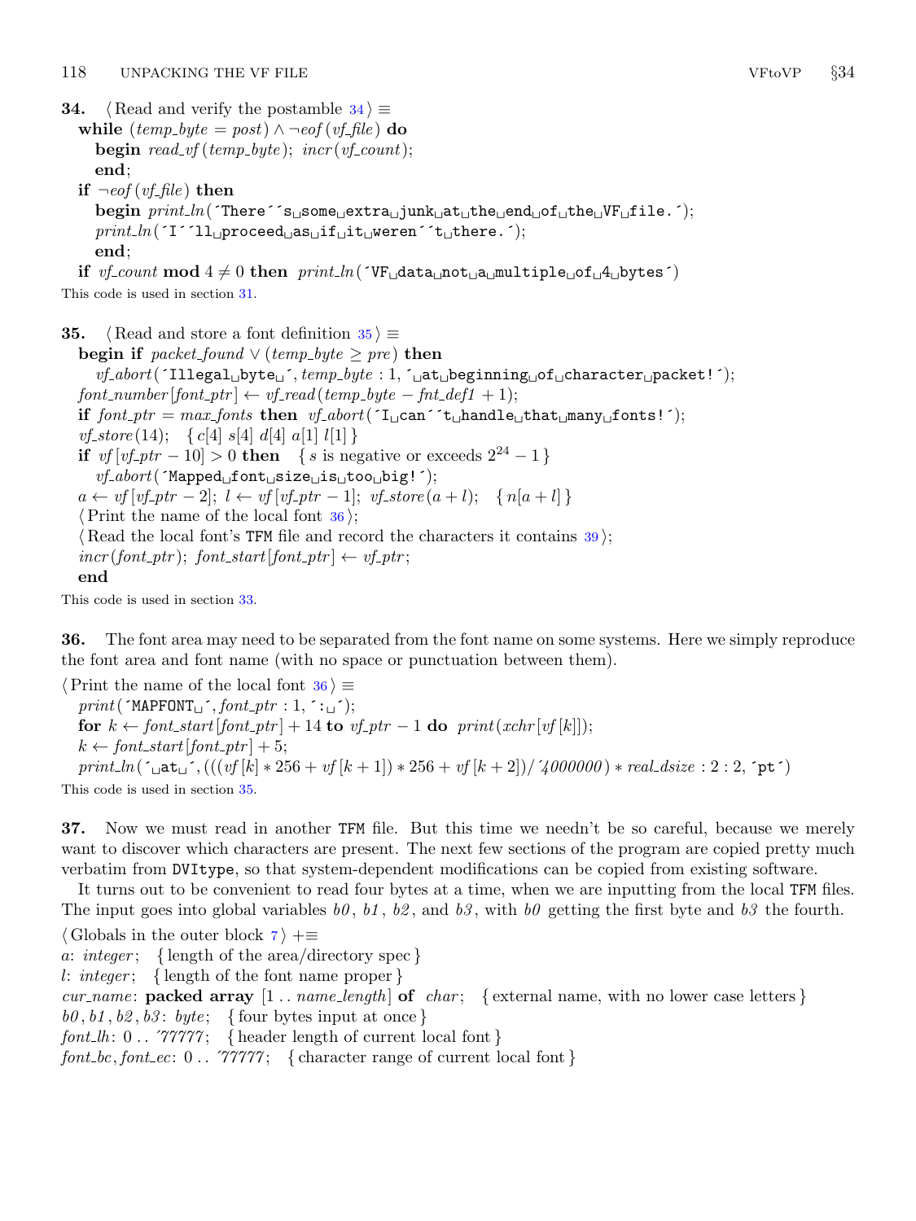**34.** ⟨ Read and verify the postamble 34 ⟩ ≡

```
while (temp_byte = post) ∧ ¬eof(vf_file) do
  begin read_vf(temp_byte); incr(vf_count);
  end;
if ¬eof(vf_file) then
  begin print_ln('There''s␣some␣extra␣junk␣at␣the␣end␣of␣the␣VF␣file.');
  print_ln('I''ll␣proceed␣as␣if␣it␣weren''t␣there.');
  end;
if vf_count mod 4 ≠ 0 then print_ln('VF␣data␣not␣a␣multiple␣of␣4␣bytes')
```

This code is used in section 31.

**35.** ⟨ Read and store a font definition 35 ⟩ ≡

```
begin if packet_found ∨ (temp_byte ≥ pre) then
  vf_abort('Illegal␣byte␣', temp_byte : 1, '␣at␣beginning␣of␣character␣packet!');
font_number[font_ptr] ← vf_read(temp_byte − fnt_def1 + 1);
if font_ptr = max_fonts then vf_abort('I␣can''t␣handle␣that␣many␣fonts!');
vf_store(14);   { c[4] s[4] d[4] a[1] l[1] }
if vf[vf_ptr − 10] > 0 then   { s is negative or exceeds 2^24 − 1 }
  vf_abort('Mapped␣font␣size␣is␣too␣big!');
a ← vf[vf_ptr − 2]; l ← vf[vf_ptr − 1]; vf_store(a + l);   { n[a + l] }
⟨ Print the name of the local font 36 ⟩;
⟨ Read the local font's TFM file and record the characters it contains 39 ⟩;
incr(font_ptr); font_start[font_ptr] ← vf_ptr;
end
```

This code is used in section 33.

**36.** The font area may need to be separated from the font name on some systems. Here we simply reproduce the font area and font name (with no space or punctuation between them).

⟨ Print the name of the local font 36 ⟩ ≡

```
print('MAPFONT␣', font_ptr : 1, ':␣');
for k ← font_start[font_ptr] + 14 to vf_ptr − 1 do print(xchr[vf[k]]);
k ← font_start[font_ptr] + 5;
print_ln('␣at␣', (((vf[k] * 256 + vf[k + 1]) * 256 + vf[k + 2]) / '4000000) * real_dsize : 2 : 2, 'pt')
```

This code is used in section 35.

**37.** Now we must read in another TFM file. But this time we needn't be so careful, because we merely want to discover which characters are present. The next few sections of the program are copied pretty much verbatim from DVItype, so that system-dependent modifications can be copied from existing software.

It turns out to be convenient to read four bytes at a time, when we are inputting from the local TFM files. The input goes into global variables *b0*, *b1*, *b2*, and *b3*, with *b0* getting the first byte and *b3* the fourth.

⟨ Globals in the outer block 7 ⟩ +≡

```
a: integer;   { length of the area/directory spec }
l: integer;   { length of the font name proper }
cur_name: packed array [1 .. name_length] of char;   { external name, with no lower case letters }
b0, b1, b2, b3: byte;   { four bytes input at once }
font_lh: 0 .. '77777;   { header length of current local font }
font_bc, font_ec: 0 .. '77777;   { character range of current local font }
```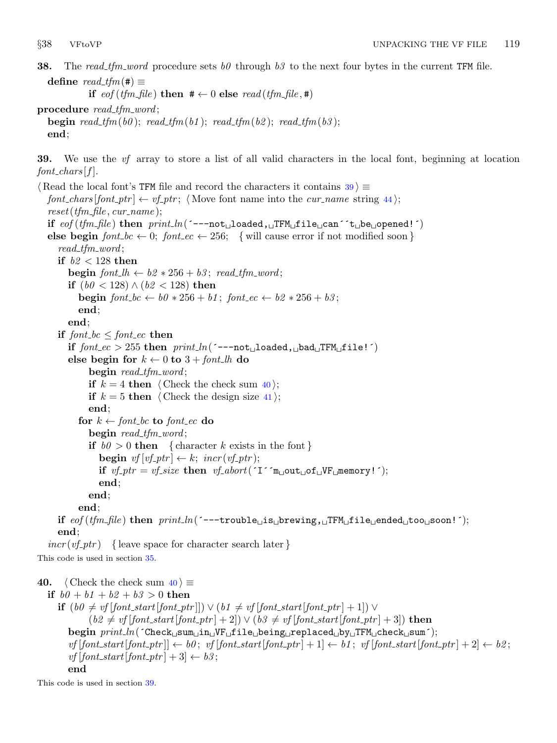**38.** The *read_tfm_word* procedure sets *b0* through *b3* to the next four bytes in the current TFM file.

```
define read_tfm(#) ≡
        if eof(tfm_file) then # ← 0 else read(tfm_file, #)
procedure read_tfm_word;
  begin read_tfm(b0); read_tfm(b1); read_tfm(b2); read_tfm(b3);
  end;
```

**39.** We use the *vf* array to store a list of all valid characters in the local font, beginning at location *font_chars*[*f*].

```
⟨Read the local font's TFM file and record the characters it contains 39⟩ ≡
  font_chars[font_ptr] ← vf_ptr; ⟨Move font name into the cur_name string 44⟩;
  reset(tfm_file, cur_name);
  if eof(tfm_file) then print_ln('---not loaded, TFM file can''t be opened!')
  else begin font_bc ← 0; font_ec ← 256;   { will cause error if not modified soon }
    read_tfm_word;
    if b2 < 128 then
      begin font_lh ← b2 * 256 + b3; read_tfm_word;
      if (b0 < 128) ∧ (b2 < 128) then
        begin font_bc ← b0 * 256 + b1; font_ec ← b2 * 256 + b3;
        end;
      end;
    if font_bc ≤ font_ec then
      if font_ec > 255 then print_ln('---not loaded, bad TFM file!')
      else begin for k ← 0 to 3 + font_lh do
          begin read_tfm_word;
          if k = 4 then ⟨Check the check sum 40⟩;
          if k = 5 then ⟨Check the design size 41⟩;
          end;
        for k ← font_bc to font_ec do
          begin read_tfm_word;
          if b0 > 0 then   { character k exists in the font }
            begin vf[vf_ptr] ← k; incr(vf_ptr);
            if vf_ptr = vf_size then vf_abort('I''m out of VF memory!');
            end;
          end;
        end;
    if eof(tfm_file) then print_ln('---trouble is brewing, TFM file ended too soon!');
    end;
  incr(vf_ptr)   { leave space for character search later }
```

This code is used in section 35.

**40.**

```
⟨Check the check sum 40⟩ ≡
  if b0 + b1 + b2 + b3 > 0 then
    if (b0 ≠ vf[font_start[font_ptr]]) ∨ (b1 ≠ vf[font_start[font_ptr] + 1]) ∨
          (b2 ≠ vf[font_start[font_ptr] + 2]) ∨ (b3 ≠ vf[font_start[font_ptr] + 3]) then
      begin print_ln('Check sum in VF file being replaced by TFM check sum');
      vf[font_start[font_ptr]] ← b0; vf[font_start[font_ptr] + 1] ← b1; vf[font_start[font_ptr] + 2] ← b2;
      vf[font_start[font_ptr] + 3] ← b3;
      end
```

This code is used in section 39.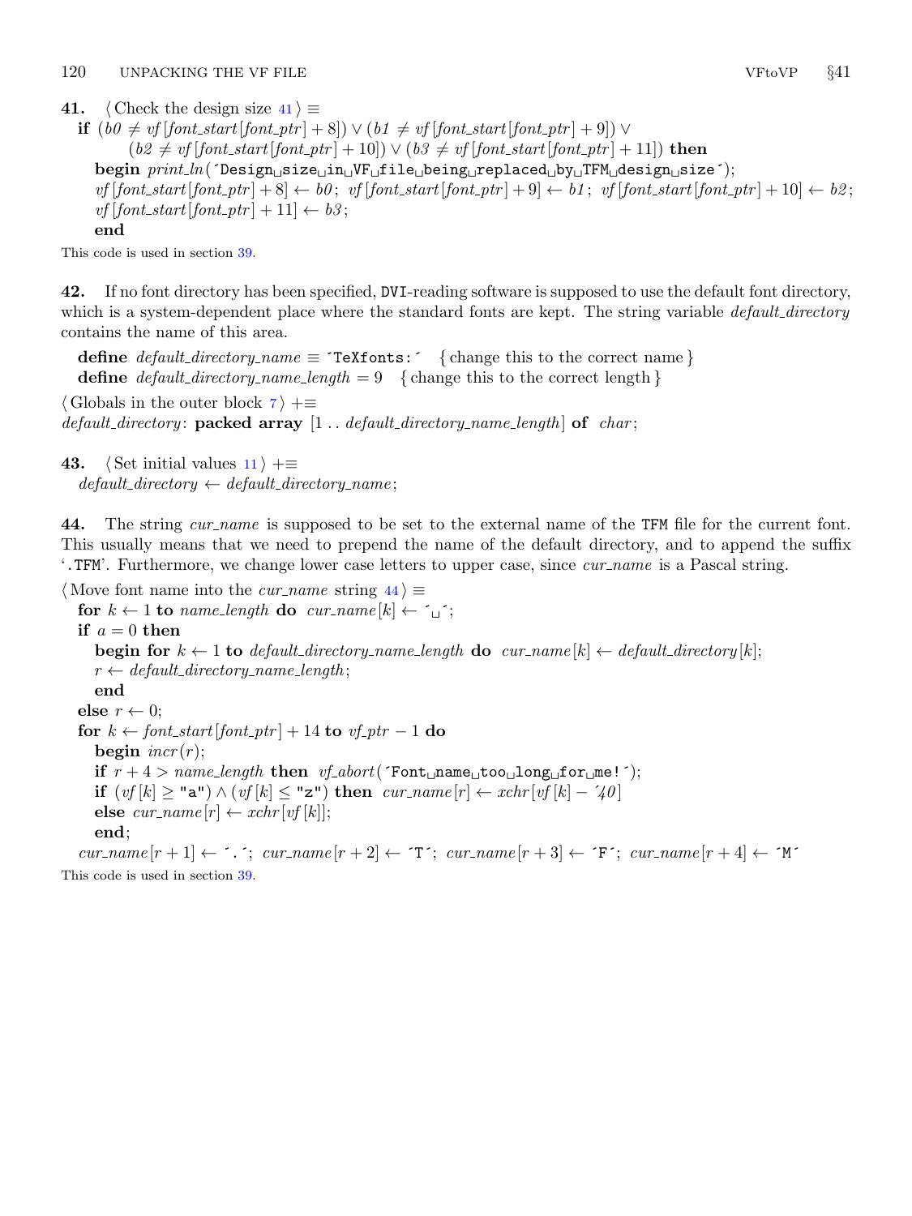**41.** ⟨ Check the design size 41 ⟩ ≡

```
if (b0 ≠ vf[font_start[font_ptr] + 8]) ∨ (b1 ≠ vf[font_start[font_ptr] + 9]) ∨
      (b2 ≠ vf[font_start[font_ptr] + 10]) ∨ (b3 ≠ vf[font_start[font_ptr] + 11]) then
   begin print_ln('Design␣size␣in␣VF␣file␣being␣replaced␣by␣TFM␣design␣size');
   vf[font_start[font_ptr] + 8] ← b0; vf[font_start[font_ptr] + 9] ← b1; vf[font_start[font_ptr] + 10] ← b2;
   vf[font_start[font_ptr] + 11] ← b3;
   end
```

This code is used in section 39.

**42.** If no font directory has been specified, DVI-reading software is supposed to use the default font directory, which is a system-dependent place where the standard fonts are kept. The string variable *default_directory* contains the name of this area.

```
define default_directory_name ≡ 'TeXfonts:'   { change this to the correct name }
define default_directory_name_length = 9   { change this to the correct length }
```

⟨ Globals in the outer block 7 ⟩ +≡

```
default_directory: packed array [1 .. default_directory_name_length] of char;
```

**43.** ⟨ Set initial values 11 ⟩ +≡

```
default_directory ← default_directory_name;
```

**44.** The string *cur_name* is supposed to be set to the external name of the TFM file for the current font. This usually means that we need to prepend the name of the default directory, and to append the suffix '.TFM'. Furthermore, we change lower case letters to upper case, since *cur_name* is a Pascal string.

⟨ Move font name into the *cur_name* string 44 ⟩ ≡

```
for k ← 1 to name_length do cur_name[k] ← '␣';
if a = 0 then
   begin for k ← 1 to default_directory_name_length do cur_name[k] ← default_directory[k];
   r ← default_directory_name_length;
   end
else r ← 0;
for k ← font_start[font_ptr] + 14 to vf_ptr − 1 do
   begin incr(r);
   if r + 4 > name_length then vf_abort('Font␣name␣too␣long␣for␣me!');
   if (vf[k] ≥ "a") ∧ (vf[k] ≤ "z") then cur_name[r] ← xchr[vf[k] − '40]
   else cur_name[r] ← xchr[vf[k]];
   end;
cur_name[r + 1] ← '.'; cur_name[r + 2] ← 'T'; cur_name[r + 3] ← 'F'; cur_name[r + 4] ← 'M'
```

This code is used in section 39.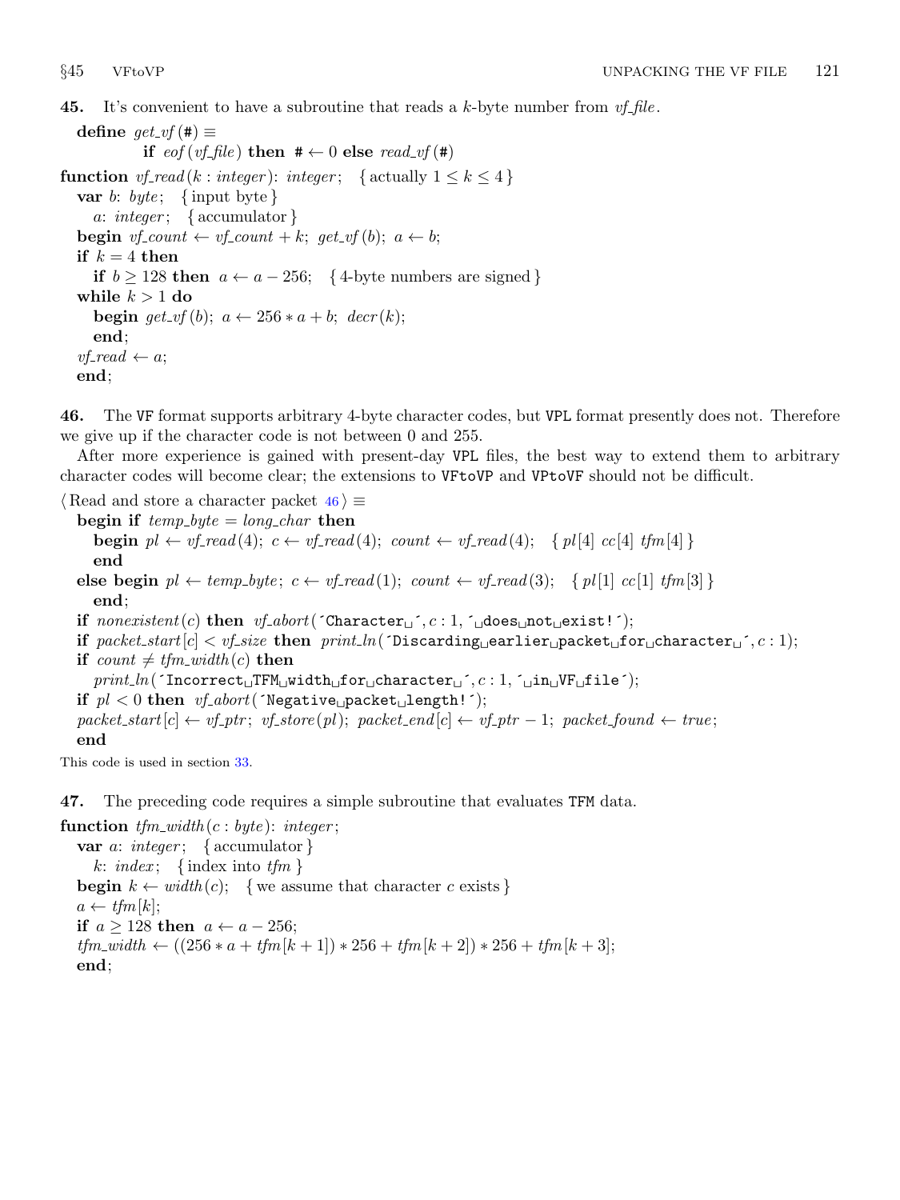**45.** It's convenient to have a subroutine that reads a $k$-byte number from *vf_file*.

```
define get_vf(#) ≡
        if eof(vf_file) then # ← 0 else read_vf(#)
function vf_read(k : integer): integer;   { actually 1 ≤ k ≤ 4 }
  var b: byte;   { input byte }
    a: integer;   { accumulator }
  begin vf_count ← vf_count + k; get_vf(b); a ← b;
  if k = 4 then
    if b ≥ 128 then a ← a − 256;   { 4-byte numbers are signed }
  while k > 1 do
    begin get_vf(b); a ← 256 ∗ a + b; decr(k);
    end;
  vf_read ← a;
  end;
```

**46.** The VF format supports arbitrary 4-byte character codes, but VPL format presently does not. Therefore we give up if the character code is not between 0 and 255.

After more experience is gained with present-day VPL files, the best way to extend them to arbitrary character codes will become clear; the extensions to VFtoVP and VPtoVF should not be difficult.

```
⟨ Read and store a character packet 46 ⟩ ≡
  begin if temp_byte = long_char then
    begin pl ← vf_read(4); c ← vf_read(4); count ← vf_read(4);   { pl[4] cc[4] tfm[4] }
    end
  else begin pl ← temp_byte; c ← vf_read(1); count ← vf_read(3);   { pl[1] cc[1] tfm[3] }
    end;
  if nonexistent(c) then vf_abort('Character␣', c : 1, '␣does␣not␣exist!');
  if packet_start[c] < vf_size then print_ln('Discarding␣earlier␣packet␣for␣character␣', c : 1);
  if count ≠ tfm_width(c) then
    print_ln('Incorrect␣TFM␣width␣for␣character␣', c : 1, '␣in␣VF␣file');
  if pl < 0 then vf_abort('Negative␣packet␣length!');
  packet_start[c] ← vf_ptr; vf_store(pl); packet_end[c] ← vf_ptr − 1; packet_found ← true;
  end
```

This code is used in section 33.

**47.** The preceding code requires a simple subroutine that evaluates TFM data.

```
function tfm_width(c : byte): integer;
  var a: integer;   { accumulator }
    k: index;   { index into tfm }
  begin k ← width(c);   { we assume that character c exists }
  a ← tfm[k];
  if a ≥ 128 then a ← a − 256;
  tfm_width ← ((256 ∗ a + tfm[k + 1]) ∗ 256 + tfm[k + 2]) ∗ 256 + tfm[k + 3];
  end;
```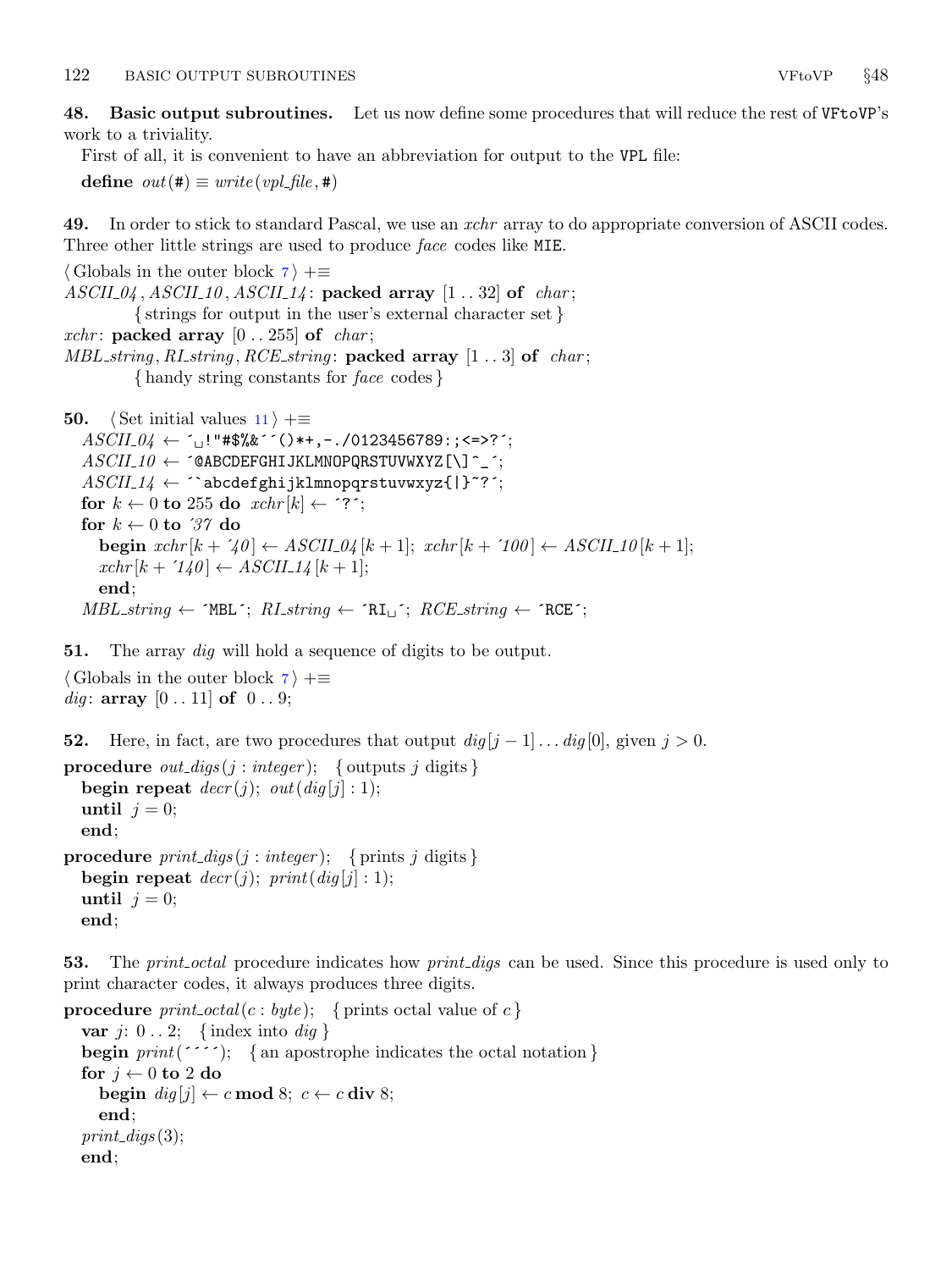**48. Basic output subroutines.** Let us now define some procedures that will reduce the rest of VFtoVP's work to a triviality.

First of all, it is convenient to have an abbreviation for output to the VPL file:

**define** *out*(#) ≡ *write*(*vpl_file*, #)

**49.** In order to stick to standard Pascal, we use an *xchr* array to do appropriate conversion of ASCII codes. Three other little strings are used to produce *face* codes like MIE.

```
⟨ Globals in the outer block 7 ⟩ +≡
ASCII_04, ASCII_10, ASCII_14: packed array [1 .. 32] of char;
        { strings for output in the user's external character set }
xchr: packed array [0 .. 255] of char;
MBL_string, RI_string, RCE_string: packed array [1 .. 3] of char;
        { handy string constants for face codes }
```

**50.**

```
⟨ Set initial values 11 ⟩ +≡
  ASCII_04 ← ´␣!"#$%&´´()*+,-./0123456789:;<=>?´;
  ASCII_10 ← ´@ABCDEFGHIJKLMNOPQRSTUVWXYZ[\]^_´;
  ASCII_14 ← ´`abcdefghijklmnopqrstuvwxyz{|}~?´;
  for k ← 0 to 255 do xchr[k] ← ´?´;
  for k ← 0 to ´37 do
    begin xchr[k + ´40] ← ASCII_04[k + 1]; xchr[k + ´100] ← ASCII_10[k + 1];
    xchr[k + ´140] ← ASCII_14[k + 1];
    end;
  MBL_string ← ´MBL´; RI_string ← ´RI␣´; RCE_string ← ´RCE´;
```

**51.** The array *dig* will hold a sequence of digits to be output.

```
⟨ Globals in the outer block 7 ⟩ +≡
dig: array [0 .. 11] of 0 .. 9;
```

**52.** Here, in fact, are two procedures that output $dig[j-1] \ldots dig[0]$, given $j > 0$.

```
procedure out_digs(j : integer);   { outputs j digits }
  begin repeat decr(j); out(dig[j] : 1);
  until j = 0;
  end;

procedure print_digs(j : integer);   { prints j digits }
  begin repeat decr(j); print(dig[j] : 1);
  until j = 0;
  end;
```

**53.** The *print_octal* procedure indicates how *print_digs* can be used. Since this procedure is used only to print character codes, it always produces three digits.

```
procedure print_octal(c : byte);   { prints octal value of c }
  var j: 0 .. 2;   { index into dig }
  begin print(´´´´);   { an apostrophe indicates the octal notation }
  for j ← 0 to 2 do
    begin dig[j] ← c mod 8; c ← c div 8;
    end;
  print_digs(3);
  end;
```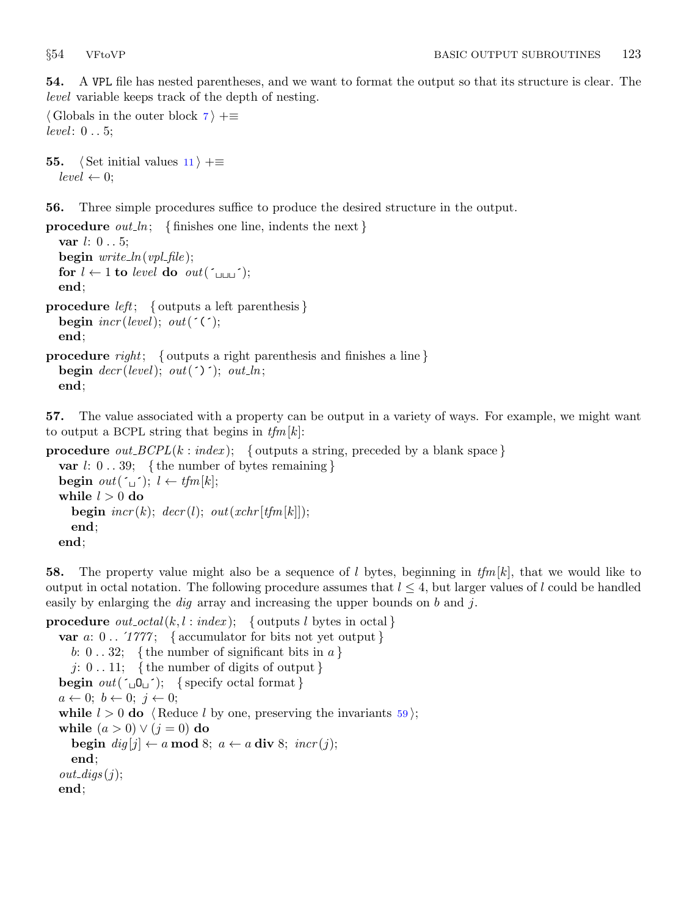**54.** A VPL file has nested parentheses, and we want to format the output so that its structure is clear. The *level* variable keeps track of the depth of nesting.

⟨Globals in the outer block 7⟩ +≡
*level*: 0 . . 5;

**55.** ⟨Set initial values 11⟩ +≡
*level* ← 0;

**56.** Three simple procedures suffice to produce the desired structure in the output.

```
procedure out_ln; { finishes one line, indents the next }
  var l: 0 . . 5;
  begin write_ln(vpl_file);
  for l ← 1 to level do out(´␣␣␣´);
  end;

procedure left; { outputs a left parenthesis }
  begin incr(level); out(´(´);
  end;

procedure right; { outputs a right parenthesis and finishes a line }
  begin decr(level); out(´)´); out_ln;
  end;
```

**57.** The value associated with a property can be output in a variety of ways. For example, we might want to output a BCPL string that begins in *tfm*[*k*]:

```
procedure out_BCPL(k : index); { outputs a string, preceded by a blank space }
  var l: 0 . . 39; { the number of bytes remaining }
  begin out(´␣´); l ← tfm[k];
  while l > 0 do
    begin incr(k); decr(l); out(xchr[tfm[k]]);
    end;
  end;
```

**58.** The property value might also be a sequence of *l* bytes, beginning in *tfm*[*k*], that we would like to output in octal notation. The following procedure assumes that $l \le 4$, but larger values of *l* could be handled easily by enlarging the *dig* array and increasing the upper bounds on *b* and *j*.

```
procedure out_octal(k, l : index); { outputs l bytes in octal }
  var a: 0 . . ´1777; { accumulator for bits not yet output }
    b: 0 . . 32; { the number of significant bits in a }
    j: 0 . . 11; { the number of digits of output }
  begin out(´␣O␣´); { specify octal format }
  a ← 0; b ← 0; j ← 0;
  while l > 0 do ⟨Reduce l by one, preserving the invariants 59⟩;
  while (a > 0) ∨ (j = 0) do
    begin dig[j] ← a mod 8; a ← a div 8; incr(j);
    end;
  out_digs(j);
  end;
```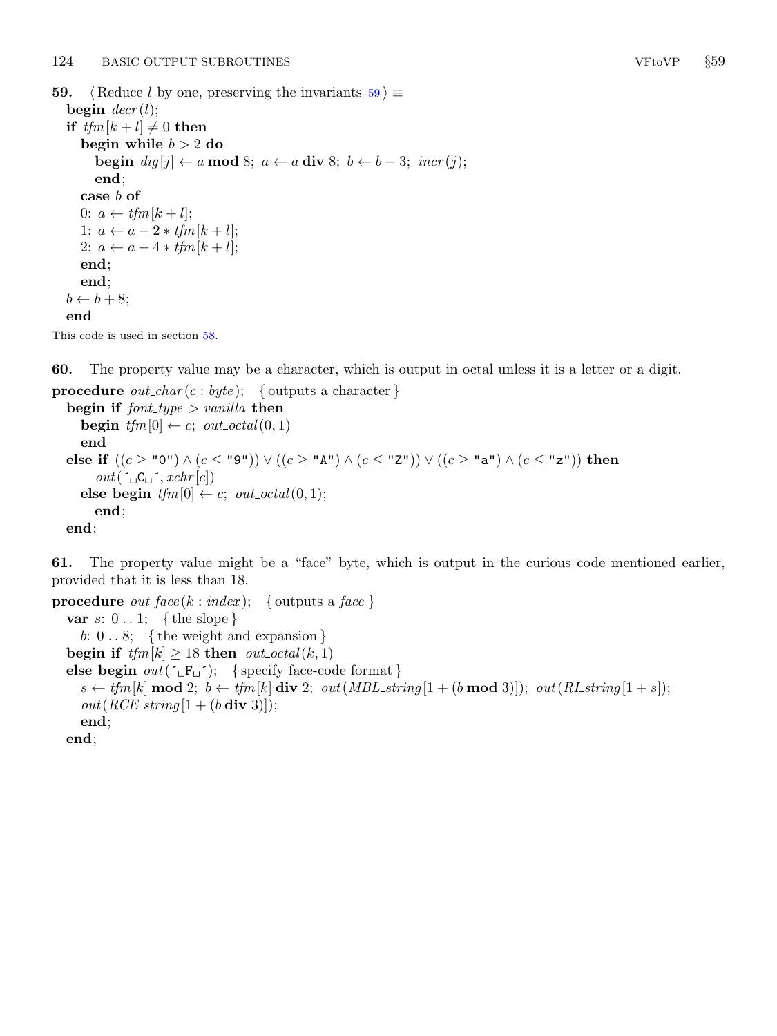**59.** ⟨ Reduce $l$ by one, preserving the invariants 59 ⟩ ≡

```
begin decr(l);
if tfm[k + l] ≠ 0 then
  begin while b > 2 do
    begin dig[j] ← a mod 8; a ← a div 8; b ← b − 3; incr(j);
    end;
  case b of
  0: a ← tfm[k + l];
  1: a ← a + 2 ∗ tfm[k + l];
  2: a ← a + 4 ∗ tfm[k + l];
  end;
  end;
b ← b + 8;
end
```

This code is used in section 58.

**60.** The property value may be a character, which is output in octal unless it is a letter or a digit.

```
procedure out_char(c : byte); { outputs a character }
  begin if font_type > vanilla then
    begin tfm[0] ← c; out_octal(0, 1)
    end
  else if ((c ≥ "0") ∧ (c ≤ "9")) ∨ ((c ≥ "A") ∧ (c ≤ "Z")) ∨ ((c ≥ "a") ∧ (c ≤ "z")) then
      out(´␣C␣´, xchr[c])
    else begin tfm[0] ← c; out_octal(0, 1);
      end;
  end;
```

**61.** The property value might be a "face" byte, which is output in the curious code mentioned earlier, provided that it is less than 18.

```
procedure out_face(k : index); { outputs a face }
  var s: 0 . . 1; { the slope }
    b: 0 . . 8; { the weight and expansion }
  begin if tfm[k] ≥ 18 then out_octal(k, 1)
  else begin out(´␣F␣´); { specify face-code format }
    s ← tfm[k] mod 2; b ← tfm[k] div 2; out(MBL_string[1 + (b mod 3)]); out(RI_string[1 + s]);
    out(RCE_string[1 + (b div 3)]);
    end;
  end;
```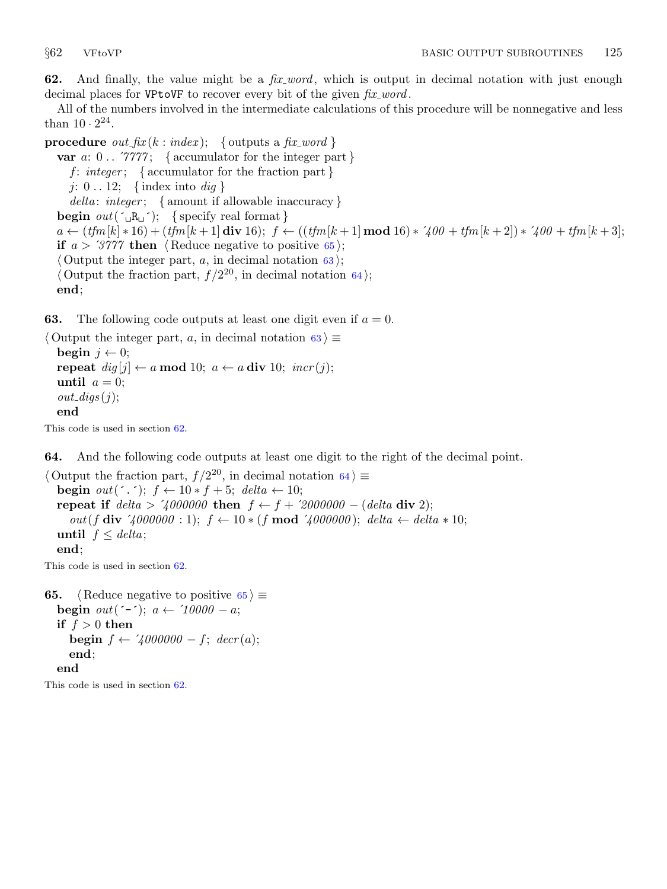**62.** And finally, the value might be a *fix_word*, which is output in decimal notation with just enough decimal places for VPtoVF to recover every bit of the given *fix_word*.

All of the numbers involved in the intermediate calculations of this procedure will be nonnegative and less than $10 \cdot 2^{24}$.

```
procedure out_fix(k : index);   { outputs a fix_word }
  var a: 0 .. '7777;   { accumulator for the integer part }
    f: integer;   { accumulator for the fraction part }
    j: 0 .. 12;   { index into dig }
    delta: integer;   { amount if allowable inaccuracy }
  begin out(' R ');   { specify real format }
  a ← (tfm[k] * 16) + (tfm[k + 1] div 16); f ← ((tfm[k + 1] mod 16) * '400 + tfm[k + 2]) * '400 + tfm[k + 3];
  if a > '3777 then ⟨Reduce negative to positive 65⟩;
  ⟨Output the integer part, a, in decimal notation 63⟩;
  ⟨Output the fraction part, f/2^20, in decimal notation 64⟩;
  end;
```

**63.** The following code outputs at least one digit even if $a = 0$.

```
⟨Output the integer part, a, in decimal notation 63⟩ ≡
  begin j ← 0;
  repeat dig[j] ← a mod 10; a ← a div 10; incr(j);
  until a = 0;
  out_digs(j);
  end
```

This code is used in section 62.

**64.** And the following code outputs at least one digit to the right of the decimal point.

```
⟨Output the fraction part, f/2^20, in decimal notation 64⟩ ≡
  begin out('.'); f ← 10 * f + 5; delta ← 10;
  repeat if delta > '4000000 then f ← f + '2000000 − (delta div 2);
    out(f div '4000000 : 1); f ← 10 * (f mod '4000000); delta ← delta * 10;
  until f ≤ delta;
  end;
```

This code is used in section 62.

**65.**

```
⟨Reduce negative to positive 65⟩ ≡
  begin out('-'); a ← '10000 − a;
  if f > 0 then
    begin f ← '4000000 − f; decr(a);
    end;
  end
```

This code is used in section 62.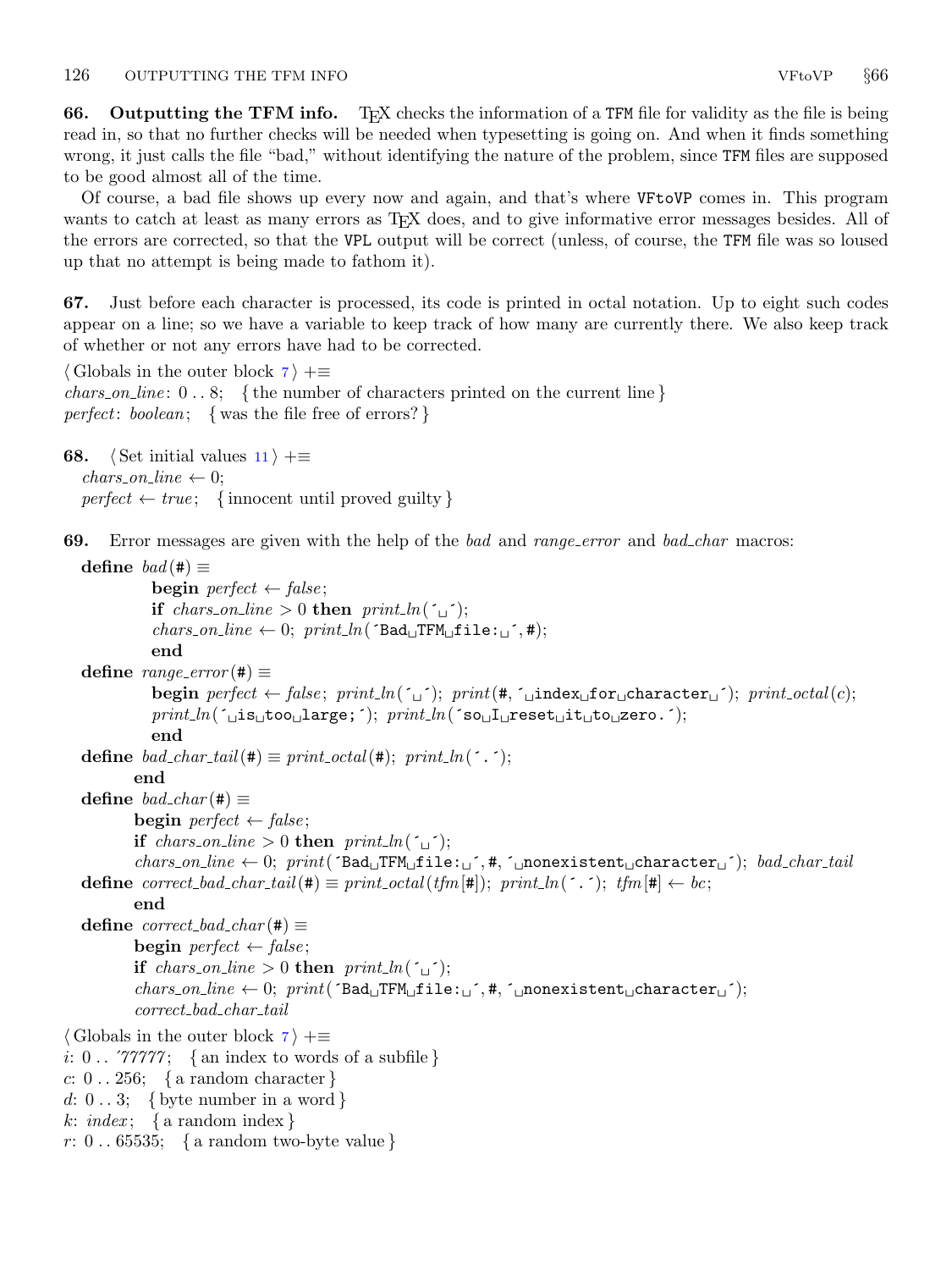**66. Outputting the TFM info.** TeX checks the information of a TFM file for validity as the file is being read in, so that no further checks will be needed when typesetting is going on. And when it finds something wrong, it just calls the file "bad," without identifying the nature of the problem, since TFM files are supposed to be good almost all of the time.

Of course, a bad file shows up every now and again, and that's where VFtoVP comes in. This program wants to catch at least as many errors as TeX does, and to give informative error messages besides. All of the errors are corrected, so that the VPL output will be correct (unless, of course, the TFM file was so loused up that no attempt is being made to fathom it).

**67.** Just before each character is processed, its code is printed in octal notation. Up to eight such codes appear on a line; so we have a variable to keep track of how many are currently there. We also keep track of whether or not any errors have had to be corrected.

```
⟨Globals in the outer block 7⟩ +≡
chars_on_line: 0 . . 8;  { the number of characters printed on the current line }
perfect: boolean;  { was the file free of errors? }
```

**68.** ⟨Set initial values 11⟩ +≡

```
chars_on_line ← 0;
perfect ← true;  { innocent until proved guilty }
```

**69.** Error messages are given with the help of the *bad* and *range_error* and *bad_char* macros:

```
define bad(#) ≡
          begin perfect ← false;
          if chars_on_line > 0 then print_ln(´␣´);
          chars_on_line ← 0; print_ln(´Bad␣TFM␣file:␣´, #);
          end
define range_error(#) ≡
          begin perfect ← false; print_ln(´␣´); print(#, ´␣index␣for␣character␣´); print_octal(c);
          print_ln(´␣is␣too␣large;´); print_ln(´so␣I␣reset␣it␣to␣zero.´);
          end
define bad_char_tail(#) ≡ print_octal(#); print_ln(´.´);
       end
define bad_char(#) ≡
       begin perfect ← false;
       if chars_on_line > 0 then print_ln(´␣´);
       chars_on_line ← 0; print(´Bad␣TFM␣file:␣´, #, ´␣nonexistent␣character␣´); bad_char_tail
define correct_bad_char_tail(#) ≡ print_octal(tfm[#]); print_ln(´.´); tfm[#] ← bc;
       end
define correct_bad_char(#) ≡
       begin perfect ← false;
       if chars_on_line > 0 then print_ln(´␣´);
       chars_on_line ← 0; print(´Bad␣TFM␣file:␣´, #, ´␣nonexistent␣character␣´);
       correct_bad_char_tail
```

```
⟨Globals in the outer block 7⟩ +≡
i: 0 . . ´77777;  { an index to words of a subfile }
c: 0 . . 256;  { a random character }
d: 0 . . 3;  { byte number in a word }
k: index;  { a random index }
r: 0 . . 65535;  { a random two-byte value }
```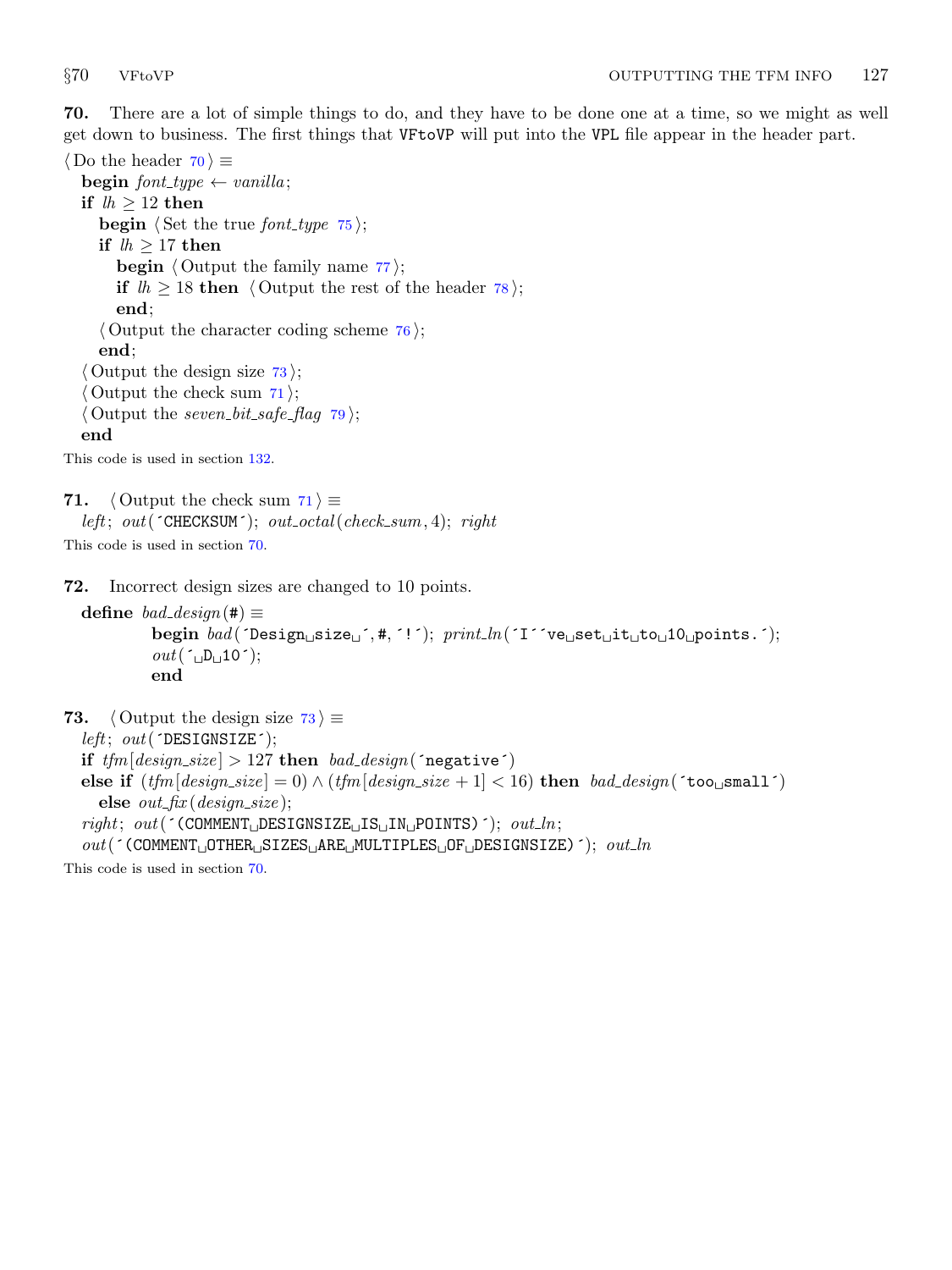**70.** There are a lot of simple things to do, and they have to be done one at a time, so we might as well get down to business. The first things that VFtoVP will put into the VPL file appear in the header part.

```
⟨Do the header 70⟩ ≡
  begin font_type ← vanilla;
  if lh ≥ 12 then
    begin ⟨Set the true font_type 75⟩;
    if lh ≥ 17 then
      begin ⟨Output the family name 77⟩;
      if lh ≥ 18 then ⟨Output the rest of the header 78⟩;
      end;
    ⟨Output the character coding scheme 76⟩;
    end;
  ⟨Output the design size 73⟩;
  ⟨Output the check sum 71⟩;
  ⟨Output the seven_bit_safe_flag 79⟩;
  end
```

This code is used in section 132.

**71.** ⟨Output the check sum 71⟩ ≡

```
left; out(´CHECKSUM´); out_octal(check_sum, 4); right
```

This code is used in section 70.

**72.** Incorrect design sizes are changed to 10 points.

```
define bad_design(#) ≡
          begin bad(´Design size ´, #, ´!´); print_ln(´I´´ve set it to 10 points.´);
          out(´ D 10´);
          end
```

**73.** ⟨Output the design size 73⟩ ≡

```
left; out(´DESIGNSIZE´);
if tfm[design_size] > 127 then bad_design(´negative´)
else if (tfm[design_size] = 0) ∧ (tfm[design_size + 1] < 16) then bad_design(´too small´)
  else out_fix(design_size);
right; out(´(COMMENT DESIGNSIZE IS IN POINTS)´); out_ln;
out(´(COMMENT OTHER SIZES ARE MULTIPLES OF DESIGNSIZE)´); out_ln
```

This code is used in section 70.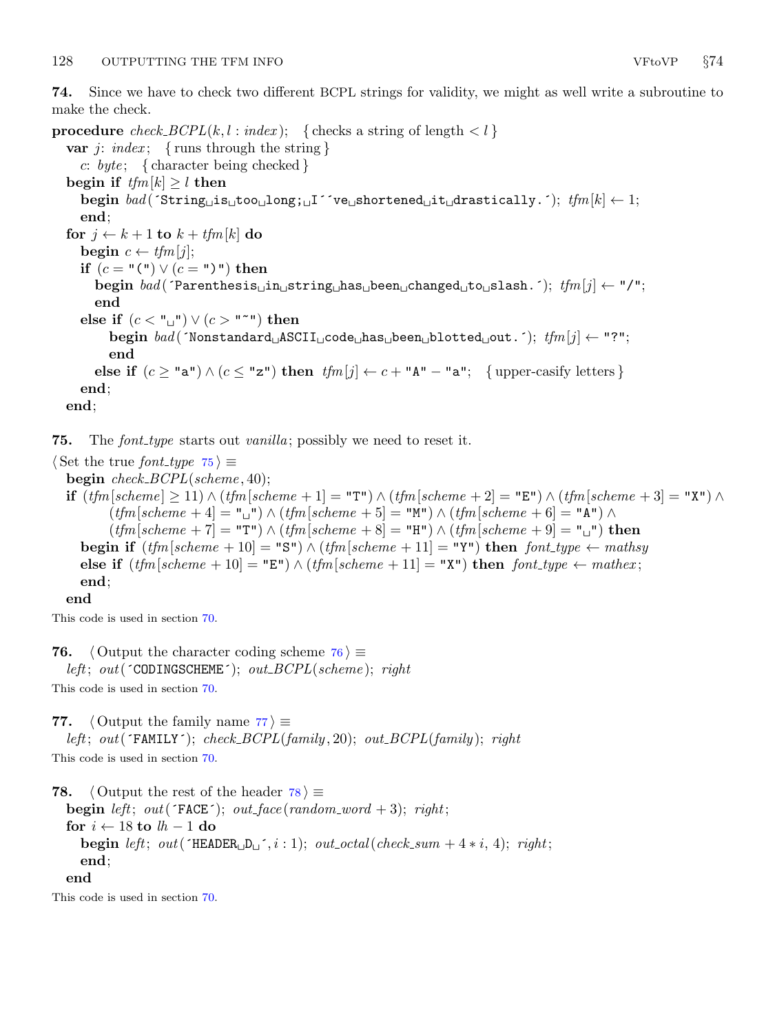**74.** Since we have to check two different BCPL strings for validity, we might as well write a subroutine to make the check.

```
procedure check_BCPL(k, l : index); { checks a string of length < l }
  var j: index; { runs through the string }
    c: byte; { character being checked }
  begin if tfm[k] ≥ l then
    begin bad('String␣is␣too␣long;␣I''ve␣shortened␣it␣drastically.'); tfm[k] ← 1;
    end;
  for j ← k + 1 to k + tfm[k] do
    begin c ← tfm[j];
    if (c = "(") ∨ (c = ")") then
      begin bad('Parenthesis␣in␣string␣has␣been␣changed␣to␣slash.'); tfm[j] ← "/";
      end
    else if (c < "␣") ∨ (c > "~") then
        begin bad('Nonstandard␣ASCII␣code␣has␣been␣blotted␣out.'); tfm[j] ← "?";
        end
      else if (c ≥ "a") ∧ (c ≤ "z") then tfm[j] ← c + "A" − "a"; { upper-casify letters }
    end;
  end;
```

**75.** The *font_type* starts out *vanilla*; possibly we need to reset it.

```
⟨ Set the true font_type 75 ⟩ ≡
  begin check_BCPL(scheme, 40);
  if (tfm[scheme] ≥ 11) ∧ (tfm[scheme + 1] = "T") ∧ (tfm[scheme + 2] = "E") ∧ (tfm[scheme + 3] = "X") ∧
        (tfm[scheme + 4] = "␣") ∧ (tfm[scheme + 5] = "M") ∧ (tfm[scheme + 6] = "A") ∧
        (tfm[scheme + 7] = "T") ∧ (tfm[scheme + 8] = "H") ∧ (tfm[scheme + 9] = "␣") then
    begin if (tfm[scheme + 10] = "S") ∧ (tfm[scheme + 11] = "Y") then font_type ← mathsy
    else if (tfm[scheme + 10] = "E") ∧ (tfm[scheme + 11] = "X") then font_type ← mathex;
    end;
  end
```

This code is used in section 70.

**76.** ⟨ Output the character coding scheme 76 ⟩ ≡

```
  left; out('CODINGSCHEME'); out_BCPL(scheme); right
```

This code is used in section 70.

**77.** ⟨ Output the family name 77 ⟩ ≡

```
  left; out('FAMILY'); check_BCPL(family, 20); out_BCPL(family); right
```

This code is used in section 70.

**78.** ⟨ Output the rest of the header 78 ⟩ ≡

```
  begin left; out('FACE'); out_face(random_word + 3); right;
  for i ← 18 to lh − 1 do
    begin left; out('HEADER␣D␣', i : 1); out_octal(check_sum + 4 * i, 4); right;
    end;
  end
```

This code is used in section 70.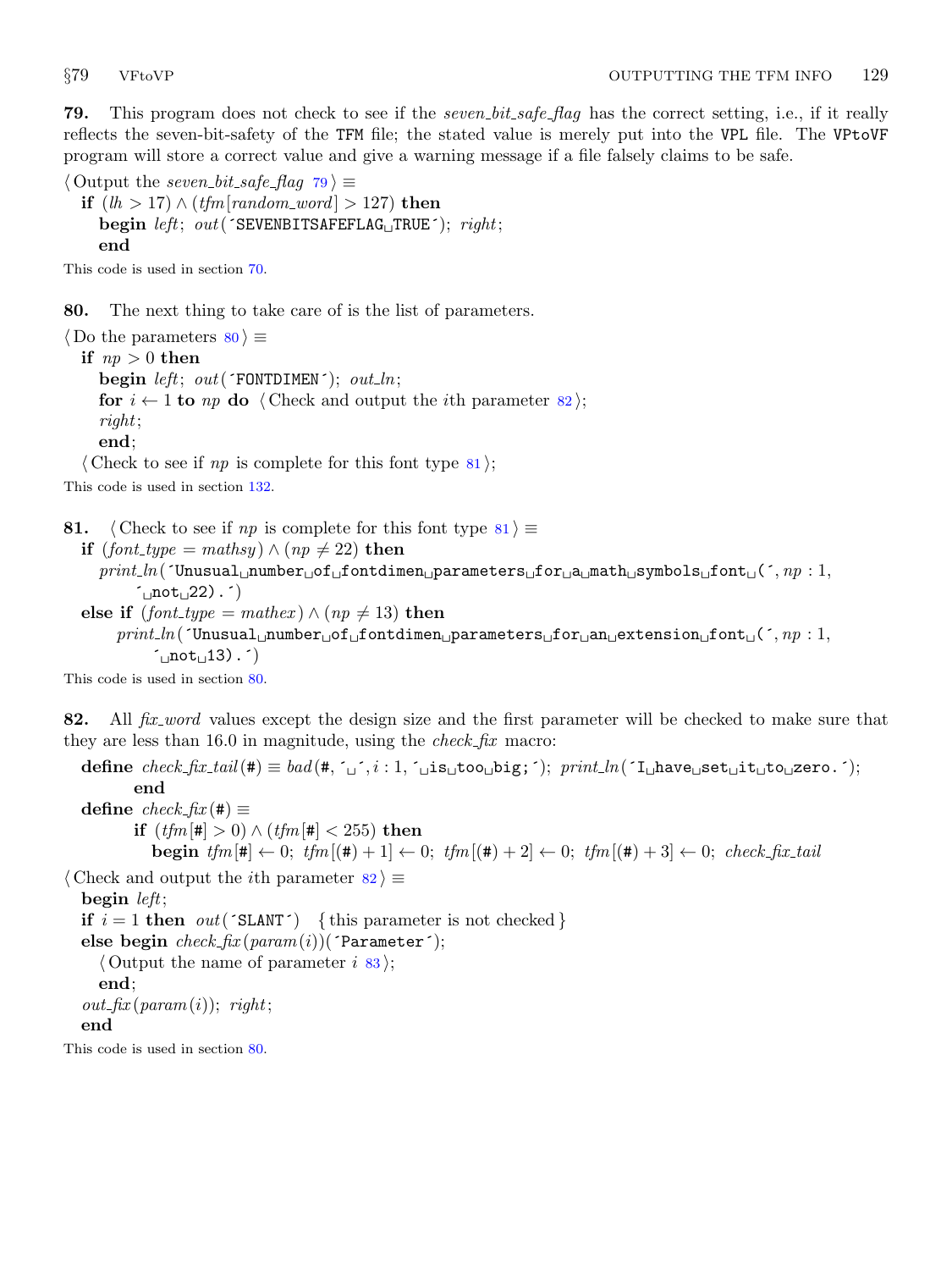**79.** This program does not check to see if the *seven_bit_safe_flag* has the correct setting, i.e., if it really reflects the seven-bit-safety of the TFM file; the stated value is merely put into the VPL file. The VPtoVF program will store a correct value and give a warning message if a file falsely claims to be safe.

```
⟨Output the seven_bit_safe_flag 79⟩ ≡
  if (lh > 17) ∧ (tfm[random_word] > 127) then
    begin left; out('SEVENBITSAFEFLAG␣TRUE'); right;
    end
```

This code is used in section 70.

**80.** The next thing to take care of is the list of parameters.

```
⟨Do the parameters 80⟩ ≡
  if np > 0 then
    begin left; out('FONTDIMEN'); out_ln;
    for i ← 1 to np do ⟨Check and output the ith parameter 82⟩;
    right;
    end;
  ⟨Check to see if np is complete for this font type 81⟩;
```

This code is used in section 132.

**81.**

```
⟨Check to see if np is complete for this font type 81⟩ ≡
  if (font_type = mathsy) ∧ (np ≠ 22) then
    print_ln('Unusual␣number␣of␣fontdimen␣parameters␣for␣a␣math␣symbols␣font␣(', np : 1,
        '␣not␣22).')
  else if (font_type = mathex) ∧ (np ≠ 13) then
      print_ln('Unusual␣number␣of␣fontdimen␣parameters␣for␣an␣extension␣font␣(', np : 1,
          '␣not␣13).')
```

This code is used in section 80.

**82.** All *fix_word* values except the design size and the first parameter will be checked to make sure that they are less than 16.0 in magnitude, using the *check_fix* macro:

```
define check_fix_tail(#) ≡ bad(#, '␣', i : 1, '␣is␣too␣big;'); print_ln('I␣have␣set␣it␣to␣zero.');
        end
define check_fix(#) ≡
        if (tfm[#] > 0) ∧ (tfm[#] < 255) then
          begin tfm[#] ← 0; tfm[(#) + 1] ← 0; tfm[(#) + 2] ← 0; tfm[(#) + 3] ← 0; check_fix_tail

⟨Check and output the ith parameter 82⟩ ≡
  begin left;
  if i = 1 then out('SLANT')   { this parameter is not checked }
  else begin check_fix(param(i))('Parameter');
    ⟨Output the name of parameter i 83⟩;
    end;
  out_fix(param(i)); right;
  end
```

This code is used in section 80.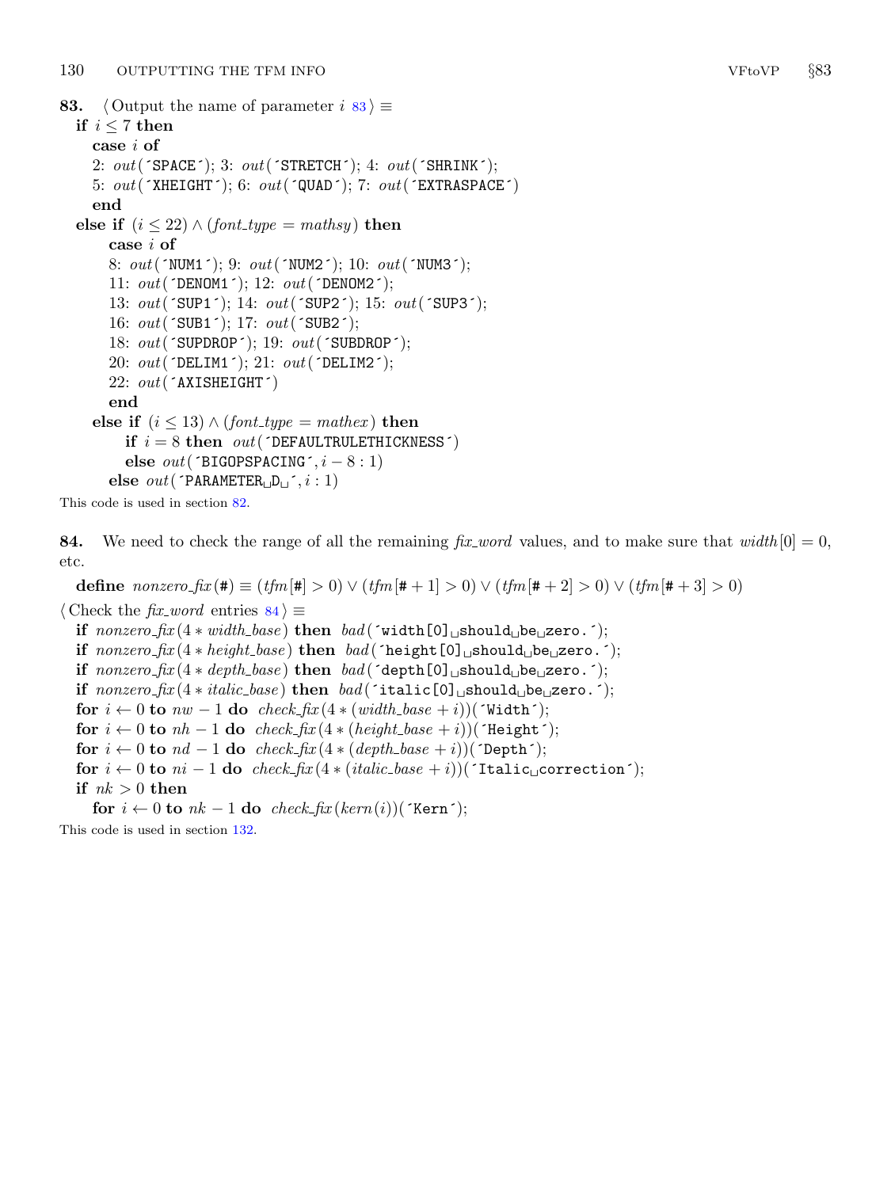**83.** ⟨ Output the name of parameter $i$ 83 ⟩ ≡

```
if i ≤ 7 then
  case i of
  2: out(´SPACE´); 3: out(´STRETCH´); 4: out(´SHRINK´);
  5: out(´XHEIGHT´); 6: out(´QUAD´); 7: out(´EXTRASPACE´)
  end
else if (i ≤ 22) ∧ (font_type = mathsy) then
    case i of
    8: out(´NUM1´); 9: out(´NUM2´); 10: out(´NUM3´);
    11: out(´DENOM1´); 12: out(´DENOM2´);
    13: out(´SUP1´); 14: out(´SUP2´); 15: out(´SUP3´);
    16: out(´SUB1´); 17: out(´SUB2´);
    18: out(´SUPDROP´); 19: out(´SUBDROP´);
    20: out(´DELIM1´); 21: out(´DELIM2´);
    22: out(´AXISHEIGHT´)
    end
  else if (i ≤ 13) ∧ (font_type = mathex) then
      if i = 8 then out(´DEFAULTRULETHICKNESS´)
      else out(´BIGOPSPACING´, i − 8 : 1)
    else out(´PARAMETER D ´, i : 1)
```

This code is used in section 82.

**84.** We need to check the range of all the remaining *fix_word* values, and to make sure that $width[0] = 0$, etc.

```
define nonzero_fix(#) ≡ (tfm[#] > 0) ∨ (tfm[# + 1] > 0) ∨ (tfm[# + 2] > 0) ∨ (tfm[# + 3] > 0)
```

⟨ Check the *fix_word* entries 84 ⟩ ≡

```
if nonzero_fix(4 ∗ width_base) then bad(´width[0] should be zero.´);
if nonzero_fix(4 ∗ height_base) then bad(´height[0] should be zero.´);
if nonzero_fix(4 ∗ depth_base) then bad(´depth[0] should be zero.´);
if nonzero_fix(4 ∗ italic_base) then bad(´italic[0] should be zero.´);
for i ← 0 to nw − 1 do check_fix(4 ∗ (width_base + i))(´Width´);
for i ← 0 to nh − 1 do check_fix(4 ∗ (height_base + i))(´Height´);
for i ← 0 to nd − 1 do check_fix(4 ∗ (depth_base + i))(´Depth´);
for i ← 0 to ni − 1 do check_fix(4 ∗ (italic_base + i))(´Italic correction´);
if nk > 0 then
  for i ← 0 to nk − 1 do check_fix(kern(i))(´Kern´);
```

This code is used in section 132.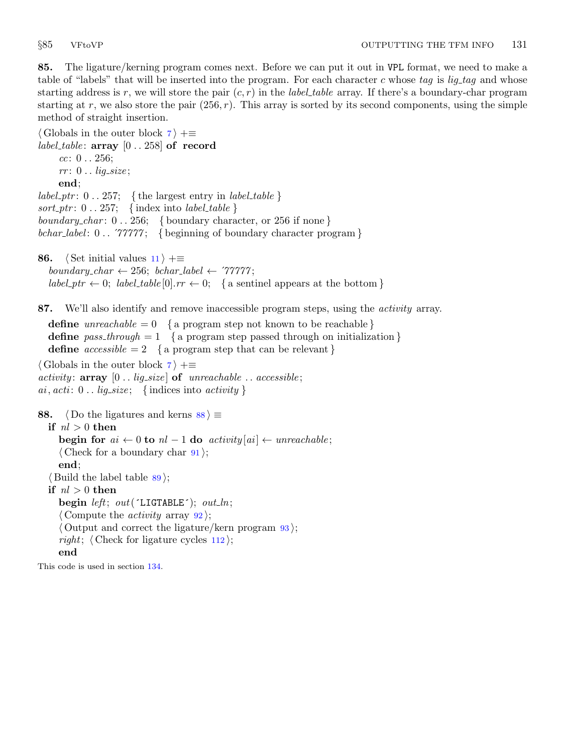**85.** The ligature/kerning program comes next. Before we can put it out in VPL format, we need to make a table of "labels" that will be inserted into the program. For each character $c$ whose *tag* is *lig_tag* and whose starting address is $r$, we will store the pair $(c, r)$ in the *label_table* array. If there's a boundary-char program starting at $r$, we also store the pair $(256, r)$. This array is sorted by its second components, using the simple method of straight insertion.

⟨Globals in the outer block 7⟩ +≡
*label_table*: **array** [0 .. 258] **of record**
    *cc*: 0 .. 256;
    *rr*: 0 .. *lig_size*;
    **end**;
*label_ptr*: 0 .. 257; { the largest entry in *label_table* }
*sort_ptr*: 0 .. 257; { index into *label_table* }
*boundary_char*: 0 .. 256; { boundary character, or 256 if none }
*bchar_label*: 0 .. ´77777; { beginning of boundary character program }

**86.** ⟨Set initial values 11⟩ +≡
  *boundary_char* ← 256; *bchar_label* ← ´77777;
  *label_ptr* ← 0; *label_table*[0].*rr* ← 0; { a sentinel appears at the bottom }

**87.** We'll also identify and remove inaccessible program steps, using the *activity* array.

  **define** *unreachable* = 0 { a program step not known to be reachable }
  **define** *pass_through* = 1 { a program step passed through on initialization }
  **define** *accessible* = 2 { a program step that can be relevant }

⟨Globals in the outer block 7⟩ +≡
*activity*: **array** [0 .. *lig_size*] **of** *unreachable* .. *accessible*;
*ai*, *acti*: 0 .. *lig_size*; { indices into *activity* }

**88.** ⟨Do the ligatures and kerns 88⟩ ≡
  **if** *nl* > 0 **then**
    **begin for** *ai* ← 0 **to** *nl* − 1 **do** *activity*[*ai*] ← *unreachable*;
    ⟨Check for a boundary char 91⟩;
    **end**;
  ⟨Build the label table 89⟩;
  **if** *nl* > 0 **then**
    **begin** *left*; *out*(´LIGTABLE´); *out_ln*;
    ⟨Compute the *activity* array 92⟩;
    ⟨Output and correct the ligature/kern program 93⟩;
    *right*; ⟨Check for ligature cycles 112⟩;
    **end**

This code is used in section 134.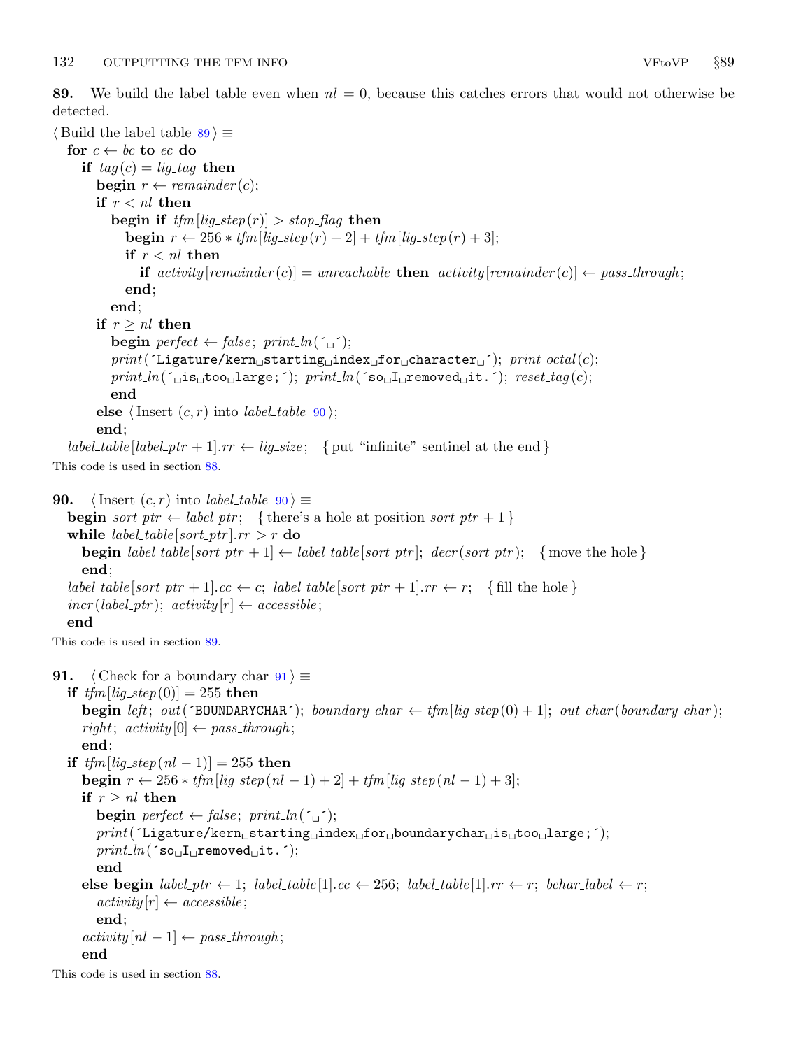**89.** We build the label table even when $nl = 0$, because this catches errors that would not otherwise be detected.

```
⟨Build the label table 89⟩ ≡
  for c ← bc to ec do
    if tag(c) = lig_tag then
      begin r ← remainder(c);
      if r < nl then
        begin if tfm[lig_step(r)] > stop_flag then
          begin r ← 256 * tfm[lig_step(r) + 2] + tfm[lig_step(r) + 3];
          if r < nl then
            if activity[remainder(c)] = unreachable then activity[remainder(c)] ← pass_through;
          end;
        end;
      if r ≥ nl then
        begin perfect ← false; print_ln(´␣´);
        print(´Ligature/kern␣starting␣index␣for␣character␣´); print_octal(c);
        print_ln(´␣is␣too␣large;´); print_ln(´so␣I␣removed␣it.´); reset_tag(c);
        end
      else ⟨Insert (c, r) into label_table 90⟩;
      end;
  label_table[label_ptr + 1].rr ← lig_size;  { put "infinite" sentinel at the end }
```

This code is used in section 88.

**90.**

```
⟨Insert (c, r) into label_table 90⟩ ≡
  begin sort_ptr ← label_ptr;  { there's a hole at position sort_ptr + 1 }
  while label_table[sort_ptr].rr > r do
    begin label_table[sort_ptr + 1] ← label_table[sort_ptr]; decr(sort_ptr);  { move the hole }
    end;
  label_table[sort_ptr + 1].cc ← c; label_table[sort_ptr + 1].rr ← r;  { fill the hole }
  incr(label_ptr); activity[r] ← accessible;
  end
```

This code is used in section 89.

**91.**

```
⟨Check for a boundary char 91⟩ ≡
  if tfm[lig_step(0)] = 255 then
    begin left; out(´BOUNDARYCHAR´); boundary_char ← tfm[lig_step(0) + 1]; out_char(boundary_char);
    right; activity[0] ← pass_through;
    end;
  if tfm[lig_step(nl − 1)] = 255 then
    begin r ← 256 * tfm[lig_step(nl − 1) + 2] + tfm[lig_step(nl − 1) + 3];
    if r ≥ nl then
      begin perfect ← false; print_ln(´␣´);
      print(´Ligature/kern␣starting␣index␣for␣boundarychar␣is␣too␣large;´);
      print_ln(´so␣I␣removed␣it.´);
      end
    else begin label_ptr ← 1; label_table[1].cc ← 256; label_table[1].rr ← r; bchar_label ← r;
      activity[r] ← accessible;
      end;
    activity[nl − 1] ← pass_through;
    end
```

This code is used in section 88.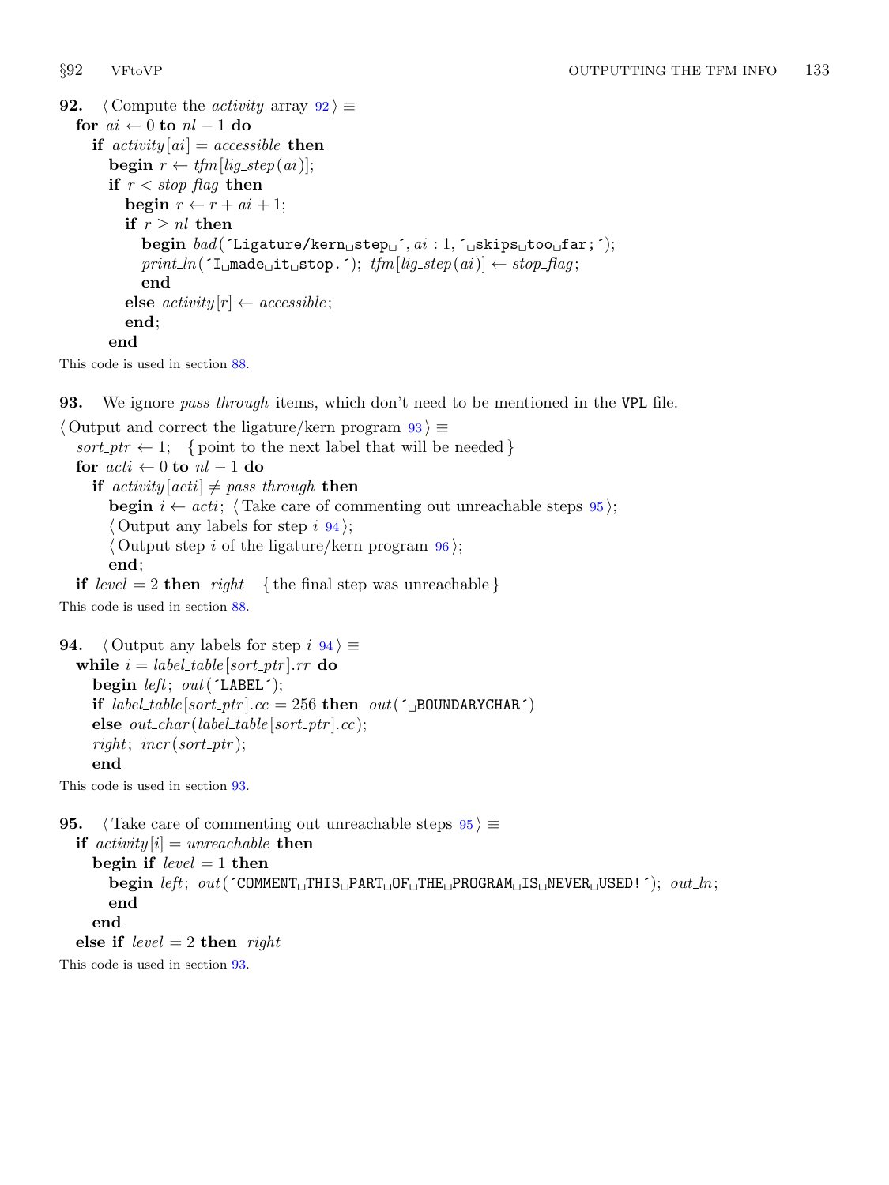**92.** ⟨ Compute the *activity* array 92 ⟩ ≡

```
for ai ← 0 to nl − 1 do
  if activity[ai] = accessible then
    begin r ← tfm[lig_step(ai)];
    if r < stop_flag then
      begin r ← r + ai + 1;
      if r ≥ nl then
        begin bad(´Ligature/kern␣step␣´, ai : 1, ´␣skips␣too␣far;´);
        print_ln(´I␣made␣it␣stop.´); tfm[lig_step(ai)] ← stop_flag;
        end
      else activity[r] ← accessible;
      end;
    end
```

This code is used in section 88.

**93.** We ignore *pass_through* items, which don't need to be mentioned in the VPL file.

⟨ Output and correct the ligature/kern program 93 ⟩ ≡

```
sort_ptr ← 1;   { point to the next label that will be needed }
for acti ← 0 to nl − 1 do
  if activity[acti] ≠ pass_through then
    begin i ← acti; ⟨ Take care of commenting out unreachable steps 95 ⟩;
    ⟨ Output any labels for step i 94 ⟩;
    ⟨ Output step i of the ligature/kern program 96 ⟩;
    end;
if level = 2 then right   { the final step was unreachable }
```

This code is used in section 88.

**94.** ⟨ Output any labels for step $i$ 94 ⟩ ≡

```
while i = label_table[sort_ptr].rr do
  begin left; out(´LABEL´);
  if label_table[sort_ptr].cc = 256 then out(´␣BOUNDARYCHAR´)
  else out_char(label_table[sort_ptr].cc);
  right; incr(sort_ptr);
  end
```

This code is used in section 93.

**95.** ⟨ Take care of commenting out unreachable steps 95 ⟩ ≡

```
if activity[i] = unreachable then
  begin if level = 1 then
    begin left; out(´COMMENT␣THIS␣PART␣OF␣THE␣PROGRAM␣IS␣NEVER␣USED!´); out_ln;
    end
  end
else if level = 2 then right
```

This code is used in section 93.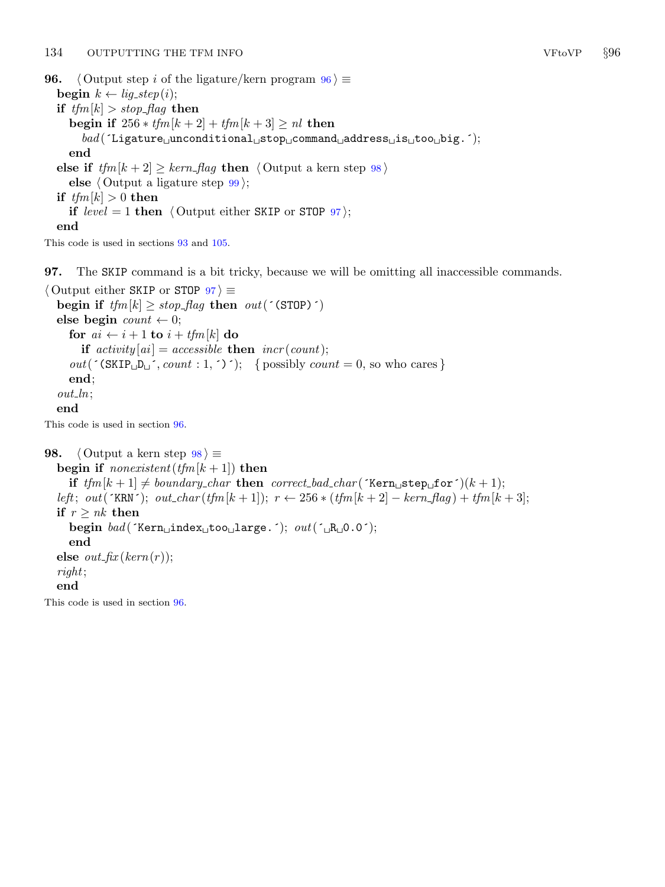**96.** ⟨ Output step $i$ of the ligature/kern program 96 ⟩ ≡

```
begin k ← lig_step(i);
if tfm[k] > stop_flag then
  begin if 256 * tfm[k + 2] + tfm[k + 3] ≥ nl then
    bad('Ligature unconditional stop command address is too big.');
  end
else if tfm[k + 2] ≥ kern_flag then ⟨ Output a kern step 98 ⟩
  else ⟨ Output a ligature step 99 ⟩;
if tfm[k] > 0 then
  if level = 1 then ⟨ Output either SKIP or STOP 97 ⟩;
end
```

This code is used in sections 93 and 105.

**97.** The SKIP command is a bit tricky, because we will be omitting all inaccessible commands.

⟨ Output either SKIP or STOP 97 ⟩ ≡

```
begin if tfm[k] ≥ stop_flag then out('(STOP)')
else begin count ← 0;
  for ai ← i + 1 to i + tfm[k] do
    if activity[ai] = accessible then incr(count);
  out('(SKIP D ', count : 1, ')');   { possibly count = 0, so who cares }
  end;
out_ln;
end
```

This code is used in section 96.

**98.** ⟨ Output a kern step 98 ⟩ ≡

```
begin if nonexistent(tfm[k + 1]) then
  if tfm[k + 1] ≠ boundary_char then correct_bad_char('Kern step for')(k + 1);
left; out('KRN'); out_char(tfm[k + 1]); r ← 256 * (tfm[k + 2] − kern_flag) + tfm[k + 3];
if r ≥ nk then
  begin bad('Kern index too large.'); out(' R 0.0');
  end
else out_fix(kern(r));
right;
end
```

This code is used in section 96.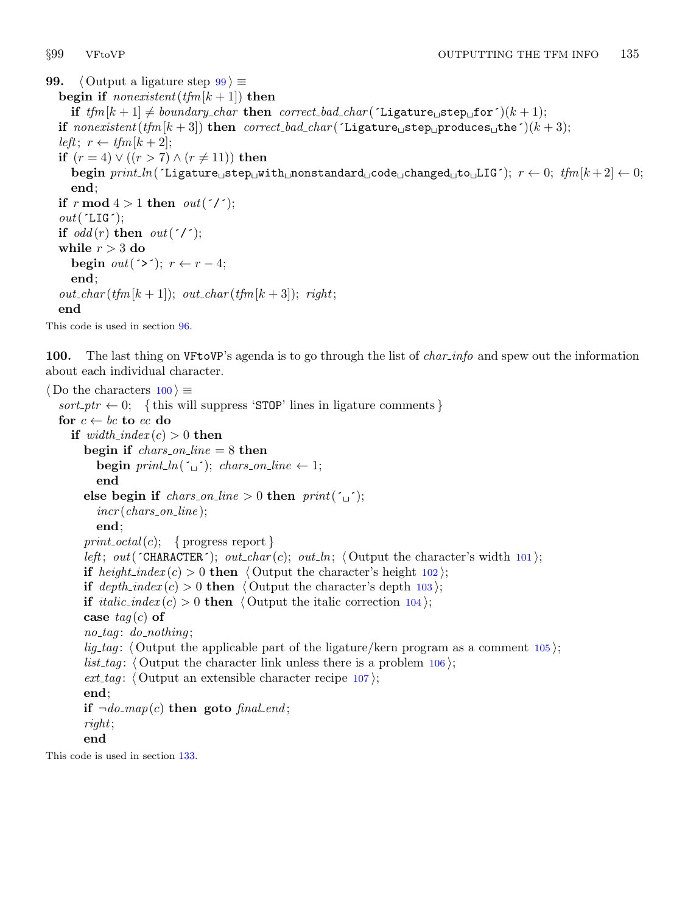**99.** ⟨ Output a ligature step 99 ⟩ ≡

```
begin if nonexistent(tfm[k + 1]) then
    if tfm[k + 1] ≠ boundary_char then correct_bad_char('Ligature step for')(k + 1);
  if nonexistent(tfm[k + 3]) then correct_bad_char('Ligature step produces the')(k + 3);
  left; r ← tfm[k + 2];
  if (r = 4) ∨ ((r > 7) ∧ (r ≠ 11)) then
    begin print_ln('Ligature step with nonstandard code changed to LIG'); r ← 0; tfm[k + 2] ← 0;
    end;
  if r mod 4 > 1 then out('/');
  out('LIG');
  if odd(r) then out('/');
  while r > 3 do
    begin out('>'); r ← r − 4;
    end;
  out_char(tfm[k + 1]); out_char(tfm[k + 3]); right;
  end
```

This code is used in section 96.

**100.** The last thing on VFtoVP's agenda is to go through the list of *char_info* and spew out the information about each individual character.

⟨ Do the characters 100 ⟩ ≡

```
  sort_ptr ← 0;   { this will suppress 'STOP' lines in ligature comments }
  for c ← bc to ec do
    if width_index(c) > 0 then
      begin if chars_on_line = 8 then
        begin print_ln(' '); chars_on_line ← 1;
        end
      else begin if chars_on_line > 0 then print(' ');
        incr(chars_on_line);
        end;
      print_octal(c);   { progress report }
      left; out('CHARACTER'); out_char(c); out_ln; ⟨ Output the character's width 101 ⟩;
      if height_index(c) > 0 then ⟨ Output the character's height 102 ⟩;
      if depth_index(c) > 0 then ⟨ Output the character's depth 103 ⟩;
      if italic_index(c) > 0 then ⟨ Output the italic correction 104 ⟩;
      case tag(c) of
      no_tag: do_nothing;
      lig_tag: ⟨ Output the applicable part of the ligature/kern program as a comment 105 ⟩;
      list_tag: ⟨ Output the character link unless there is a problem 106 ⟩;
      ext_tag: ⟨ Output an extensible character recipe 107 ⟩;
      end;
      if ¬do_map(c) then goto final_end;
      right;
      end
```

This code is used in section 133.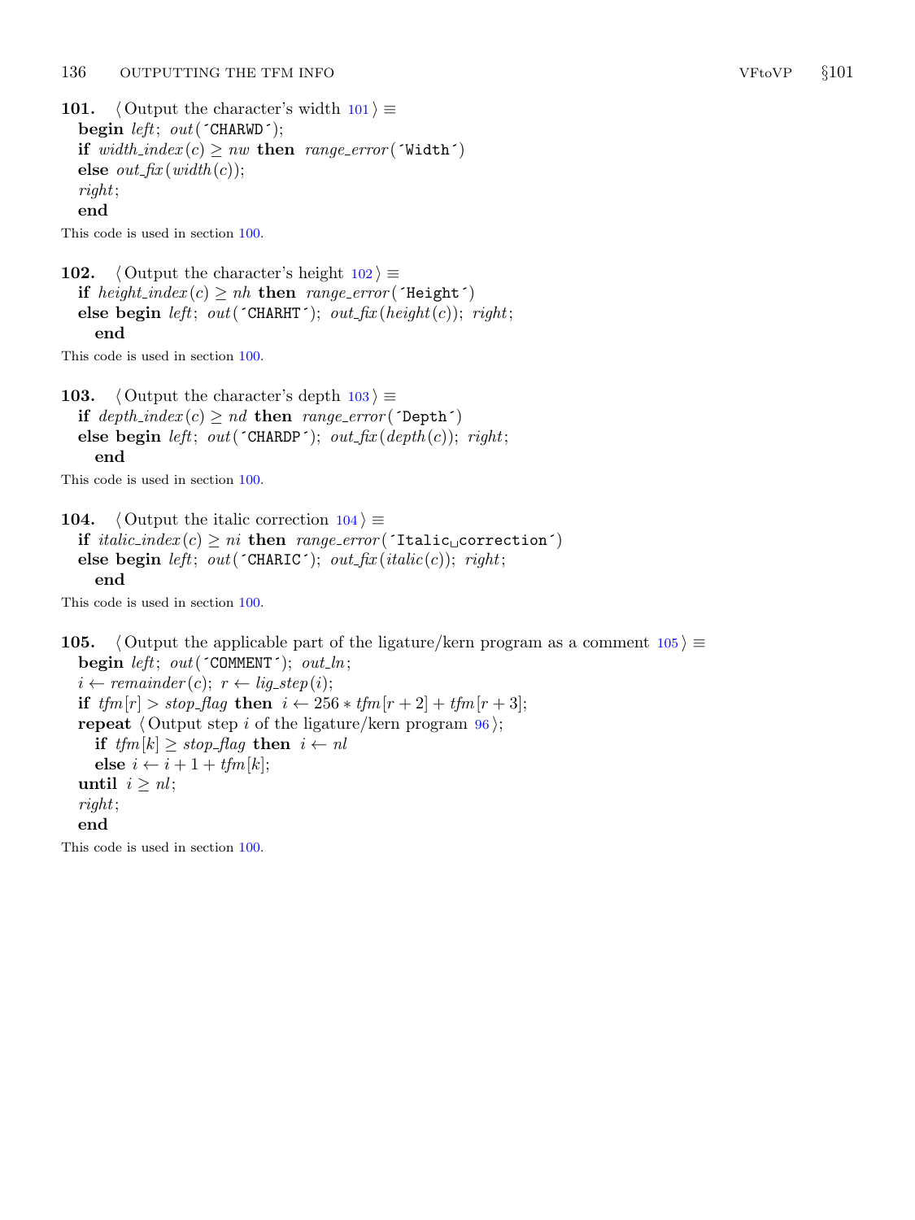**101.** ⟨ Output the character's width 101 ⟩ ≡

```
begin left; out(´CHARWD´);
if width_index(c) ≥ nw then range_error(´Width´)
else out_fix(width(c));
right;
end
```

This code is used in section 100.

**102.** ⟨ Output the character's height 102 ⟩ ≡

```
if height_index(c) ≥ nh then range_error(´Height´)
else begin left; out(´CHARHT´); out_fix(height(c)); right;
  end
```

This code is used in section 100.

**103.** ⟨ Output the character's depth 103 ⟩ ≡

```
if depth_index(c) ≥ nd then range_error(´Depth´)
else begin left; out(´CHARDP´); out_fix(depth(c)); right;
  end
```

This code is used in section 100.

**104.** ⟨ Output the italic correction 104 ⟩ ≡

```
if italic_index(c) ≥ ni then range_error(´Italic␣correction´)
else begin left; out(´CHARIC´); out_fix(italic(c)); right;
  end
```

This code is used in section 100.

**105.** ⟨ Output the applicable part of the ligature/kern program as a comment 105 ⟩ ≡

```
begin left; out(´COMMENT´); out_ln;
i ← remainder(c); r ← lig_step(i);
if tfm[r] > stop_flag then i ← 256 * tfm[r + 2] + tfm[r + 3];
repeat ⟨ Output step i of the ligature/kern program 96 ⟩;
  if tfm[k] ≥ stop_flag then i ← nl
  else i ← i + 1 + tfm[k];
until i ≥ nl;
right;
end
```

This code is used in section 100.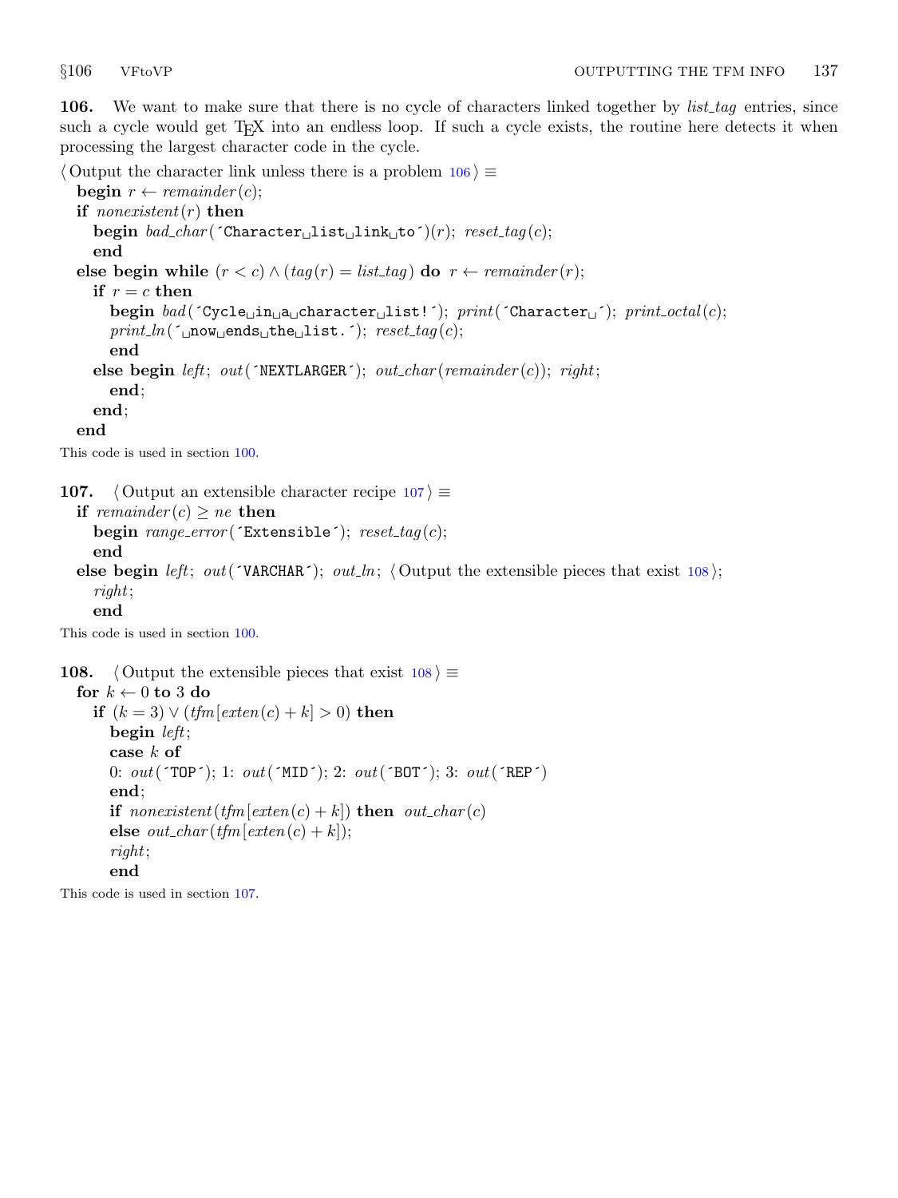**106.** We want to make sure that there is no cycle of characters linked together by *list_tag* entries, since such a cycle would get TEX into an endless loop. If such a cycle exists, the routine here detects it when processing the largest character code in the cycle.

```
⟨Output the character link unless there is a problem 106⟩ ≡
  begin r ← remainder(c);
  if nonexistent(r) then
    begin bad_char(´Character␣list␣link␣to´)(r); reset_tag(c);
    end
  else begin while (r < c) ∧ (tag(r) = list_tag) do r ← remainder(r);
    if r = c then
      begin bad(´Cycle␣in␣a␣character␣list!´); print(´Character␣´); print_octal(c);
      print_ln(´␣now␣ends␣the␣list.´); reset_tag(c);
      end
    else begin left; out(´NEXTLARGER´); out_char(remainder(c)); right;
      end;
    end;
  end
```

This code is used in section 100.

**107.**

```
⟨Output an extensible character recipe 107⟩ ≡
  if remainder(c) ≥ ne then
    begin range_error(´Extensible´); reset_tag(c);
    end
  else begin left; out(´VARCHAR´); out_ln; ⟨Output the extensible pieces that exist 108⟩;
    right;
    end
```

This code is used in section 100.

**108.**

```
⟨Output the extensible pieces that exist 108⟩ ≡
  for k ← 0 to 3 do
    if (k = 3) ∨ (tfm[exten(c) + k] > 0) then
      begin left;
      case k of
      0: out(´TOP´); 1: out(´MID´); 2: out(´BOT´); 3: out(´REP´)
      end;
      if nonexistent(tfm[exten(c) + k]) then out_char(c)
      else out_char(tfm[exten(c) + k]);
      right;
      end
```

This code is used in section 107.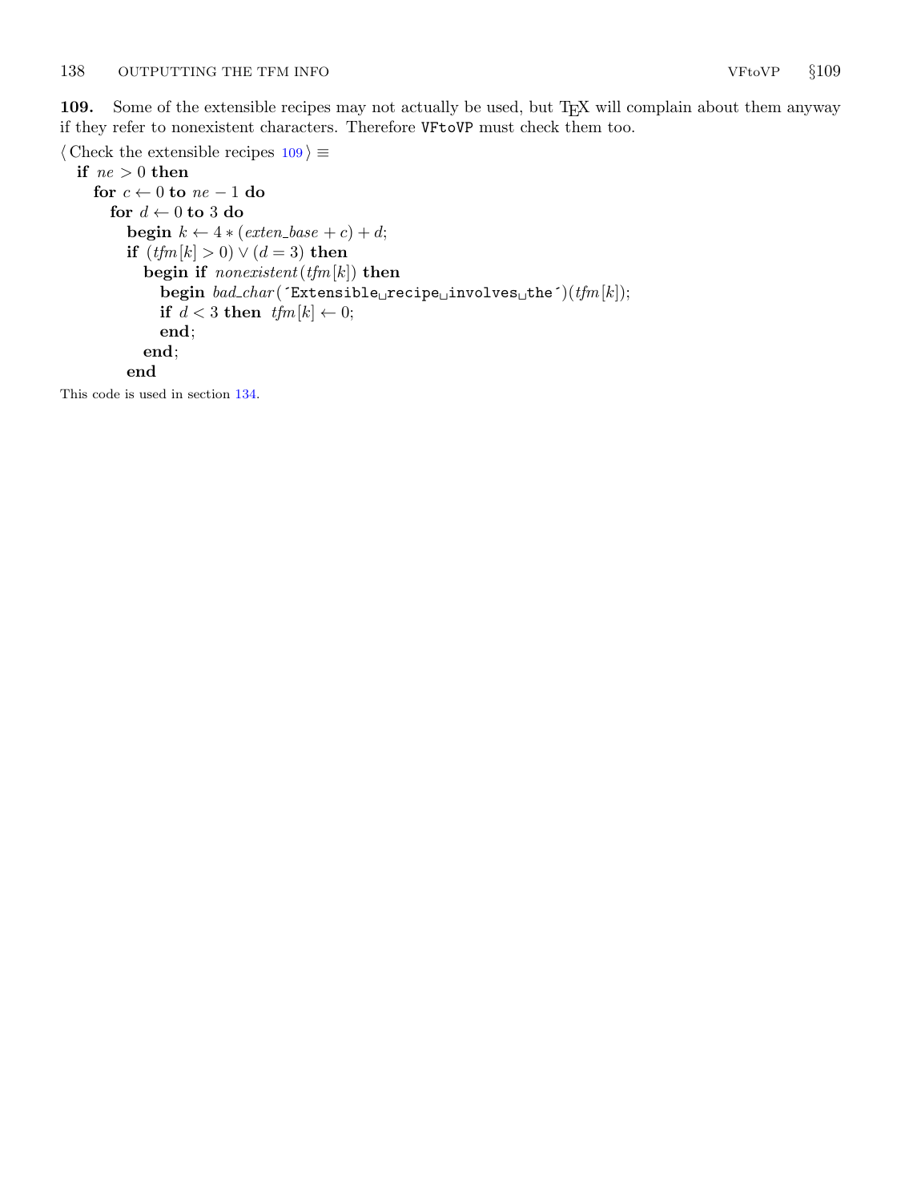**109.** Some of the extensible recipes may not actually be used, but TEX will complain about them anyway if they refer to nonexistent characters. Therefore VFtoVP must check them too.

⟨ Check the extensible recipes 109 ⟩ ≡

```
if ne > 0 then
  for c ← 0 to ne − 1 do
    for d ← 0 to 3 do
      begin k ← 4 ∗ (exten_base + c) + d;
      if (tfm[k] > 0) ∨ (d = 3) then
        begin if nonexistent(tfm[k]) then
          begin bad_char(´Extensible␣recipe␣involves␣the´)(tfm[k]);
          if d < 3 then tfm[k] ← 0;
          end;
        end;
      end
```

This code is used in section 134.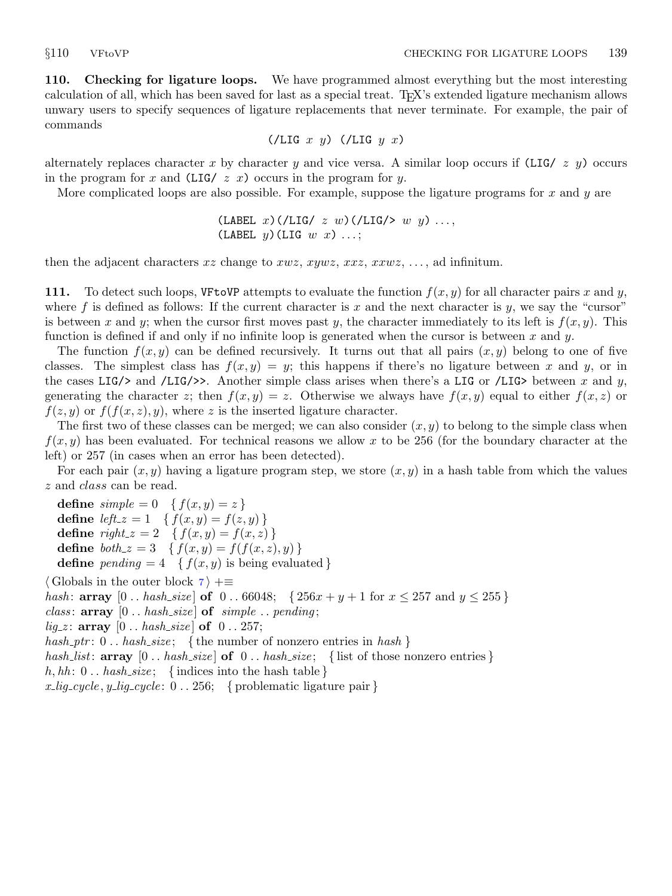**110. Checking for ligature loops.** We have programmed almost everything but the most interesting calculation of all, which has been saved for last as a special treat. TEX's extended ligature mechanism allows unwary users to specify sequences of ligature replacements that never terminate. For example, the pair of commands

(/LIG $x$ $y$) (/LIG $y$ $x$)

alternately replaces character $x$ by character $y$ and vice versa. A similar loop occurs if (LIG/ $z$ $y$) occurs in the program for $x$ and (LIG/ $z$ $x$) occurs in the program for $y$.

More complicated loops are also possible. For example, suppose the ligature programs for $x$ and $y$ are

(LABEL $x$)(/LIG/ $z$ $w$)(/LIG/> $w$ $y$) . . . ,
(LABEL $y$)(LIG $w$ $x$) . . . ;

then the adjacent characters $xz$ change to $xwz$, $xywz$, $xxz$, $xxwz$, . . . , ad infinitum.

**111.** To detect such loops, VFtoVP attempts to evaluate the function $f(x,y)$ for all character pairs $x$ and $y$, where $f$ is defined as follows: If the current character is $x$ and the next character is $y$, we say the "cursor" is between $x$ and $y$; when the cursor first moves past $y$, the character immediately to its left is $f(x,y)$. This function is defined if and only if no infinite loop is generated when the cursor is between $x$ and $y$.

The function $f(x,y)$ can be defined recursively. It turns out that all pairs $(x,y)$ belong to one of five classes. The simplest class has $f(x,y) = y$; this happens if there's no ligature between $x$ and $y$, or in the cases LIG/> and /LIG/>>. Another simple class arises when there's a LIG or /LIG> between $x$ and $y$, generating the character $z$; then $f(x,y) = z$. Otherwise we always have $f(x,y)$ equal to either $f(x,z)$ or $f(z,y)$ or $f(f(x,z),y)$, where $z$ is the inserted ligature character.

The first two of these classes can be merged; we can also consider $(x,y)$ to belong to the simple class when $f(x,y)$ has been evaluated. For technical reasons we allow $x$ to be 256 (for the boundary character at the left) or 257 (in cases when an error has been detected).

For each pair $(x,y)$ having a ligature program step, we store $(x,y)$ in a hash table from which the values $z$ and *class* can be read.

**define** *simple* = 0 { $f(x,y) = z$ }
**define** *left_z* = 1 { $f(x,y) = f(z,y)$ }
**define** *right_z* = 2 { $f(x,y) = f(x,z)$ }
**define** *both_z* = 3 { $f(x,y) = f(f(x,z),y)$ }
**define** *pending* = 4 { $f(x,y)$ is being evaluated }

⟨ Globals in the outer block 7 ⟩ +≡
*hash*: **array** [0 .. *hash_size*] **of** 0 .. 66048; { $256x + y + 1$ for $x \le 257$ and $y \le 255$ }
*class*: **array** [0 .. *hash_size*] **of** *simple* .. *pending*;
*lig_z*: **array** [0 .. *hash_size*] **of** 0 .. 257;
*hash_ptr*: 0 .. *hash_size*; { the number of nonzero entries in *hash* }
*hash_list*: **array** [0 .. *hash_size*] **of** 0 .. *hash_size*; { list of those nonzero entries }
*h*, *hh*: 0 .. *hash_size*; { indices into the hash table }
*x_lig_cycle*, *y_lig_cycle*: 0 .. 256; { problematic ligature pair }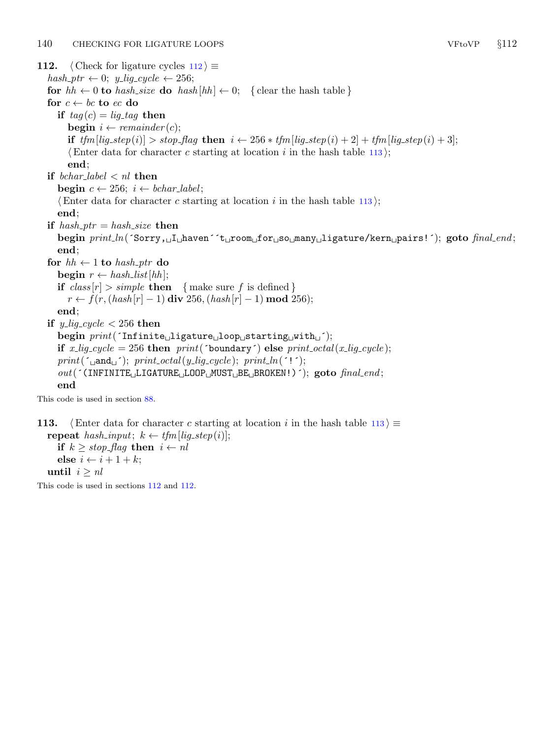**112.** ⟨ Check for ligature cycles 112 ⟩ ≡

```
hash_ptr ← 0; y_lig_cycle ← 256;
for hh ← 0 to hash_size do hash[hh] ← 0;  { clear the hash table }
for c ← bc to ec do
  if tag(c) = lig_tag then
    begin i ← remainder(c);
    if tfm[lig_step(i)] > stop_flag then i ← 256 * tfm[lig_step(i) + 2] + tfm[lig_step(i) + 3];
    ⟨ Enter data for character c starting at location i in the hash table 113 ⟩;
    end;
if bchar_label < nl then
  begin c ← 256; i ← bchar_label;
  ⟨ Enter data for character c starting at location i in the hash table 113 ⟩;
  end;
if hash_ptr = hash_size then
  begin print_ln('Sorry, I haven''t room for so many ligature/kern pairs!'); goto final_end;
  end;
for hh ← 1 to hash_ptr do
  begin r ← hash_list[hh];
  if class[r] > simple then  { make sure f is defined }
    r ← f(r, (hash[r] − 1) div 256, (hash[r] − 1) mod 256);
  end;
if y_lig_cycle < 256 then
  begin print('Infinite ligature loop starting with ');
  if x_lig_cycle = 256 then print('boundary') else print_octal(x_lig_cycle);
  print(' and '); print_octal(y_lig_cycle); print_ln('!');
  out('(INFINITE LIGATURE LOOP MUST BE BROKEN!)'); goto final_end;
  end
```

This code is used in section 88.

**113.** ⟨ Enter data for character c starting at location i in the hash table 113 ⟩ ≡

```
repeat hash_input; k ← tfm[lig_step(i)];
  if k ≥ stop_flag then i ← nl
  else i ← i + 1 + k;
until i ≥ nl
```

This code is used in sections 112 and 112.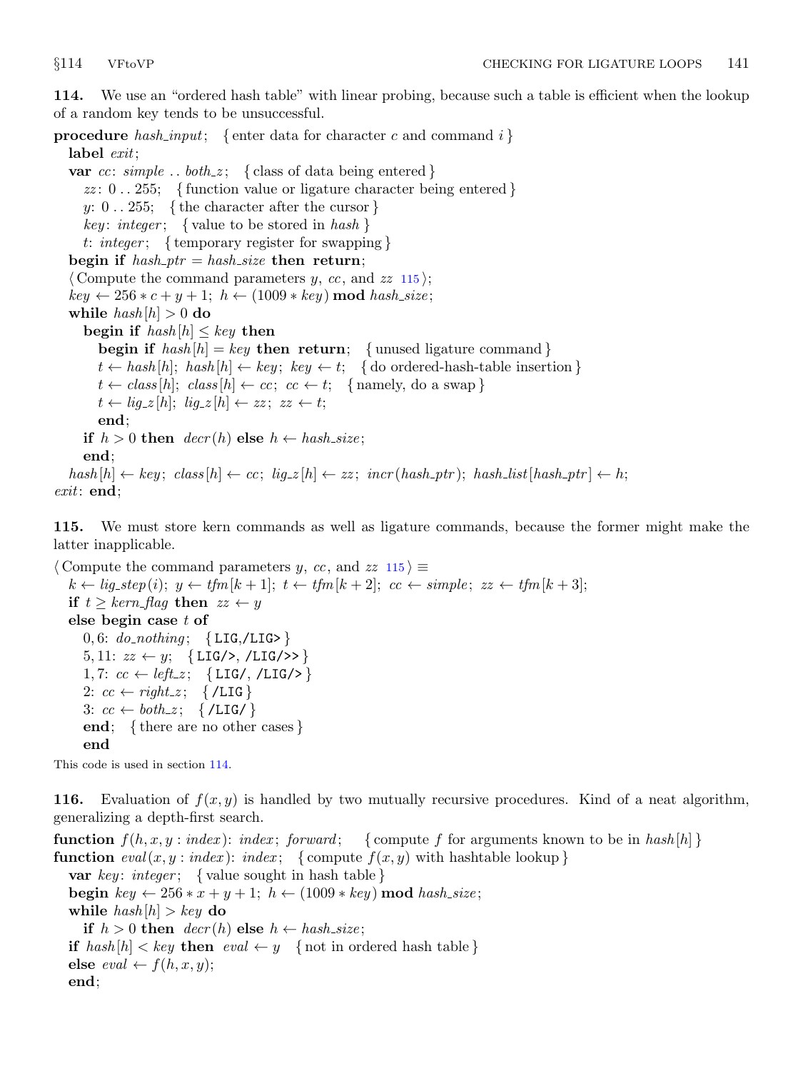**114.** We use an "ordered hash table" with linear probing, because such a table is efficient when the lookup of a random key tends to be unsuccessful.

```
procedure hash_input;   { enter data for character c and command i }
  label exit;
  var cc: simple .. both_z;   { class of data being entered }
    zz: 0 .. 255;   { function value or ligature character being entered }
    y: 0 .. 255;   { the character after the cursor }
    key: integer;   { value to be stored in hash }
    t: integer;   { temporary register for swapping }
  begin if hash_ptr = hash_size then return;
  ⟨ Compute the command parameters y, cc, and zz 115 ⟩;
  key ← 256 * c + y + 1; h ← (1009 * key) mod hash_size;
  while hash[h] > 0 do
    begin if hash[h] ≤ key then
      begin if hash[h] = key then return;   { unused ligature command }
      t ← hash[h]; hash[h] ← key; key ← t;   { do ordered-hash-table insertion }
      t ← class[h]; class[h] ← cc; cc ← t;   { namely, do a swap }
      t ← lig_z[h]; lig_z[h] ← zz; zz ← t;
      end;
    if h > 0 then decr(h) else h ← hash_size;
    end;
  hash[h] ← key; class[h] ← cc; lig_z[h] ← zz; incr(hash_ptr); hash_list[hash_ptr] ← h;
exit: end;
```

**115.** We must store kern commands as well as ligature commands, because the former might make the latter inapplicable.

```
⟨ Compute the command parameters y, cc, and zz 115 ⟩ ≡
  k ← lig_step(i); y ← tfm[k + 1]; t ← tfm[k + 2]; cc ← simple; zz ← tfm[k + 3];
  if t ≥ kern_flag then zz ← y
  else begin case t of
    0, 6: do_nothing;   { LIG,/LIG> }
    5, 11: zz ← y;   { LIG/>, /LIG/>> }
    1, 7: cc ← left_z;   { LIG/, /LIG/> }
    2: cc ← right_z;   { /LIG }
    3: cc ← both_z;   { /LIG/ }
    end;   { there are no other cases }
    end
```

This code is used in section 114.

**116.** Evaluation of $f(x, y)$ is handled by two mutually recursive procedures. Kind of a neat algorithm, generalizing a depth-first search.

```
function f(h, x, y : index): index; forward;   { compute f for arguments known to be in hash[h] }
function eval(x, y : index): index;   { compute f(x, y) with hashtable lookup }
  var key: integer;   { value sought in hash table }
  begin key ← 256 * x + y + 1; h ← (1009 * key) mod hash_size;
  while hash[h] > key do
    if h > 0 then decr(h) else h ← hash_size;
  if hash[h] < key then eval ← y   { not in ordered hash table }
  else eval ← f(h, x, y);
  end;
```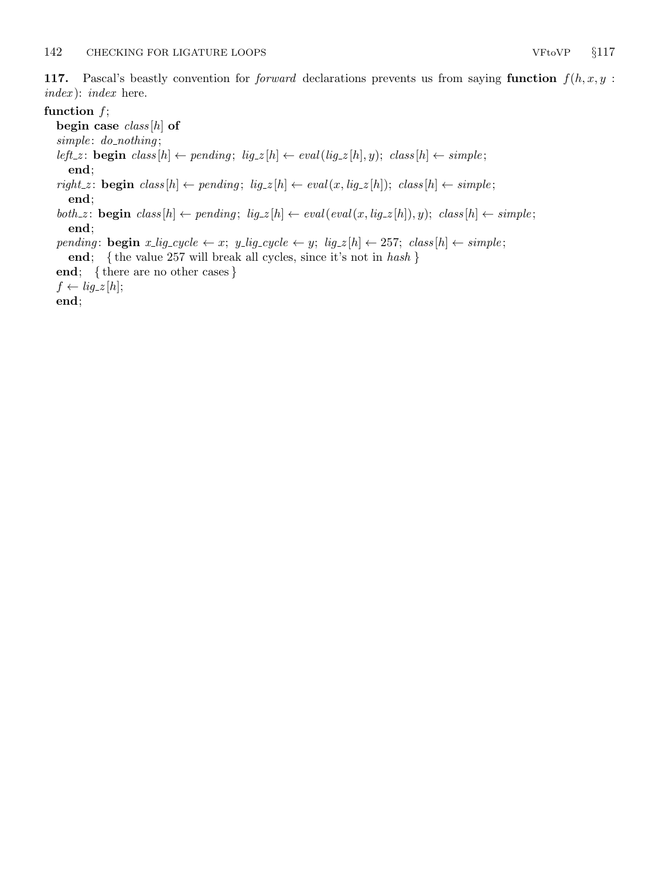**117.** Pascal's beastly convention for *forward* declarations prevents us from saying **function** $f(h, x, y : index)$: *index* here.

**function** $f$;
  **begin case** $class[h]$ **of**
  *simple*: *do_nothing*;
  *left_z*: **begin** $class[h] \leftarrow pending$; $lig\_z[h] \leftarrow eval(lig\_z[h], y)$; $class[h] \leftarrow simple$;
    **end**;
  *right_z*: **begin** $class[h] \leftarrow pending$; $lig\_z[h] \leftarrow eval(x, lig\_z[h])$; $class[h] \leftarrow simple$;
    **end**;
  *both_z*: **begin** $class[h] \leftarrow pending$; $lig\_z[h] \leftarrow eval(eval(x, lig\_z[h]), y)$; $class[h] \leftarrow simple$;
    **end**;
  *pending*: **begin** $x\_lig\_cycle \leftarrow x$; $y\_lig\_cycle \leftarrow y$; $lig\_z[h] \leftarrow 257$; $class[h] \leftarrow simple$;
    **end**;   { the value 257 will break all cycles, since it's not in *hash* }
  **end**;   { there are no other cases }
  $f \leftarrow lig\_z[h]$;
  **end**;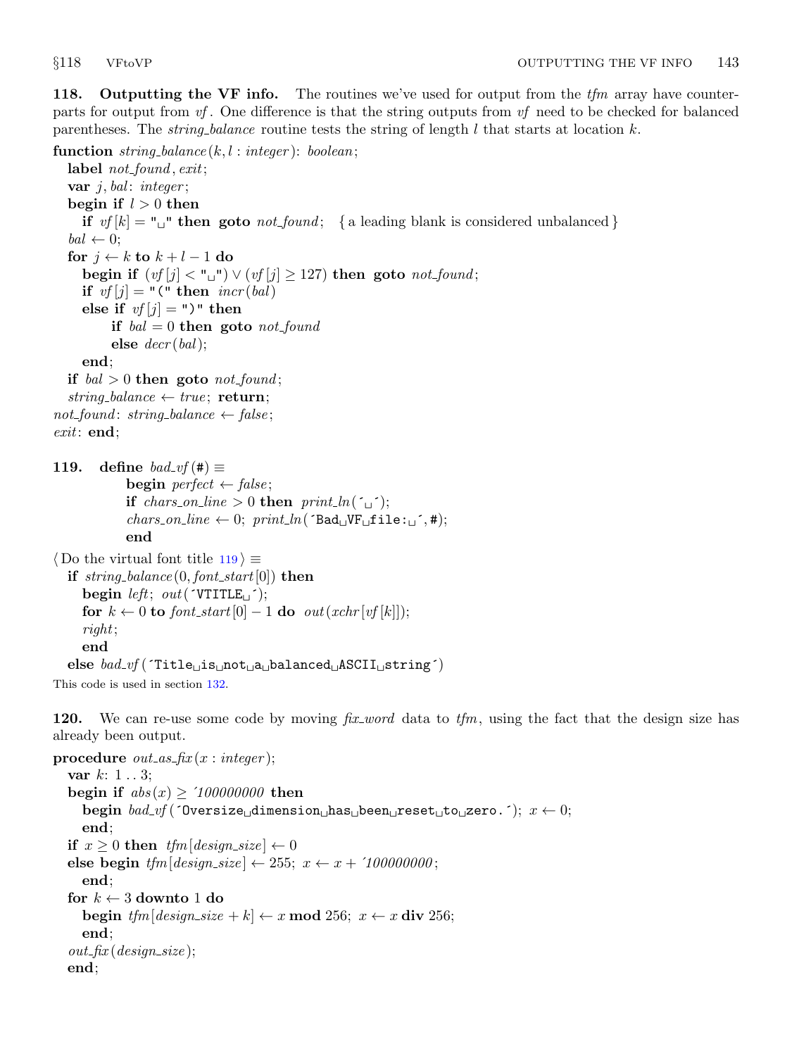**118. Outputting the VF info.** The routines we've used for output from the *tfm* array have counterparts for output from *vf*. One difference is that the string outputs from *vf* need to be checked for balanced parentheses. The *string_balance* routine tests the string of length $l$ that starts at location $k$.

```
function string_balance(k, l : integer): boolean;
  label not_found, exit;
  var j, bal: integer;
  begin if l > 0 then
    if vf[k] = "␣" then goto not_found;   { a leading blank is considered unbalanced }
  bal ← 0;
  for j ← k to k + l − 1 do
    begin if (vf[j] < "␣") ∨ (vf[j] ≥ 127) then goto not_found;
    if vf[j] = "(" then incr(bal)
    else if vf[j] = ")" then
        if bal = 0 then goto not_found
        else decr(bal);
    end;
  if bal > 0 then goto not_found;
  string_balance ← true; return;
not_found: string_balance ← false;
exit: end;
```

**119.**

```
define bad_vf(#) ≡
        begin perfect ← false;
        if chars_on_line > 0 then print_ln(´␣´);
        chars_on_line ← 0; print_ln(´Bad␣VF␣file:␣´, #);
        end

⟨ Do the virtual font title 119 ⟩ ≡
  if string_balance(0, font_start[0]) then
    begin left; out(´VTITLE␣´);
    for k ← 0 to font_start[0] − 1 do out(xchr[vf[k]]);
    right;
    end
  else bad_vf(´Title␣is␣not␣a␣balanced␣ASCII␣string´)
```

This code is used in section 132.

**120.** We can re-use some code by moving *fix_word* data to *tfm*, using the fact that the design size has already been output.

```
procedure out_as_fix(x : integer);
  var k: 1 .. 3;
  begin if abs(x) ≥ ´100000000 then
    begin bad_vf(´Oversize␣dimension␣has␣been␣reset␣to␣zero.´); x ← 0;
    end;
  if x ≥ 0 then tfm[design_size] ← 0
  else begin tfm[design_size] ← 255; x ← x + ´100000000;
    end;
  for k ← 3 downto 1 do
    begin tfm[design_size + k] ← x mod 256; x ← x div 256;
    end;
  out_fix(design_size);
  end;
```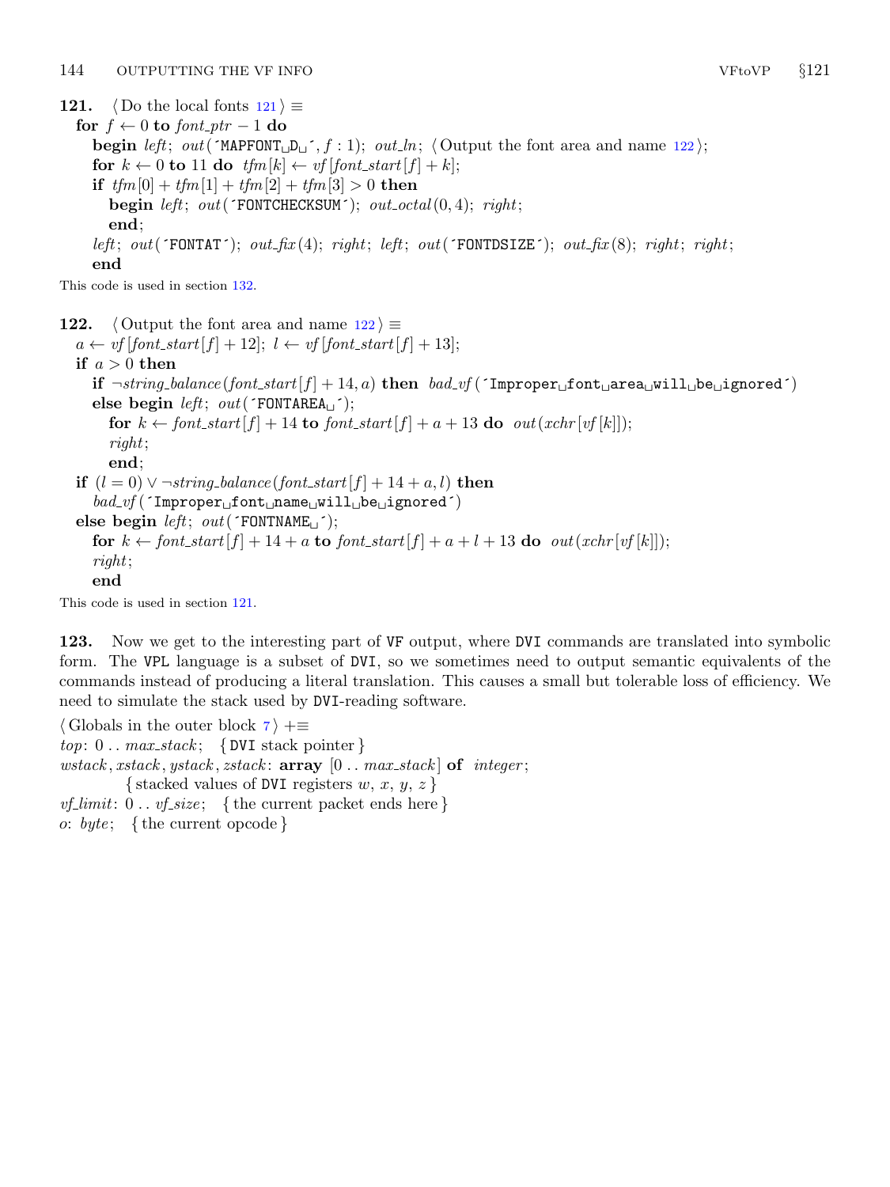**121.** ⟨ Do the local fonts 121 ⟩ ≡

```
for f ← 0 to font_ptr − 1 do
  begin left; out('MAPFONT␣D␣', f : 1); out_ln; ⟨ Output the font area and name 122 ⟩;
  for k ← 0 to 11 do tfm[k] ← vf[font_start[f] + k];
  if tfm[0] + tfm[1] + tfm[2] + tfm[3] > 0 then
    begin left; out('FONTCHECKSUM'); out_octal(0, 4); right;
    end;
  left; out('FONTAT'); out_fix(4); right; left; out('FONTDSIZE'); out_fix(8); right; right;
  end
```

This code is used in section 132.

**122.** ⟨ Output the font area and name 122 ⟩ ≡

```
a ← vf[font_start[f] + 12]; l ← vf[font_start[f] + 13];
if a > 0 then
  if ¬string_balance(font_start[f] + 14, a) then bad_vf('Improper␣font␣area␣will␣be␣ignored')
  else begin left; out('FONTAREA␣');
    for k ← font_start[f] + 14 to font_start[f] + a + 13 do out(xchr[vf[k]]);
    right;
    end;
if (l = 0) ∨ ¬string_balance(font_start[f] + 14 + a, l) then
  bad_vf('Improper␣font␣name␣will␣be␣ignored')
else begin left; out('FONTNAME␣');
  for k ← font_start[f] + 14 + a to font_start[f] + a + l + 13 do out(xchr[vf[k]]);
  right;
  end
```

This code is used in section 121.

**123.** Now we get to the interesting part of VF output, where DVI commands are translated into symbolic form. The VPL language is a subset of DVI, so we sometimes need to output semantic equivalents of the commands instead of producing a literal translation. This causes a small but tolerable loss of efficiency. We need to simulate the stack used by DVI-reading software.

⟨ Globals in the outer block 7 ⟩ +≡

```
top: 0 .. max_stack;   { DVI stack pointer }
wstack, xstack, ystack, zstack: array [0 .. max_stack] of integer;
        { stacked values of DVI registers w, x, y, z }
vf_limit: 0 .. vf_size;   { the current packet ends here }
o: byte;   { the current opcode }
```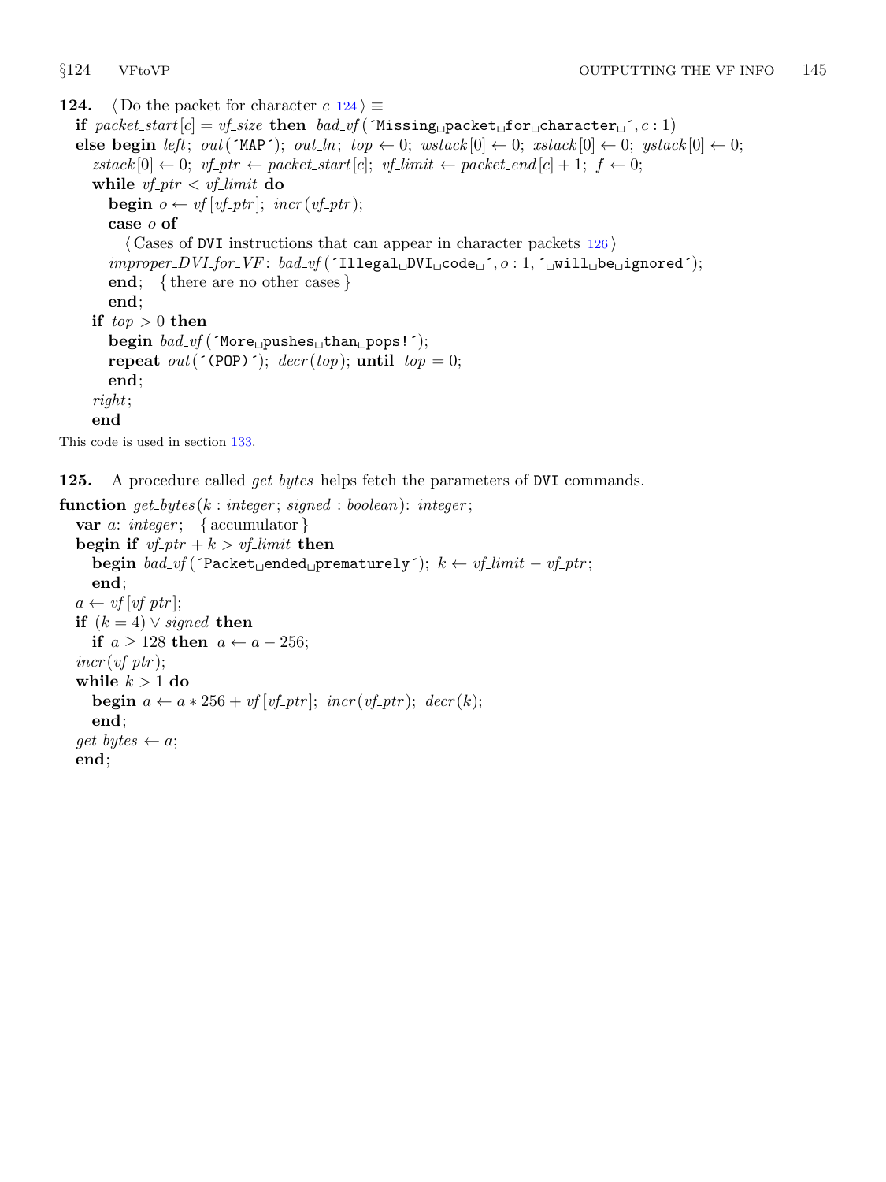**124.** ⟨ Do the packet for character $c$ 124 ⟩ ≡

```
if packet_start[c] = vf_size then bad_vf('Missing packet for character ', c : 1)
else begin left; out('MAP'); out_ln; top ← 0; wstack[0] ← 0; xstack[0] ← 0; ystack[0] ← 0;
  zstack[0] ← 0; vf_ptr ← packet_start[c]; vf_limit ← packet_end[c] + 1; f ← 0;
  while vf_ptr < vf_limit do
    begin o ← vf[vf_ptr]; incr(vf_ptr);
    case o of
      ⟨ Cases of DVI instructions that can appear in character packets 126 ⟩
    improper_DVI_for_VF: bad_vf('Illegal DVI code ', o : 1, ' will be ignored');
    end; { there are no other cases }
    end;
  if top > 0 then
    begin bad_vf('More pushes than pops!');
    repeat out('(POP)'); decr(top); until top = 0;
    end;
  right;
  end
```

This code is used in section 133.

**125.** A procedure called *get_bytes* helps fetch the parameters of DVI commands.

```
function get_bytes(k : integer; signed : boolean): integer;
  var a: integer; { accumulator }
  begin if vf_ptr + k > vf_limit then
    begin bad_vf('Packet ended prematurely'); k ← vf_limit − vf_ptr;
    end;
  a ← vf[vf_ptr];
  if (k = 4) ∨ signed then
    if a ≥ 128 then a ← a − 256;
  incr(vf_ptr);
  while k > 1 do
    begin a ← a * 256 + vf[vf_ptr]; incr(vf_ptr); decr(k);
    end;
  get_bytes ← a;
  end;
```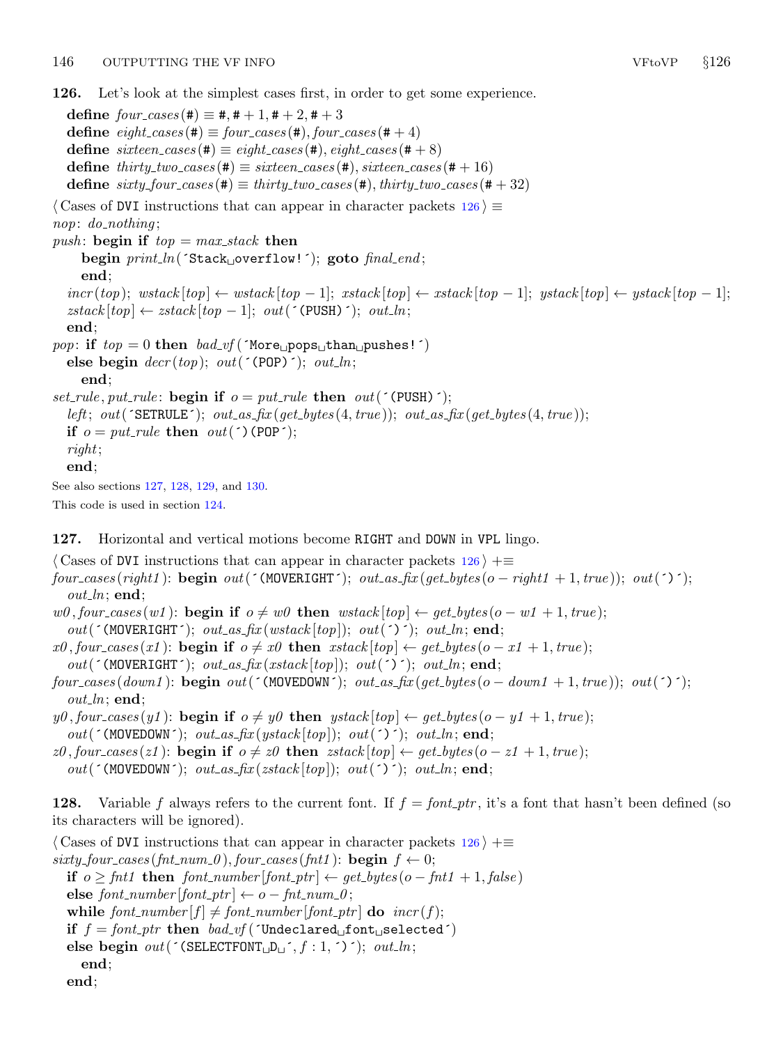**126.** Let's look at the simplest cases first, in order to get some experience.

```
define four_cases(#) ≡ #, # + 1, # + 2, # + 3
define eight_cases(#) ≡ four_cases(#), four_cases(# + 4)
define sixteen_cases(#) ≡ eight_cases(#), eight_cases(# + 8)
define thirty_two_cases(#) ≡ sixteen_cases(#), sixteen_cases(# + 16)
define sixty_four_cases(#) ≡ thirty_two_cases(#), thirty_two_cases(# + 32)
```

```
⟨ Cases of DVI instructions that can appear in character packets 126 ⟩ ≡
nop: do_nothing;
push: begin if top = max_stack then
    begin print_ln(´Stack overflow!´); goto final_end;
    end;
  incr(top); wstack[top] ← wstack[top − 1]; xstack[top] ← xstack[top − 1]; ystack[top] ← ystack[top − 1];
  zstack[top] ← zstack[top − 1]; out(´(PUSH)´); out_ln;
  end;
pop: if top = 0 then bad_vf(´More pops than pushes!´)
  else begin decr(top); out(´(POP)´); out_ln;
    end;
set_rule, put_rule: begin if o = put_rule then out(´(PUSH)´);
  left; out(´SETRULE´); out_as_fix(get_bytes(4, true)); out_as_fix(get_bytes(4, true));
  if o = put_rule then out(´)(POP´);
  right;
  end;
```

See also sections 127, 128, 129, and 130.

This code is used in section 124.

**127.** Horizontal and vertical motions become RIGHT and DOWN in VPL lingo.

```
⟨ Cases of DVI instructions that can appear in character packets 126 ⟩ +≡
four_cases(right1): begin out(´(MOVERIGHT´); out_as_fix(get_bytes(o − right1 + 1, true)); out(´)´);
  out_ln; end;
w0, four_cases(w1): begin if o ≠ w0 then wstack[top] ← get_bytes(o − w1 + 1, true);
  out(´(MOVERIGHT´); out_as_fix(wstack[top]); out(´)´); out_ln; end;
x0, four_cases(x1): begin if o ≠ x0 then xstack[top] ← get_bytes(o − x1 + 1, true);
  out(´(MOVERIGHT´); out_as_fix(xstack[top]); out(´)´); out_ln; end;
four_cases(down1): begin out(´(MOVEDOWN´); out_as_fix(get_bytes(o − down1 + 1, true)); out(´)´);
  out_ln; end;
y0, four_cases(y1): begin if o ≠ y0 then ystack[top] ← get_bytes(o − y1 + 1, true);
  out(´(MOVEDOWN´); out_as_fix(ystack[top]); out(´)´); out_ln; end;
z0, four_cases(z1): begin if o ≠ z0 then zstack[top] ← get_bytes(o − z1 + 1, true);
  out(´(MOVEDOWN´); out_as_fix(zstack[top]); out(´)´); out_ln; end;
```

**128.** Variable $f$ always refers to the current font. If $f = font\_ptr$, it's a font that hasn't been defined (so its characters will be ignored).

```
⟨ Cases of DVI instructions that can appear in character packets 126 ⟩ +≡
sixty_four_cases(fnt_num_0), four_cases(fnt1): begin f ← 0;
  if o ≥ fnt1 then font_number[font_ptr] ← get_bytes(o − fnt1 + 1, false)
  else font_number[font_ptr] ← o − fnt_num_0;
  while font_number[f] ≠ font_number[font_ptr] do incr(f);
  if f = font_ptr then bad_vf(´Undeclared font selected´)
  else begin out(´(SELECTFONT D ´, f : 1, ´)´); out_ln;
    end;
  end;
```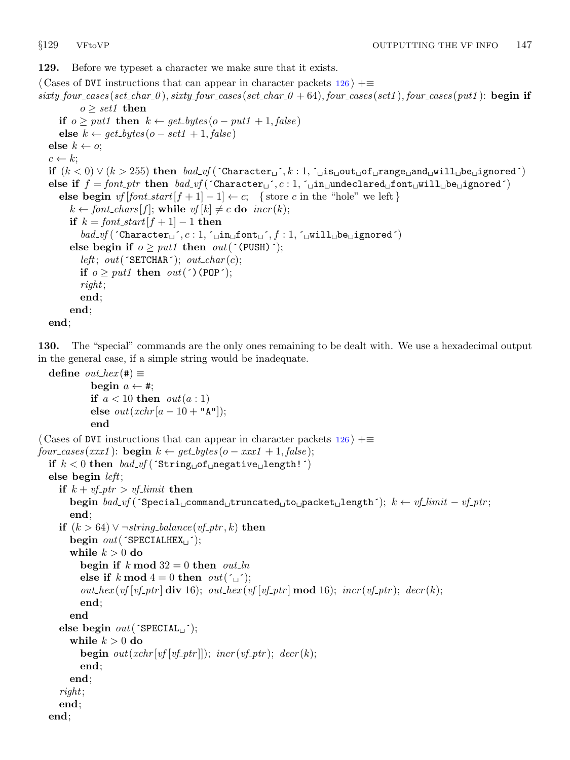**129.** Before we typeset a character we make sure that it exists.

⟨ Cases of DVI instructions that can appear in character packets 126 ⟩ +≡

```
sixty_four_cases(set_char_0), sixty_four_cases(set_char_0 + 64), four_cases(set1), four_cases(put1): begin if
        o ≥ set1 then
    if o ≥ put1 then k ← get_bytes(o − put1 + 1, false)
    else k ← get_bytes(o − set1 + 1, false)
  else k ← o;
  c ← k;
  if (k < 0) ∨ (k > 255) then bad_vf('Character␣', k : 1, '␣is␣out␣of␣range␣and␣will␣be␣ignored')
  else if f = font_ptr then bad_vf('Character␣', c : 1, '␣in␣undeclared␣font␣will␣be␣ignored')
    else begin vf[font_start[f + 1] − 1] ← c;   { store c in the "hole" we left }
      k ← font_chars[f]; while vf[k] ≠ c do incr(k);
      if k = font_start[f + 1] − 1 then
        bad_vf('Character␣', c : 1, '␣in␣font␣', f : 1, '␣will␣be␣ignored')
      else begin if o ≥ put1 then out('(PUSH)');
        left; out('SETCHAR'); out_char(c);
        if o ≥ put1 then out(')(POP');
        right;
        end;
      end;
  end;
```

**130.** The "special" commands are the only ones remaining to be dealt with. We use a hexadecimal output in the general case, if a simple string would be inadequate.

```
define out_hex(#) ≡
        begin a ← #;
        if a < 10 then out(a : 1)
        else out(xchr[a − 10 + "A"]);
        end
```

⟨ Cases of DVI instructions that can appear in character packets 126 ⟩ +≡

```
four_cases(xxx1): begin k ← get_bytes(o − xxx1 + 1, false);
  if k < 0 then bad_vf('String␣of␣negative␣length!')
  else begin left;
    if k + vf_ptr > vf_limit then
      begin bad_vf('Special␣command␣truncated␣to␣packet␣length'); k ← vf_limit − vf_ptr;
      end;
    if (k > 64) ∨ ¬string_balance(vf_ptr, k) then
      begin out('SPECIALHEX␣');
      while k > 0 do
        begin if k mod 32 = 0 then out_ln
        else if k mod 4 = 0 then out('␣');
        out_hex(vf[vf_ptr] div 16); out_hex(vf[vf_ptr] mod 16); incr(vf_ptr); decr(k);
        end;
      end
    else begin out('SPECIAL␣');
      while k > 0 do
        begin out(xchr[vf[vf_ptr]]); incr(vf_ptr); decr(k);
        end;
      end;
    right;
    end;
  end;
```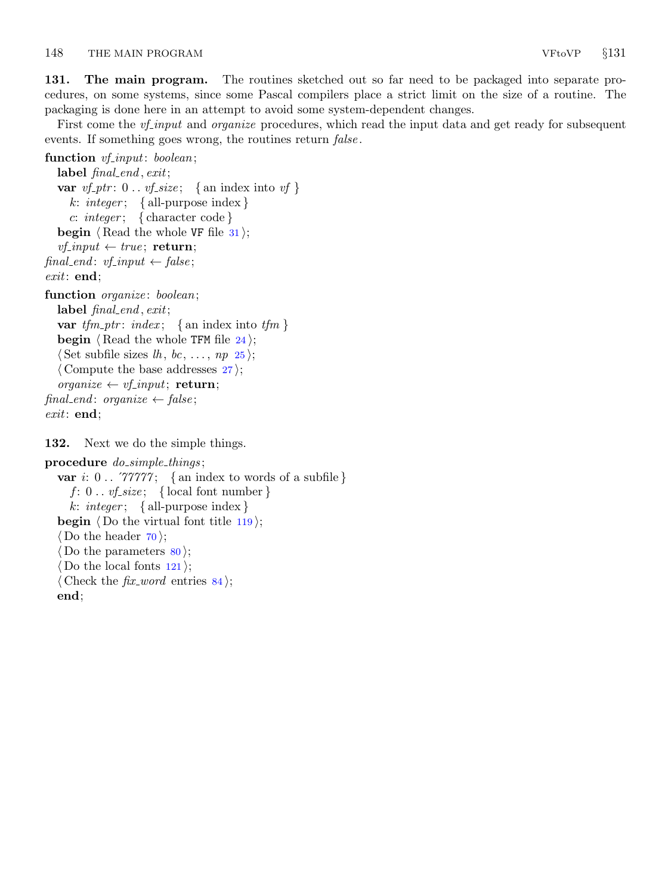**131. The main program.** The routines sketched out so far need to be packaged into separate procedures, on some systems, since some Pascal compilers place a strict limit on the size of a routine. The packaging is done here in an attempt to avoid some system-dependent changes.

First come the *vf_input* and *organize* procedures, which read the input data and get ready for subsequent events. If something goes wrong, the routines return *false*.

```
function vf_input: boolean;
  label final_end, exit;
  var vf_ptr: 0 .. vf_size;  { an index into vf }
    k: integer;  { all-purpose index }
    c: integer;  { character code }
  begin ⟨Read the whole VF file 31⟩;
  vf_input ← true; return;
final_end: vf_input ← false;
exit: end;

function organize: boolean;
  label final_end, exit;
  var tfm_ptr: index;  { an index into tfm }
  begin ⟨Read the whole TFM file 24⟩;
  ⟨Set subfile sizes lh, bc, ..., np 25⟩;
  ⟨Compute the base addresses 27⟩;
  organize ← vf_input; return;
final_end: organize ← false;
exit: end;
```

**132.** Next we do the simple things.

```
procedure do_simple_things;
  var i: 0 .. '77777;  { an index to words of a subfile }
    f: 0 .. vf_size;  { local font number }
    k: integer;  { all-purpose index }
  begin ⟨Do the virtual font title 119⟩;
  ⟨Do the header 70⟩;
  ⟨Do the parameters 80⟩;
  ⟨Do the local fonts 121⟩;
  ⟨Check the fix_word entries 84⟩;
  end;
```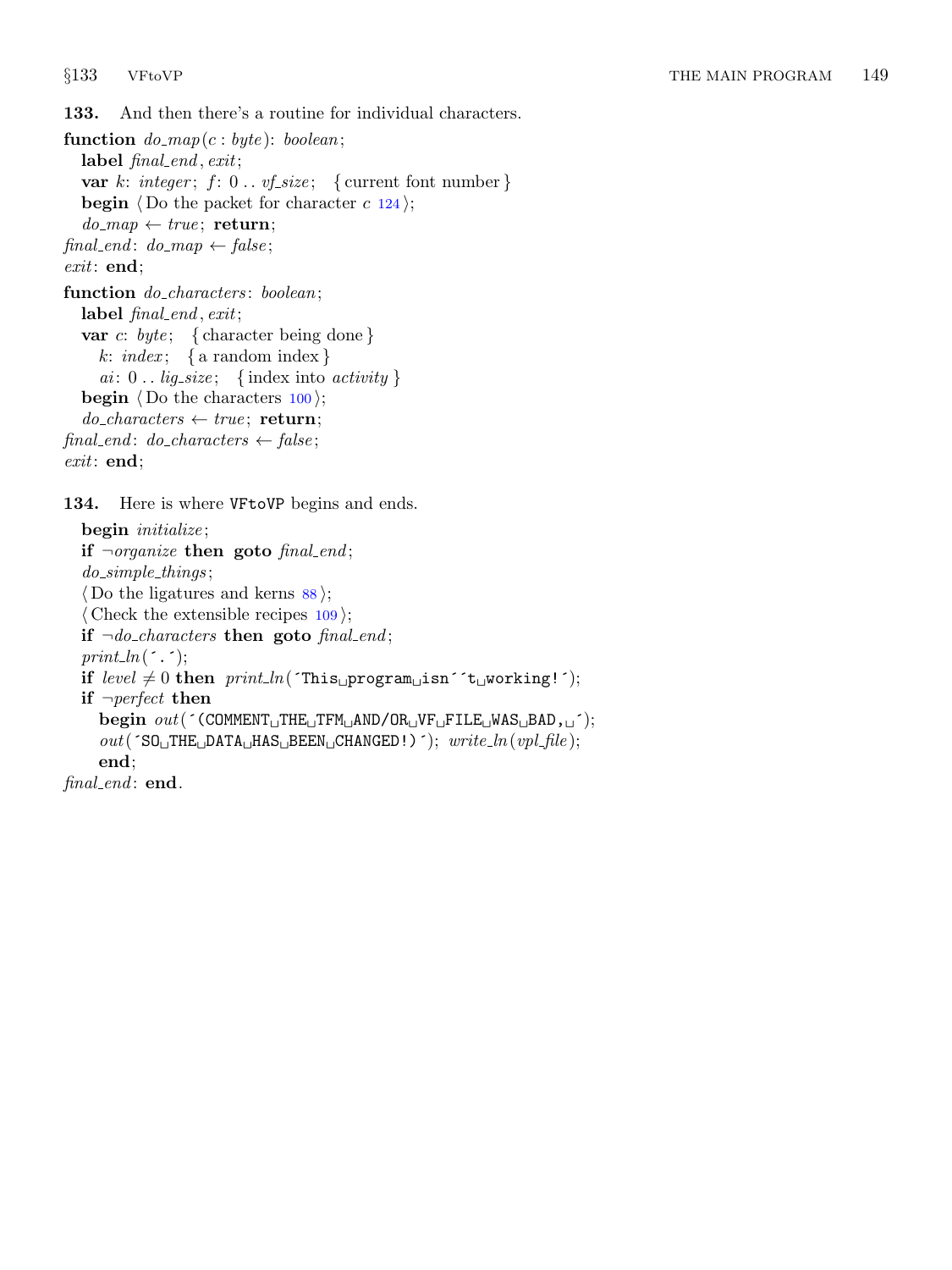**133.** And then there's a routine for individual characters.

```
function do_map(c : byte): boolean;
  label final_end, exit;
  var k: integer; f: 0 .. vf_size;   { current font number }
  begin ⟨ Do the packet for character c 124 ⟩;
  do_map ← true; return;
final_end: do_map ← false;
exit: end;

function do_characters: boolean;
  label final_end, exit;
  var c: byte;   { character being done }
    k: index;   { a random index }
    ai: 0 .. lig_size;   { index into activity }
  begin ⟨ Do the characters 100 ⟩;
  do_characters ← true; return;
final_end: do_characters ← false;
exit: end;
```

**134.** Here is where VFtoVP begins and ends.

```
begin initialize;
if ¬organize then goto final_end;
do_simple_things;
⟨ Do the ligatures and kerns 88 ⟩;
⟨ Check the extensible recipes 109 ⟩;
if ¬do_characters then goto final_end;
print_ln(´.´);
if level ≠ 0 then print_ln(´This program isn´´t working!´);
if ¬perfect then
  begin out(´(COMMENT THE TFM AND/OR VF FILE WAS BAD, ´);
  out(´SO THE DATA HAS BEEN CHANGED!)´); write_ln(vpl_file);
  end;
final_end: end.
```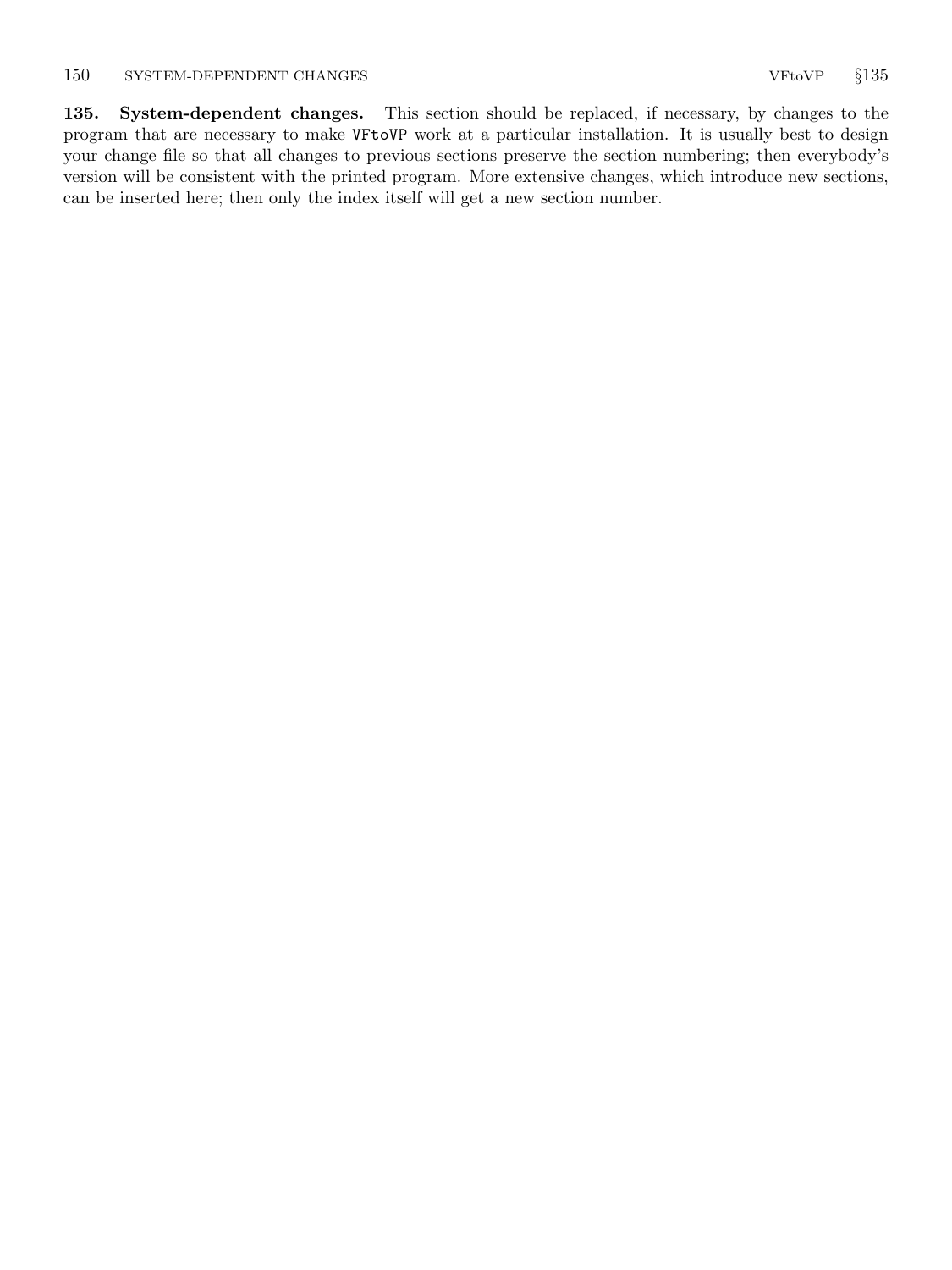**135. System-dependent changes.** This section should be replaced, if necessary, by changes to the program that are necessary to make `VFtoVP` work at a particular installation. It is usually best to design your change file so that all changes to previous sections preserve the section numbering; then everybody's version will be consistent with the printed program. More extensive changes, which introduce new sections, can be inserted here; then only the index itself will get a new section number.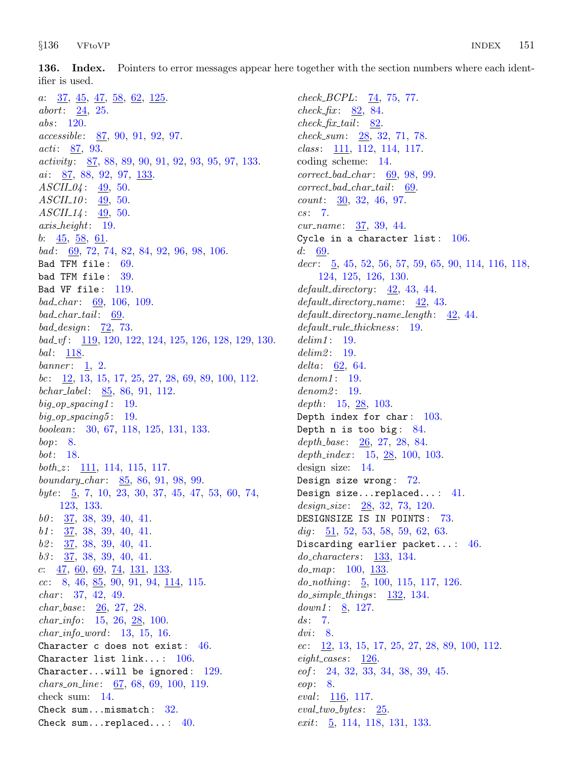**136. Index.** Pointers to error messages appear here together with the section numbers where each identifier is used.

*a*: 37, 45, 47, 58, 62, 125.
*abort*: 24, 25.
*abs*: 120.
*accessible*: 87, 90, 91, 92, 97.
*acti*: 87, 93.
*activity*: 87, 88, 89, 90, 91, 92, 93, 95, 97, 133.
*ai*: 87, 88, 92, 97, 133.
*ASCII_04*: 49, 50.
*ASCII_10*: 49, 50.
*ASCII_14*: 49, 50.
*axis_height*: 19.
*b*: 45, 58, 61.
*bad*: 69, 72, 74, 82, 84, 92, 96, 98, 106.
`Bad TFM file`: 69.
`bad TFM file`: 39.
`Bad VF file`: 119.
*bad_char*: 69, 106, 109.
*bad_char_tail*: 69.
*bad_design*: 72, 73.
*bad_vf*: 119, 120, 122, 124, 125, 126, 128, 129, 130.
*bal*: 118.
*banner*: 1, 2.
*bc*: 12, 13, 15, 17, 25, 27, 28, 69, 89, 100, 112.
*bchar_label*: 85, 86, 91, 112.
*big_op_spacing1*: 19.
*big_op_spacing5*: 19.
*boolean*: 30, 67, 118, 125, 131, 133.
*bop*: 8.
*bot*: 18.
*both_z*: 111, 114, 115, 117.
*boundary_char*: 85, 86, 91, 98, 99.
*byte*: 5, 7, 10, 23, 30, 37, 45, 47, 53, 60, 74, 123, 133.
*b0*: 37, 38, 39, 40, 41.
*b1*: 37, 38, 39, 40, 41.
*b2*: 37, 38, 39, 40, 41.
*b3*: 37, 38, 39, 40, 41.
*c*: 47, 60, 69, 74, 131, 133.
*cc*: 8, 46, 85, 90, 91, 94, 114, 115.
*char*: 37, 42, 49.
*char_base*: 26, 27, 28.
*char_info*: 15, 26, 28, 100.
*char_info_word*: 13, 15, 16.
`Character c does not exist`: 46.
`Character list link...`: 106.
`Character...will be ignored`: 129.
*chars_on_line*: 67, 68, 69, 100, 119.
check sum: 14.
`Check sum...mismatch`: 32.
`Check sum...replaced...`: 40.
*check_BCPL*: 74, 75, 77.
*check_fix*: 82, 84.
*check_fix_tail*: 82.
*check_sum*: 28, 32, 71, 78.
*class*: 111, 112, 114, 117.
coding scheme: 14.
*correct_bad_char*: 69, 98, 99.
*correct_bad_char_tail*: 69.
*count*: 30, 32, 46, 97.
*cs*: 7.
*cur_name*: 37, 39, 44.
`Cycle in a character list`: 106.
*d*: 69.
*decr*: 5, 45, 52, 56, 57, 59, 65, 90, 114, 116, 118, 124, 125, 126, 130.
*default_directory*: 42, 43, 44.
*default_directory_name*: 42, 43.
*default_directory_name_length*: 42, 44.
*default_rule_thickness*: 19.
*delim1*: 19.
*delim2*: 19.
*delta*: 62, 64.
*denom1*: 19.
*denom2*: 19.
*depth*: 15, 28, 103.
`Depth index for char`: 103.
`Depth n is too big`: 84.
*depth_base*: 26, 27, 28, 84.
*depth_index*: 15, 28, 100, 103.
design size: 14.
`Design size wrong`: 72.
`Design size...replaced...`: 41.
*design_size*: 28, 32, 73, 120.
`DESIGNSIZE IS IN POINTS`: 73.
*dig*: 51, 52, 53, 58, 59, 62, 63.
`Discarding earlier packet...`: 46.
*do_characters*: 133, 134.
*do_map*: 100, 133.
*do_nothing*: 5, 100, 115, 117, 126.
*do_simple_things*: 132, 134.
*down1*: 8, 127.
*ds*: 7.
*dvi*: 8.
*ec*: 12, 13, 15, 17, 25, 27, 28, 89, 100, 112.
*eight_cases*: 126.
*eof*: 24, 32, 33, 34, 38, 39, 45.
*eop*: 8.
*eval*: 116, 117.
*eval_two_bytes*: 25.
*exit*: 5, 114, 118, 131, 133.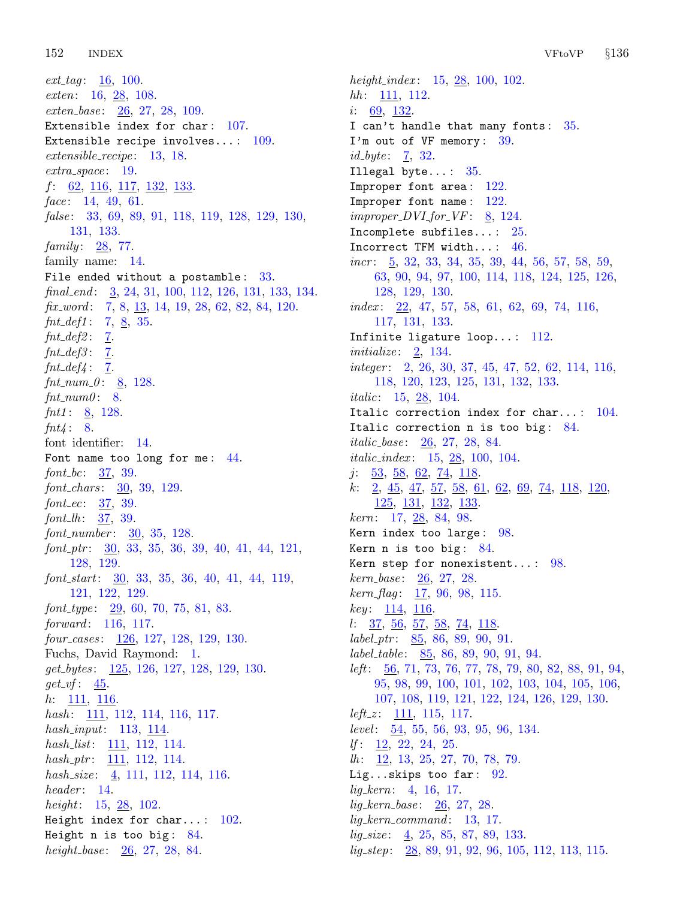*ext_tag*: 16, 100.
*exten*: 16, 28, 108.
*exten_base*: 26, 27, 28, 109.
`Extensible index for char`: 107.
`Extensible recipe involves...`: 109.
*extensible_recipe*: 13, 18.
*extra_space*: 19.
*f*: 62, 116, 117, 132, 133.
*face*: 14, 49, 61.
*false*: 33, 69, 89, 91, 118, 119, 128, 129, 130, 131, 133.
*family*: 28, 77.
family name: 14.
`File ended without a postamble`: 33.
*final_end*: 3, 24, 31, 100, 112, 126, 131, 133, 134.
*fix_word*: 7, 8, 13, 14, 19, 28, 62, 82, 84, 120.
*fnt_def1*: 7, 8, 35.
*fnt_def2*: 7.
*fnt_def3*: 7.
*fnt_def4*: 7.
*fnt_num_0*: 8, 128.
*fnt_num0*: 8.
*fnt1*: 8, 128.
*fnt4*: 8.
font identifier: 14.
`Font name too long for me`: 44.
*font_bc*: 37, 39.
*font_chars*: 30, 39, 129.
*font_ec*: 37, 39.
*font_lh*: 37, 39.
*font_number*: 30, 35, 128.
*font_ptr*: 30, 33, 35, 36, 39, 40, 41, 44, 121, 128, 129.
*font_start*: 30, 33, 35, 36, 40, 41, 44, 119, 121, 122, 129.
*font_type*: 29, 60, 70, 75, 81, 83.
*forward*: 116, 117.
*four_cases*: 126, 127, 128, 129, 130.
Fuchs, David Raymond: 1.
*get_bytes*: 125, 126, 127, 128, 129, 130.
*get_vf*: 45.
*h*: 111, 116.
*hash*: 111, 112, 114, 116, 117.
*hash_input*: 113, 114.
*hash_list*: 111, 112, 114.
*hash_ptr*: 111, 112, 114.
*hash_size*: 4, 111, 112, 114, 116.
*header*: 14.
*height*: 15, 28, 102.
`Height index for char...`: 102.
`Height n is too big`: 84.
*height_base*: 26, 27, 28, 84.
*height_index*: 15, 28, 100, 102.
*hh*: 111, 112.
*i*: 69, 132.
`I can't handle that many fonts`: 35.
`I'm out of VF memory`: 39.
*id_byte*: 7, 32.
`Illegal byte...`: 35.
`Improper font area`: 122.
`Improper font name`: 122.
*improper_DVI_for_VF*: 8, 124.
`Incomplete subfiles...`: 25.
`Incorrect TFM width...`: 46.
*incr*: 5, 32, 33, 34, 35, 39, 44, 56, 57, 58, 59, 63, 90, 94, 97, 100, 114, 118, 124, 125, 126, 128, 129, 130.
*index*: 22, 47, 57, 58, 61, 62, 69, 74, 116, 117, 131, 133.
`Infinite ligature loop...`: 112.
*initialize*: 2, 134.
*integer*: 2, 26, 30, 37, 45, 47, 52, 62, 114, 116, 118, 120, 123, 125, 131, 132, 133.
*italic*: 15, 28, 104.
`Italic correction index for char...`: 104.
`Italic correction n is too big`: 84.
*italic_base*: 26, 27, 28, 84.
*italic_index*: 15, 28, 100, 104.
*j*: 53, 58, 62, 74, 118.
*k*: 2, 45, 47, 57, 58, 61, 62, 69, 74, 118, 120, 125, 131, 132, 133.
*kern*: 17, 28, 84, 98.
`Kern index too large`: 98.
`Kern n is too big`: 84.
`Kern step for nonexistent...`: 98.
*kern_base*: 26, 27, 28.
*kern_flag*: 17, 96, 98, 115.
*key*: 114, 116.
*l*: 37, 56, 57, 58, 74, 118.
*label_ptr*: 85, 86, 89, 90, 91.
*label_table*: 85, 86, 89, 90, 91, 94.
*left*: 56, 71, 73, 76, 77, 78, 79, 80, 82, 88, 91, 94, 95, 98, 99, 100, 101, 102, 103, 104, 105, 106, 107, 108, 119, 121, 122, 124, 126, 129, 130.
*left_z*: 111, 115, 117.
*level*: 54, 55, 56, 93, 95, 96, 134.
*lf*: 12, 22, 24, 25.
*lh*: 12, 13, 25, 27, 70, 78, 79.
`Lig...skips too far`: 92.
*lig_kern*: 4, 16, 17.
*lig_kern_base*: 26, 27, 28.
*lig_kern_command*: 13, 17.
*lig_size*: 4, 25, 85, 87, 89, 133.
*lig_step*: 28, 89, 91, 92, 96, 105, 112, 113, 115.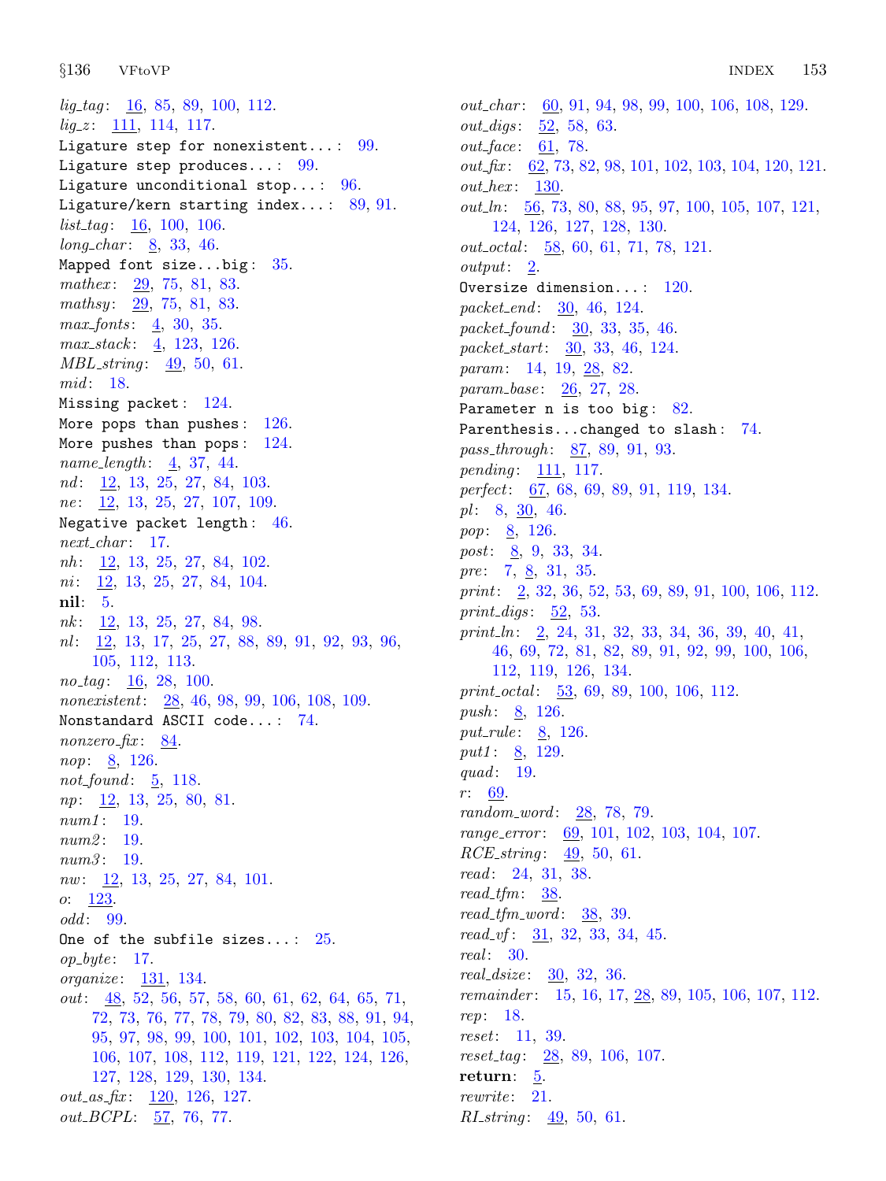*lig_tag*: 16, 85, 89, 100, 112.
*lig_z*: 111, 114, 117.
`Ligature step for nonexistent...`: 99.
`Ligature step produces...`: 99.
`Ligature unconditional stop...`: 96.
`Ligature/kern starting index...`: 89, 91.
*list_tag*: 16, 100, 106.
*long_char*: 8, 33, 46.
`Mapped font size...big`: 35.
*mathex*: 29, 75, 81, 83.
*mathsy*: 29, 75, 81, 83.
*max_fonts*: 4, 30, 35.
*max_stack*: 4, 123, 126.
*MBL_string*: 49, 50, 61.
*mid*: 18.
`Missing packet`: 124.
`More pops than pushes`: 126.
`More pushes than pops`: 124.
*name_length*: 4, 37, 44.
*nd*: 12, 13, 25, 27, 84, 103.
*ne*: 12, 13, 25, 27, 107, 109.
`Negative packet length`: 46.
*next_char*: 17.
*nh*: 12, 13, 25, 27, 84, 102.
*ni*: 12, 13, 25, 27, 84, 104.
**nil**: 5.
*nk*: 12, 13, 25, 27, 84, 98.
*nl*: 12, 13, 17, 25, 27, 88, 89, 91, 92, 93, 96, 105, 112, 113.
*no_tag*: 16, 28, 100.
*nonexistent*: 28, 46, 98, 99, 106, 108, 109.
`Nonstandard ASCII code...`: 74.
*nonzero_fix*: 84.
*nop*: 8, 126.
*not_found*: 5, 118.
*np*: 12, 13, 25, 80, 81.
*num1*: 19.
*num2*: 19.
*num3*: 19.
*nw*: 12, 13, 25, 27, 84, 101.
*o*: 123.
*odd*: 99.
`One of the subfile sizes...`: 25.
*op_byte*: 17.
*organize*: 131, 134.
*out*: 48, 52, 56, 57, 58, 60, 61, 62, 64, 65, 71, 72, 73, 76, 77, 78, 79, 80, 82, 83, 88, 91, 94, 95, 97, 98, 99, 100, 101, 102, 103, 104, 105, 106, 107, 108, 112, 119, 121, 122, 124, 126, 127, 128, 129, 130, 134.
*out_as_fix*: 120, 126, 127.
*out_BCPL*: 57, 76, 77.
*out_char*: 60, 91, 94, 98, 99, 100, 106, 108, 129.
*out_digs*: 52, 58, 63.
*out_face*: 61, 78.
*out_fix*: 62, 73, 82, 98, 101, 102, 103, 104, 120, 121.
*out_hex*: 130.
*out_ln*: 56, 73, 80, 88, 95, 97, 100, 105, 107, 121, 124, 126, 127, 128, 130.
*out_octal*: 58, 60, 61, 71, 78, 121.
*output*: 2.
`Oversize dimension...`: 120.
*packet_end*: 30, 46, 124.
*packet_found*: 30, 33, 35, 46.
*packet_start*: 30, 33, 46, 124.
*param*: 14, 19, 28, 82.
*param_base*: 26, 27, 28.
`Parameter n is too big`: 82.
`Parenthesis...changed to slash`: 74.
*pass_through*: 87, 89, 91, 93.
*pending*: 111, 117.
*perfect*: 67, 68, 69, 89, 91, 119, 134.
*pl*: 8, 30, 46.
*pop*: 8, 126.
*post*: 8, 9, 33, 34.
*pre*: 7, 8, 31, 35.
*print*: 2, 32, 36, 52, 53, 69, 89, 91, 100, 106, 112.
*print_digs*: 52, 53.
*print_ln*: 2, 24, 31, 32, 33, 34, 36, 39, 40, 41, 46, 69, 72, 81, 82, 89, 91, 92, 99, 100, 106, 112, 119, 126, 134.
*print_octal*: 53, 69, 89, 100, 106, 112.
*push*: 8, 126.
*put_rule*: 8, 126.
*put1*: 8, 129.
*quad*: 19.
*r*: 69.
*random_word*: 28, 78, 79.
*range_error*: 69, 101, 102, 103, 104, 107.
*RCE_string*: 49, 50, 61.
*read*: 24, 31, 38.
*read_tfm*: 38.
*read_tfm_word*: 38, 39.
*read_vf*: 31, 32, 33, 34, 45.
*real*: 30.
*real_dsize*: 30, 32, 36.
*remainder*: 15, 16, 17, 28, 89, 105, 106, 107, 112.
*rep*: 18.
*reset*: 11, 39.
*reset_tag*: 28, 89, 106, 107.
**return**: 5.
*rewrite*: 21.
*RI_string*: 49, 50, 61.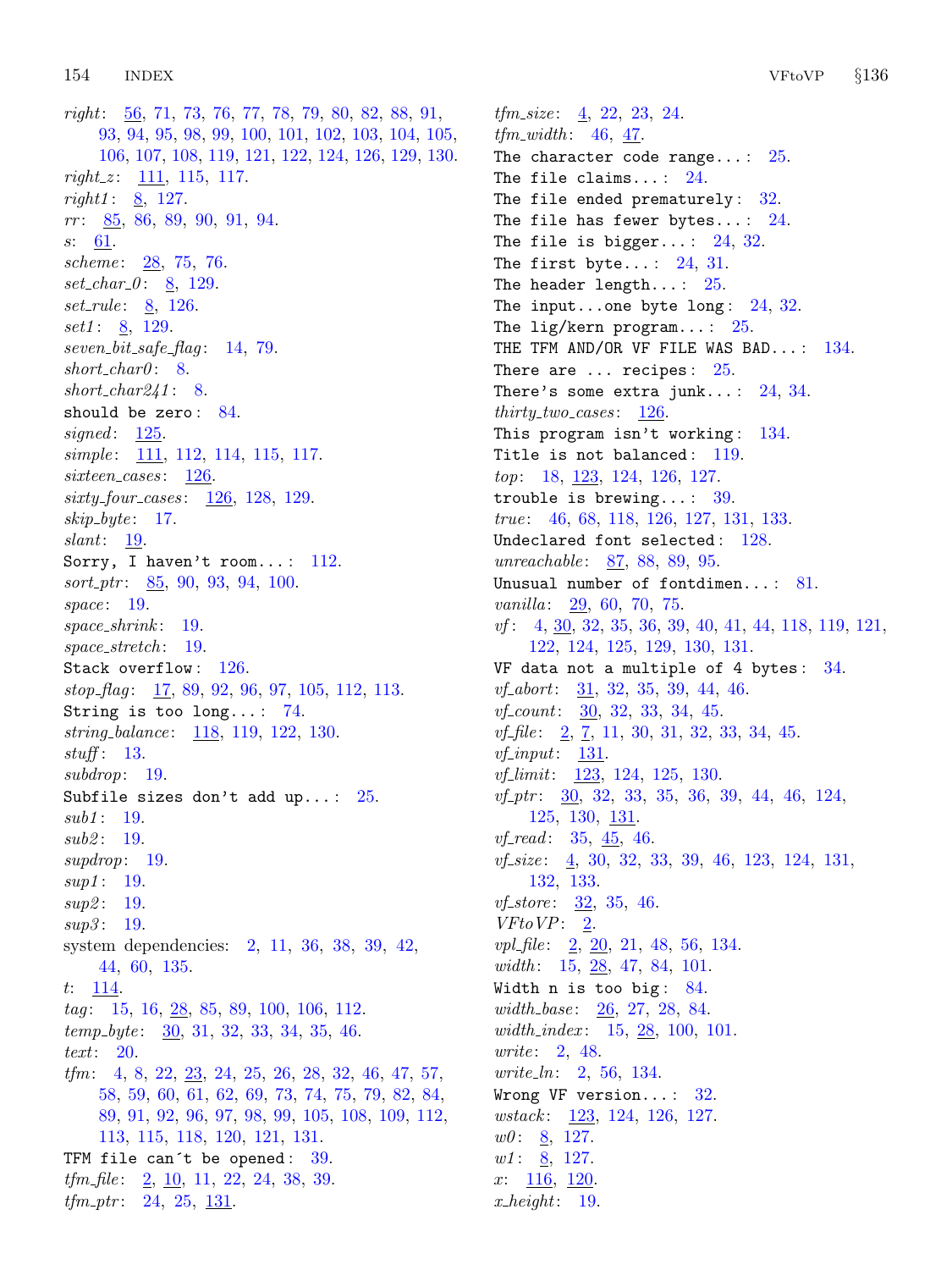*right*: 56, 71, 73, 76, 77, 78, 79, 80, 82, 88, 91, 93, 94, 95, 98, 99, 100, 101, 102, 103, 104, 105, 106, 107, 108, 119, 121, 122, 124, 126, 129, 130.
*right_z*: 111, 115, 117.
*right1*: 8, 127.
*rr*: 85, 86, 89, 90, 91, 94.
*s*: 61.
*scheme*: 28, 75, 76.
*set_char_0*: 8, 129.
*set_rule*: 8, 126.
*set1*: 8, 129.
*seven_bit_safe_flag*: 14, 79.
*short_char0*: 8.
*short_char241*: 8.
`should be zero`: 84.
*signed*: 125.
*simple*: 111, 112, 114, 115, 117.
*sixteen_cases*: 126.
*sixty_four_cases*: 126, 128, 129.
*skip_byte*: 17.
*slant*: 19.
`Sorry, I haven't room...`: 112.
*sort_ptr*: 85, 90, 93, 94, 100.
*space*: 19.
*space_shrink*: 19.
*space_stretch*: 19.
`Stack overflow`: 126.
*stop_flag*: 17, 89, 92, 96, 97, 105, 112, 113.
`String is too long...`: 74.
*string_balance*: 118, 119, 122, 130.
*stuff*: 13.
*subdrop*: 19.
`Subfile sizes don't add up...`: 25.
*sub1*: 19.
*sub2*: 19.
*supdrop*: 19.
*sup1*: 19.
*sup2*: 19.
*sup3*: 19.
system dependencies: 2, 11, 36, 38, 39, 42, 44, 60, 135.
*t*: 114.
*tag*: 15, 16, 28, 85, 89, 100, 106, 112.
*temp_byte*: 30, 31, 32, 33, 34, 35, 46.
*text*: 20.
*tfm*: 4, 8, 22, 23, 24, 25, 26, 28, 32, 46, 47, 57, 58, 59, 60, 61, 62, 69, 73, 74, 75, 79, 82, 84, 89, 91, 92, 96, 97, 98, 99, 105, 108, 109, 112, 113, 115, 118, 120, 121, 131.
`TFM file can't be opened`: 39.
*tfm_file*: 2, 10, 11, 22, 24, 38, 39.
*tfm_ptr*: 24, 25, 131.
*tfm_size*: 4, 22, 23, 24.
*tfm_width*: 46, 47.
`The character code range...`: 25.
`The file claims...`: 24.
`The file ended prematurely`: 32.
`The file has fewer bytes...`: 24.
`The file is bigger...`: 24, 32.
`The first byte...`: 24, 31.
`The header length...`: 25.
`The input...one byte long`: 24, 32.
`The lig/kern program...`: 25.
`THE TFM AND/OR VF FILE WAS BAD...`: 134.
`There are ... recipes`: 25.
`There's some extra junk...`: 24, 34.
*thirty_two_cases*: 126.
`This program isn't working`: 134.
`Title is not balanced`: 119.
*top*: 18, 123, 124, 126, 127.
`trouble is brewing...`: 39.
*true*: 46, 68, 118, 126, 127, 131, 133.
`Undeclared font selected`: 128.
*unreachable*: 87, 88, 89, 95.
`Unusual number of fontdimen...`: 81.
*vanilla*: 29, 60, 70, 75.
*vf*: 4, 30, 32, 35, 36, 39, 40, 41, 44, 118, 119, 121, 122, 124, 125, 129, 130, 131.
`VF data not a multiple of 4 bytes`: 34.
*vf_abort*: 31, 32, 35, 39, 44, 46.
*vf_count*: 30, 32, 33, 34, 45.
*vf_file*: 2, 7, 11, 30, 31, 32, 33, 34, 45.
*vf_input*: 131.
*vf_limit*: 123, 124, 125, 130.
*vf_ptr*: 30, 32, 33, 35, 36, 39, 44, 46, 124, 125, 130, 131.
*vf_read*: 35, 45, 46.
*vf_size*: 4, 30, 32, 33, 39, 46, 123, 124, 131, 132, 133.
*vf_store*: 32, 35, 46.
*VFtoVP*: 2.
*vpl_file*: 2, 20, 21, 48, 56, 134.
*width*: 15, 28, 47, 84, 101.
`Width n is too big`: 84.
*width_base*: 26, 27, 28, 84.
*width_index*: 15, 28, 100, 101.
*write*: 2, 48.
*write_ln*: 2, 56, 134.
`Wrong VF version...`: 32.
*wstack*: 123, 124, 126, 127.
*w0*: 8, 127.
*w1*: 8, 127.
*x*: 116, 120.
*x_height*: 19.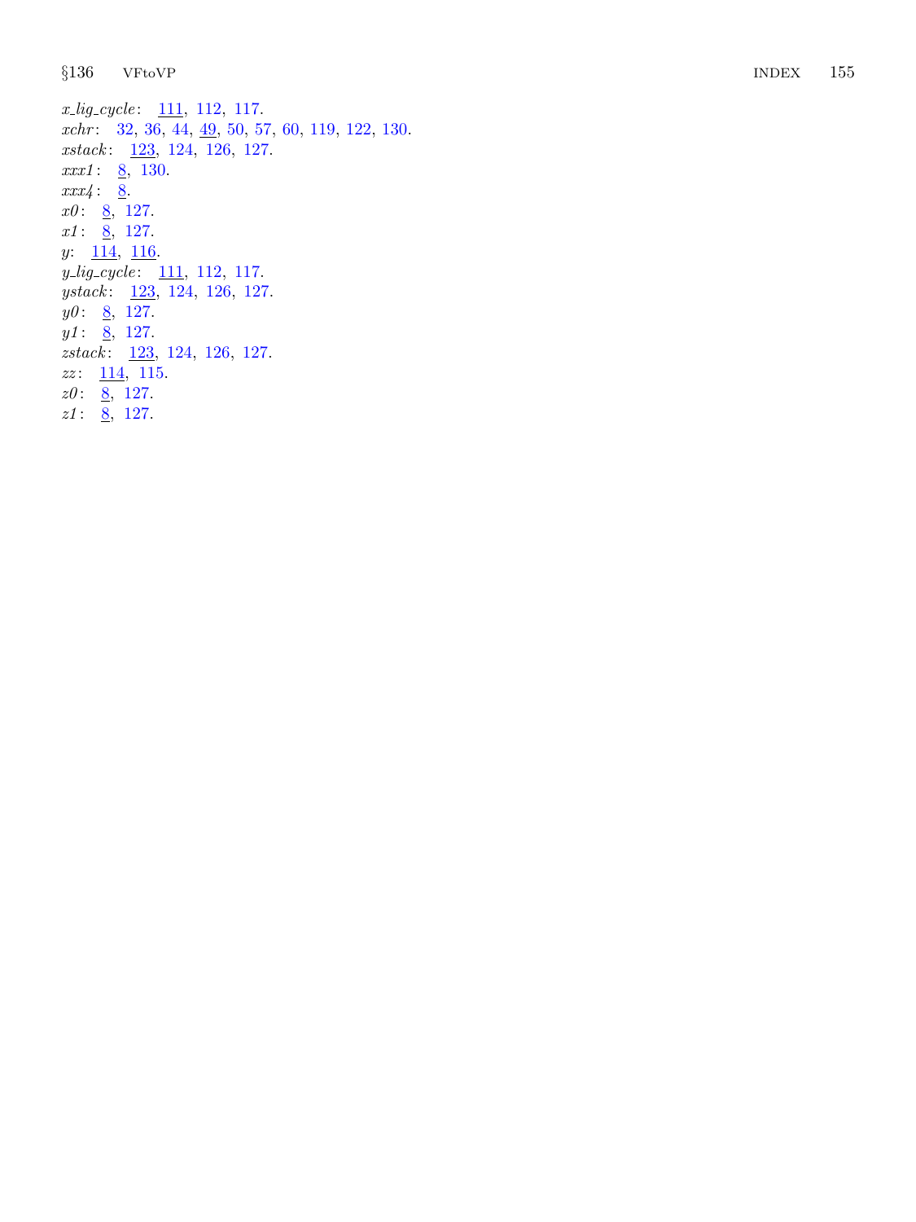*x_lig_cycle*: 111, 112, 117.
*xchr*: 32, 36, 44, 49, 50, 57, 60, 119, 122, 130.
*xstack*: 123, 124, 126, 127.
*xxx1*: 8, 130.
*xxx4*: 8.
*x0*: 8, 127.
*x1*: 8, 127.
*y*: 114, 116.
*y_lig_cycle*: 111, 112, 117.
*ystack*: 123, 124, 126, 127.
*y0*: 8, 127.
*y1*: 8, 127.
*zstack*: 123, 124, 126, 127.
*zz*: 114, 115.
*z0*: 8, 127.
*z1*: 8, 127.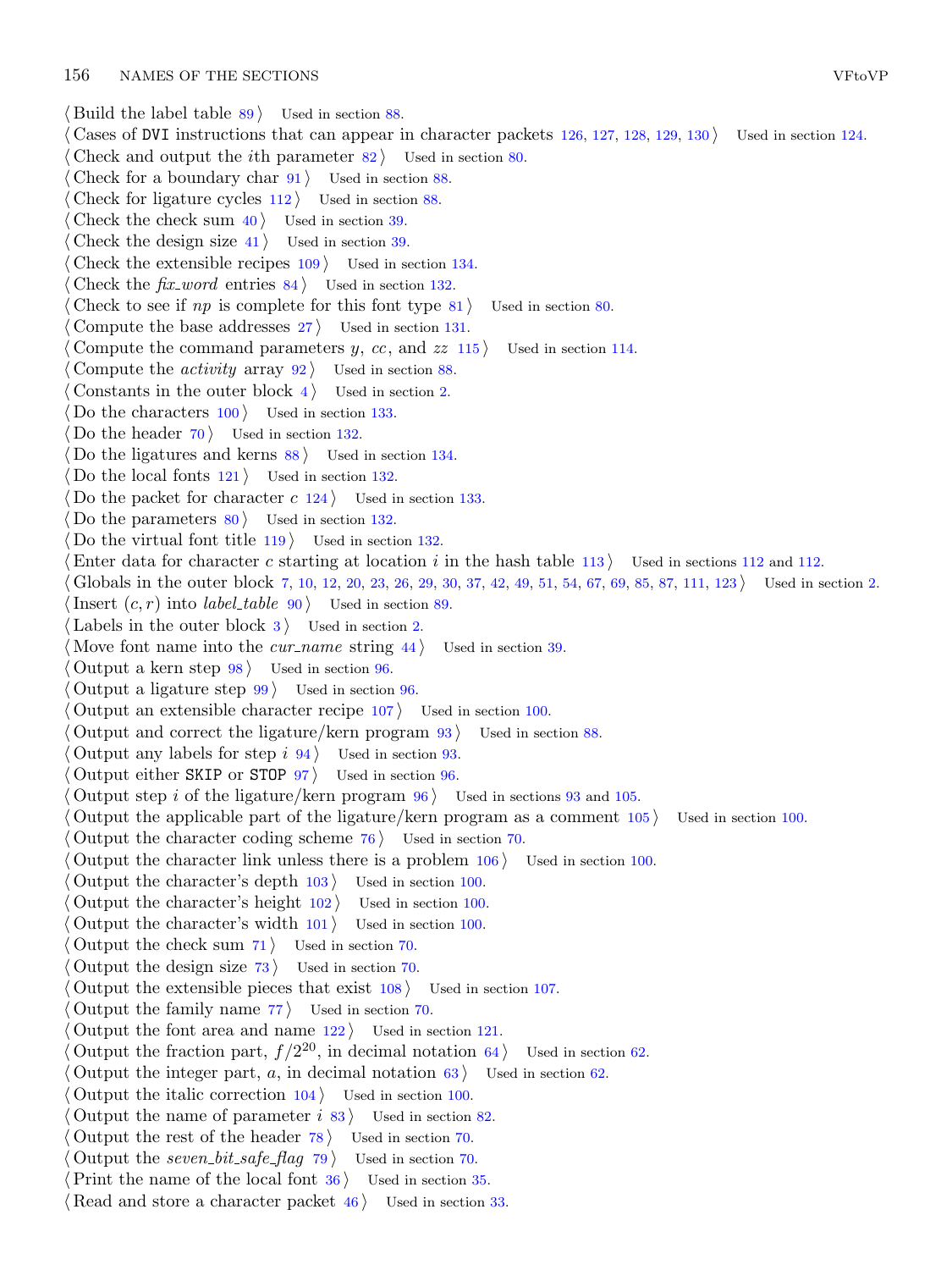⟨ Build the label table 89 ⟩ Used in section 88.
⟨ Cases of DVI instructions that can appear in character packets 126, 127, 128, 129, 130 ⟩ Used in section 124.
⟨ Check and output the $i$th parameter 82 ⟩ Used in section 80.
⟨ Check for a boundary char 91 ⟩ Used in section 88.
⟨ Check for ligature cycles 112 ⟩ Used in section 88.
⟨ Check the check sum 40 ⟩ Used in section 39.
⟨ Check the design size 41 ⟩ Used in section 39.
⟨ Check the extensible recipes 109 ⟩ Used in section 134.
⟨ Check the *fix_word* entries 84 ⟩ Used in section 132.
⟨ Check to see if *np* is complete for this font type 81 ⟩ Used in section 80.
⟨ Compute the base addresses 27 ⟩ Used in section 131.
⟨ Compute the command parameters $y$, $cc$, and $zz$ 115 ⟩ Used in section 114.
⟨ Compute the *activity* array 92 ⟩ Used in section 88.
⟨ Constants in the outer block 4 ⟩ Used in section 2.
⟨ Do the characters 100 ⟩ Used in section 133.
⟨ Do the header 70 ⟩ Used in section 132.
⟨ Do the ligatures and kerns 88 ⟩ Used in section 134.
⟨ Do the local fonts 121 ⟩ Used in section 132.
⟨ Do the packet for character $c$ 124 ⟩ Used in section 133.
⟨ Do the parameters 80 ⟩ Used in section 132.
⟨ Do the virtual font title 119 ⟩ Used in section 132.
⟨ Enter data for character $c$ starting at location $i$ in the hash table 113 ⟩ Used in sections 112 and 112.
⟨ Globals in the outer block 7, 10, 12, 20, 23, 26, 29, 30, 37, 42, 49, 51, 54, 67, 69, 85, 87, 111, 123 ⟩ Used in section 2.
⟨ Insert $(c, r)$ into *label_table* 90 ⟩ Used in section 89.
⟨ Labels in the outer block 3 ⟩ Used in section 2.
⟨ Move font name into the *cur_name* string 44 ⟩ Used in section 39.
⟨ Output a kern step 98 ⟩ Used in section 96.
⟨ Output a ligature step 99 ⟩ Used in section 96.
⟨ Output an extensible character recipe 107 ⟩ Used in section 100.
⟨ Output and correct the ligature/kern program 93 ⟩ Used in section 88.
⟨ Output any labels for step $i$ 94 ⟩ Used in section 93.
⟨ Output either SKIP or STOP 97 ⟩ Used in section 96.
⟨ Output step $i$ of the ligature/kern program 96 ⟩ Used in sections 93 and 105.
⟨ Output the applicable part of the ligature/kern program as a comment 105 ⟩ Used in section 100.
⟨ Output the character coding scheme 76 ⟩ Used in section 70.
⟨ Output the character link unless there is a problem 106 ⟩ Used in section 100.
⟨ Output the character's depth 103 ⟩ Used in section 100.
⟨ Output the character's height 102 ⟩ Used in section 100.
⟨ Output the character's width 101 ⟩ Used in section 100.
⟨ Output the check sum 71 ⟩ Used in section 70.
⟨ Output the design size 73 ⟩ Used in section 70.
⟨ Output the extensible pieces that exist 108 ⟩ Used in section 107.
⟨ Output the family name 77 ⟩ Used in section 70.
⟨ Output the font area and name 122 ⟩ Used in section 121.
⟨ Output the fraction part, $f/2^{20}$, in decimal notation 64 ⟩ Used in section 62.
⟨ Output the integer part, $a$, in decimal notation 63 ⟩ Used in section 62.
⟨ Output the italic correction 104 ⟩ Used in section 100.
⟨ Output the name of parameter $i$ 83 ⟩ Used in section 82.
⟨ Output the rest of the header 78 ⟩ Used in section 70.
⟨ Output the *seven_bit_safe_flag* 79 ⟩ Used in section 70.
⟨ Print the name of the local font 36 ⟩ Used in section 35.
⟨ Read and store a character packet 46 ⟩ Used in section 33.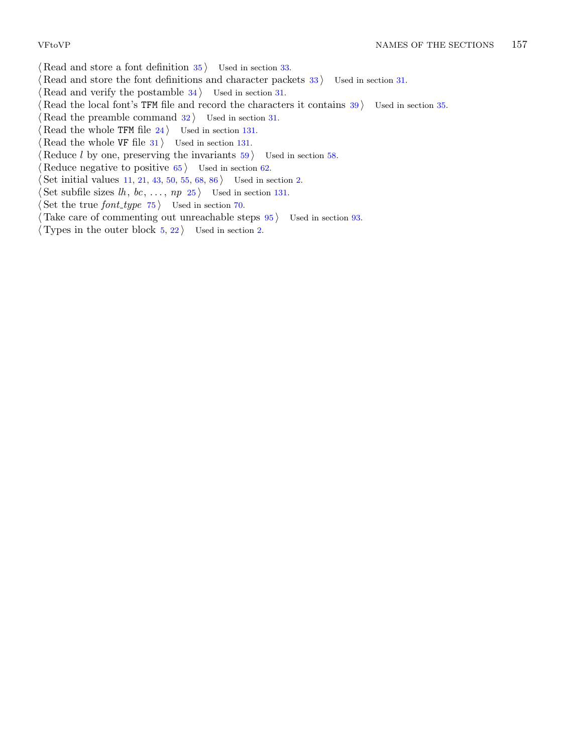⟨ Read and store a font definition 35 ⟩ Used in section 33.
⟨ Read and store the font definitions and character packets 33 ⟩ Used in section 31.
⟨ Read and verify the postamble 34 ⟩ Used in section 31.
⟨ Read the local font's TFM file and record the characters it contains 39 ⟩ Used in section 35.
⟨ Read the preamble command 32 ⟩ Used in section 31.
⟨ Read the whole TFM file 24 ⟩ Used in section 131.
⟨ Read the whole VF file 31 ⟩ Used in section 131.
⟨ Reduce $l$ by one, preserving the invariants 59 ⟩ Used in section 58.
⟨ Reduce negative to positive 65 ⟩ Used in section 62.
⟨ Set initial values 11, 21, 43, 50, 55, 68, 86 ⟩ Used in section 2.
⟨ Set subfile sizes $lh$, $bc$, ..., $np$ 25 ⟩ Used in section 131.
⟨ Set the true *font_type* 75 ⟩ Used in section 70.
⟨ Take care of commenting out unreachable steps 95 ⟩ Used in section 93.
⟨ Types in the outer block 5, 22 ⟩ Used in section 2.